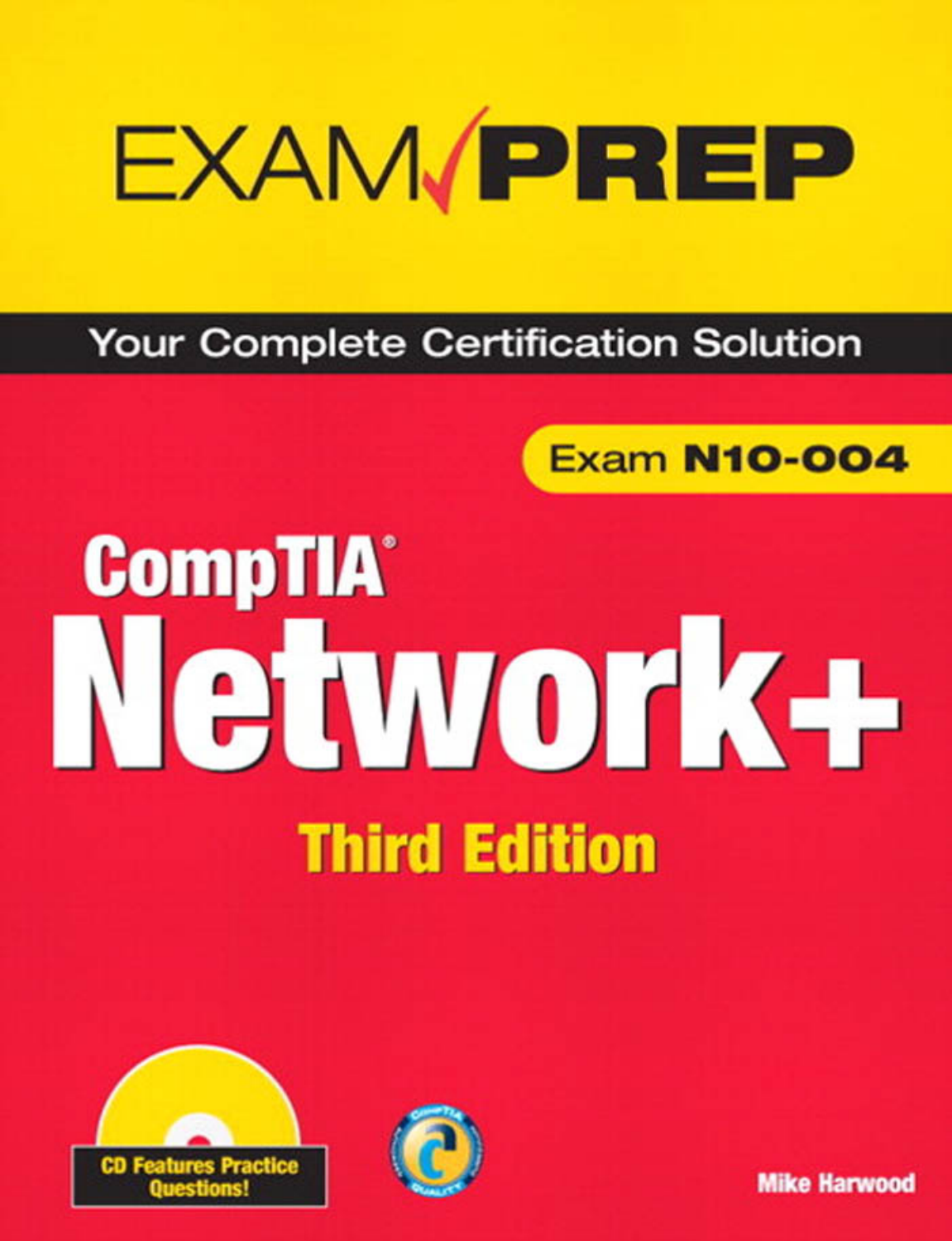# EXAM PREP

Your Complete Certification Solution

Exam **N10-004**

# CompTIA® Network+

## Third Edition

CD Features Practice Questions!

Mike Harwood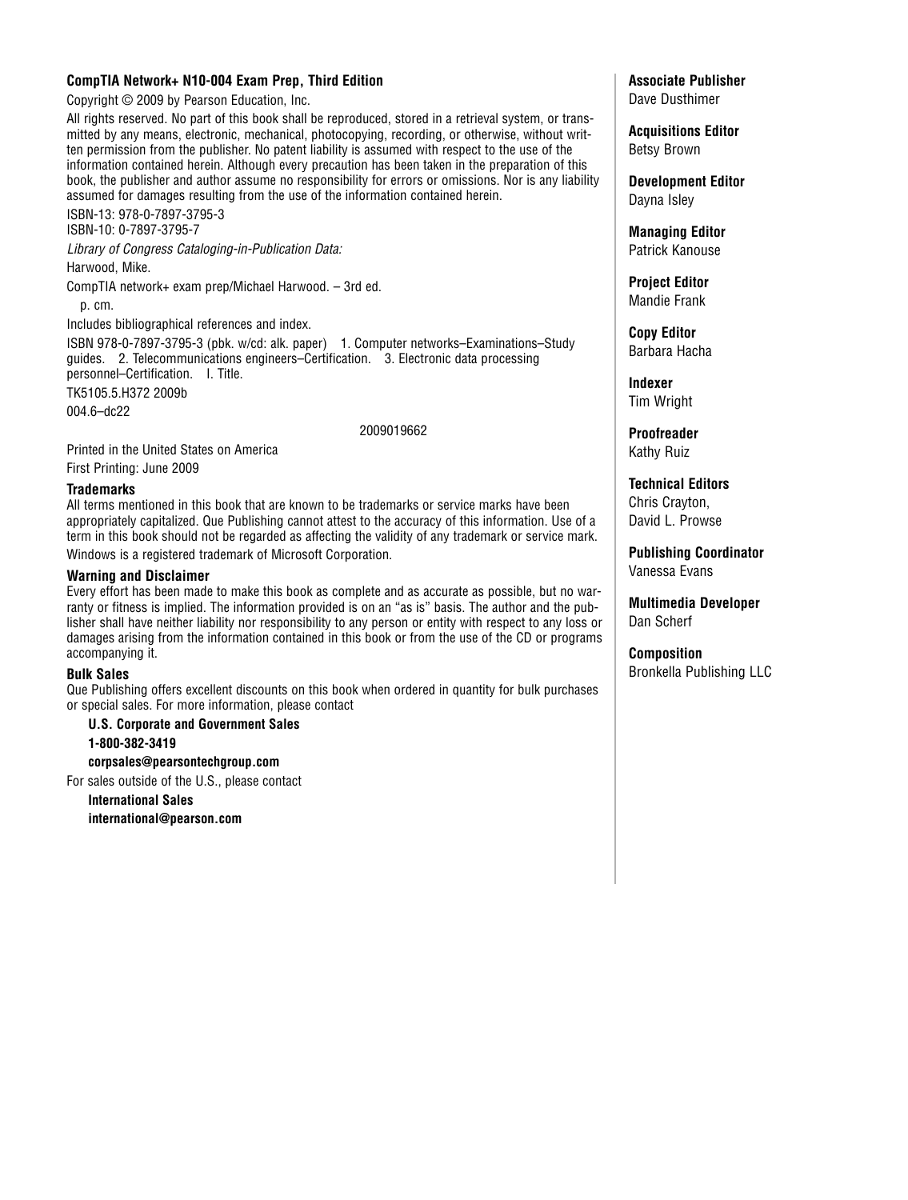**CompTIA Network+ N10-004 Exam Prep, Third Edition**

Copyright © 2009 by Pearson Education, Inc.

All rights reserved. No part of this book shall be reproduced, stored in a retrieval system, or transmitted by any means, electronic, mechanical, photocopying, recording, or otherwise, without written permission from the publisher. No patent liability is assumed with respect to the use of the information contained herein. Although every precaution has been taken in the preparation of this book, the publisher and author assume no responsibility for errors or omissions. Nor is any liability assumed for damages resulting from the use of the information contained herein.

ISBN-13: 978-0-7897-3795-3
ISBN-10: 0-7897-3795-7

*Library of Congress Cataloging-in-Publication Data:*

Harwood, Mike.

CompTIA network+ exam prep/Michael Harwood. – 3rd ed.

p. cm.

Includes bibliographical references and index.

ISBN 978-0-7897-3795-3 (pbk. w/cd: alk. paper) 1. Computer networks–Examinations–Study guides. 2. Telecommunications engineers–Certification. 3. Electronic data processing personnel–Certification. I. Title.

TK5105.5.H372 2009b

004.6–dc22

2009019662

Printed in the United States on America

First Printing: June 2009

**Trademarks**

All terms mentioned in this book that are known to be trademarks or service marks have been appropriately capitalized. Que Publishing cannot attest to the accuracy of this information. Use of a term in this book should not be regarded as affecting the validity of any trademark or service mark.

Windows is a registered trademark of Microsoft Corporation.

**Warning and Disclaimer**

Every effort has been made to make this book as complete and as accurate as possible, but no warranty or fitness is implied. The information provided is on an "as is" basis. The author and the publisher shall have neither liability nor responsibility to any person or entity with respect to any loss or damages arising from the information contained in this book or from the use of the CD or programs accompanying it.

**Bulk Sales**

Que Publishing offers excellent discounts on this book when ordered in quantity for bulk purchases or special sales. For more information, please contact

**U.S. Corporate and Government Sales**
**1-800-382-3419**
**corpsales@pearsontechgroup.com**

For sales outside of the U.S., please contact

**International Sales**
**international@pearson.com**

**Associate Publisher**
Dave Dusthimer

**Acquisitions Editor**
Betsy Brown

**Development Editor**
Dayna Isley

**Managing Editor**
Patrick Kanouse

**Project Editor**
Mandie Frank

**Copy Editor**
Barbara Hacha

**Indexer**
Tim Wright

**Proofreader**
Kathy Ruiz

**Technical Editors**
Chris Crayton,
David L. Prowse

**Publishing Coordinator**
Vanessa Evans

**Multimedia Developer**
Dan Scherf

**Composition**
Bronkella Publishing LLC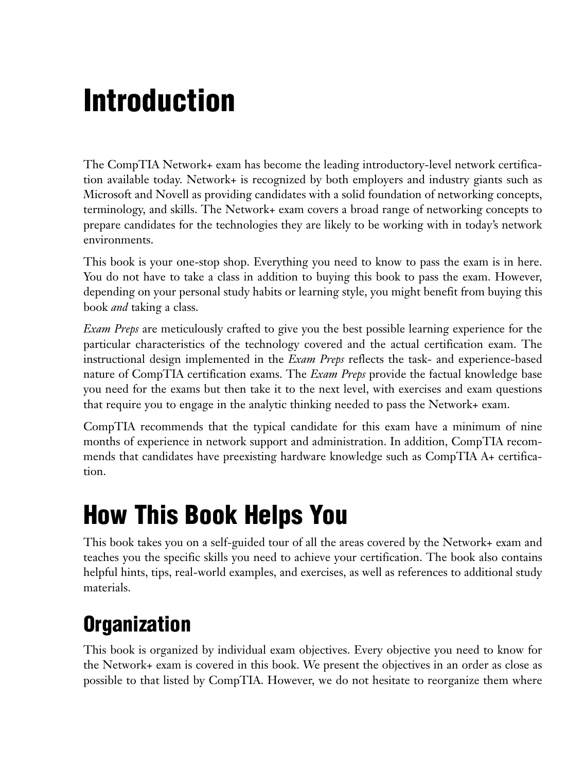# Introduction

The CompTIA Network+ exam has become the leading introductory-level network certification available today. Network+ is recognized by both employers and industry giants such as Microsoft and Novell as providing candidates with a solid foundation of networking concepts, terminology, and skills. The Network+ exam covers a broad range of networking concepts to prepare candidates for the technologies they are likely to be working with in today's network environments.

This book is your one-stop shop. Everything you need to know to pass the exam is in here. You do not have to take a class in addition to buying this book to pass the exam. However, depending on your personal study habits or learning style, you might benefit from buying this book *and* taking a class.

*Exam Preps* are meticulously crafted to give you the best possible learning experience for the particular characteristics of the technology covered and the actual certification exam. The instructional design implemented in the *Exam Preps* reflects the task- and experience-based nature of CompTIA certification exams. The *Exam Preps* provide the factual knowledge base you need for the exams but then take it to the next level, with exercises and exam questions that require you to engage in the analytic thinking needed to pass the Network+ exam.

CompTIA recommends that the typical candidate for this exam have a minimum of nine months of experience in network support and administration. In addition, CompTIA recommends that candidates have preexisting hardware knowledge such as CompTIA A+ certification.

# How This Book Helps You

This book takes you on a self-guided tour of all the areas covered by the Network+ exam and teaches you the specific skills you need to achieve your certification. The book also contains helpful hints, tips, real-world examples, and exercises, as well as references to additional study materials.

## Organization

This book is organized by individual exam objectives. Every objective you need to know for the Network+ exam is covered in this book. We present the objectives in an order as close as possible to that listed by CompTIA. However, we do not hesitate to reorganize them where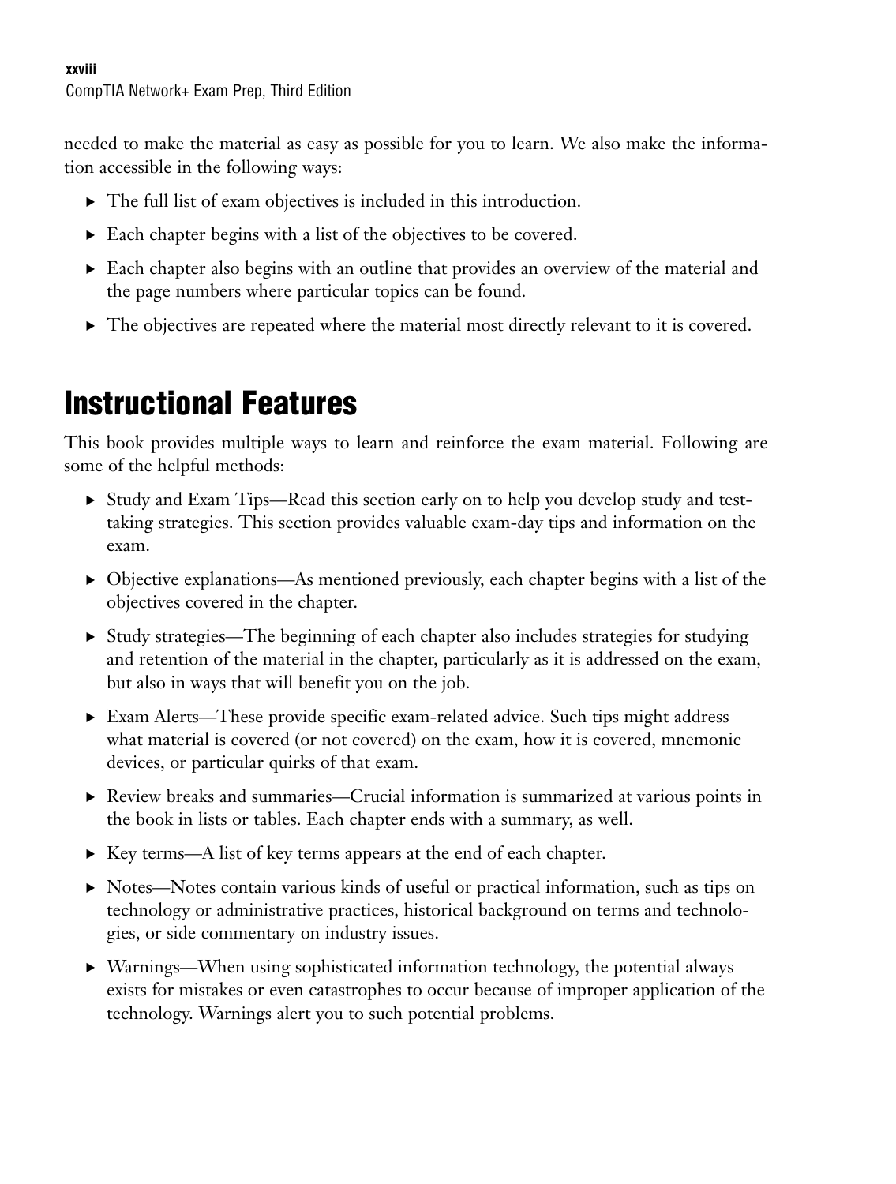needed to make the material as easy as possible for you to learn. We also make the information accessible in the following ways:

- The full list of exam objectives is included in this introduction.
- Each chapter begins with a list of the objectives to be covered.
- Each chapter also begins with an outline that provides an overview of the material and the page numbers where particular topics can be found.
- The objectives are repeated where the material most directly relevant to it is covered.

## Instructional Features

This book provides multiple ways to learn and reinforce the exam material. Following are some of the helpful methods:

- Study and Exam Tips—Read this section early on to help you develop study and test-taking strategies. This section provides valuable exam-day tips and information on the exam.
- Objective explanations—As mentioned previously, each chapter begins with a list of the objectives covered in the chapter.
- Study strategies—The beginning of each chapter also includes strategies for studying and retention of the material in the chapter, particularly as it is addressed on the exam, but also in ways that will benefit you on the job.
- Exam Alerts—These provide specific exam-related advice. Such tips might address what material is covered (or not covered) on the exam, how it is covered, mnemonic devices, or particular quirks of that exam.
- Review breaks and summaries—Crucial information is summarized at various points in the book in lists or tables. Each chapter ends with a summary, as well.
- Key terms—A list of key terms appears at the end of each chapter.
- Notes—Notes contain various kinds of useful or practical information, such as tips on technology or administrative practices, historical background on terms and technologies, or side commentary on industry issues.
- Warnings—When using sophisticated information technology, the potential always exists for mistakes or even catastrophes to occur because of improper application of the technology. Warnings alert you to such potential problems.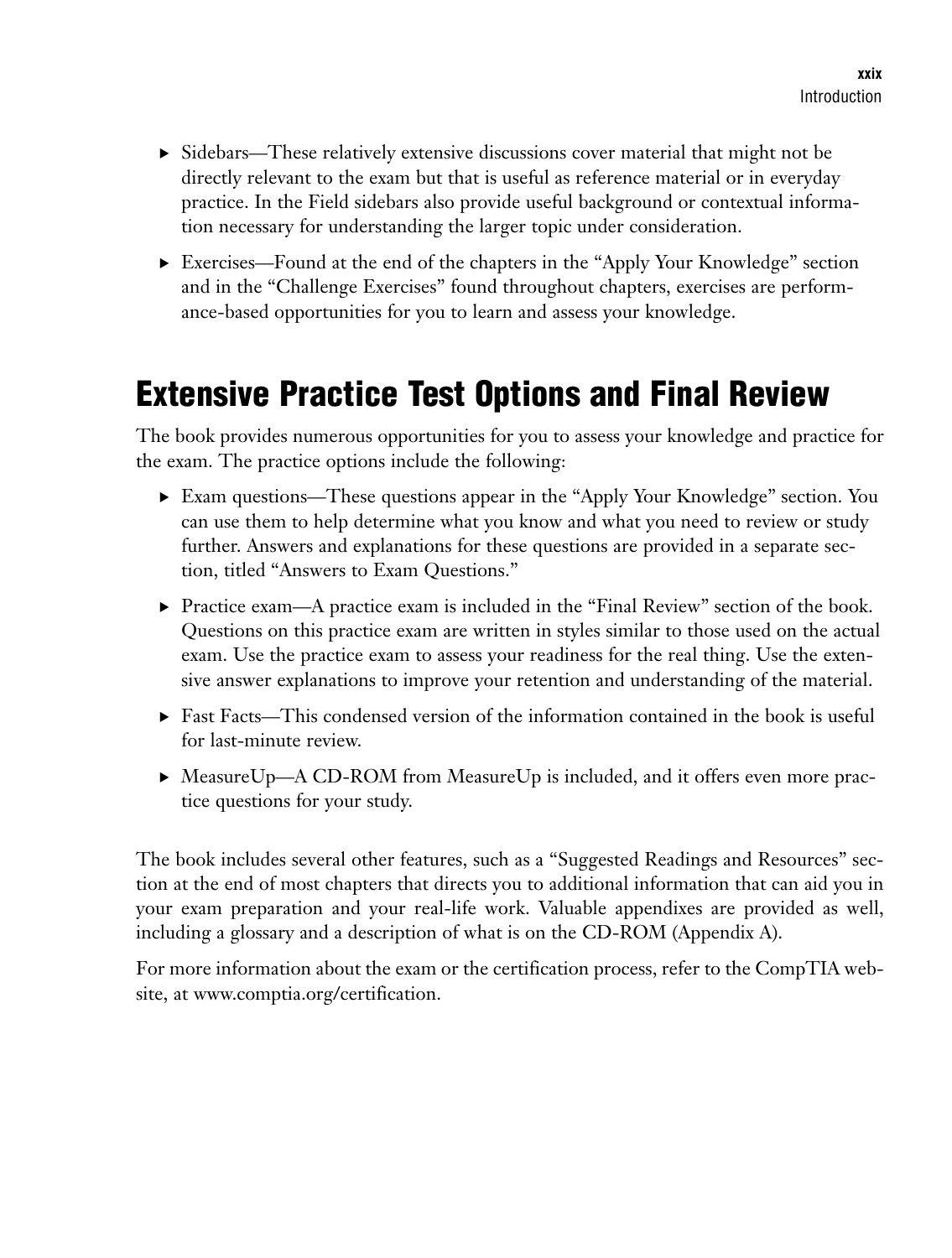- Sidebars—These relatively extensive discussions cover material that might not be directly relevant to the exam but that is useful as reference material or in everyday practice. In the Field sidebars also provide useful background or contextual information necessary for understanding the larger topic under consideration.
- Exercises—Found at the end of the chapters in the "Apply Your Knowledge" section and in the "Challenge Exercises" found throughout chapters, exercises are performance-based opportunities for you to learn and assess your knowledge.

## Extensive Practice Test Options and Final Review

The book provides numerous opportunities for you to assess your knowledge and practice for the exam. The practice options include the following:

- Exam questions—These questions appear in the "Apply Your Knowledge" section. You can use them to help determine what you know and what you need to review or study further. Answers and explanations for these questions are provided in a separate section, titled "Answers to Exam Questions."
- Practice exam—A practice exam is included in the "Final Review" section of the book. Questions on this practice exam are written in styles similar to those used on the actual exam. Use the practice exam to assess your readiness for the real thing. Use the extensive answer explanations to improve your retention and understanding of the material.
- Fast Facts—This condensed version of the information contained in the book is useful for last-minute review.
- MeasureUp—A CD-ROM from MeasureUp is included, and it offers even more practice questions for your study.

The book includes several other features, such as a "Suggested Readings and Resources" section at the end of most chapters that directs you to additional information that can aid you in your exam preparation and your real-life work. Valuable appendixes are provided as well, including a glossary and a description of what is on the CD-ROM (Appendix A).

For more information about the exam or the certification process, refer to the CompTIA website, at www.comptia.org/certification.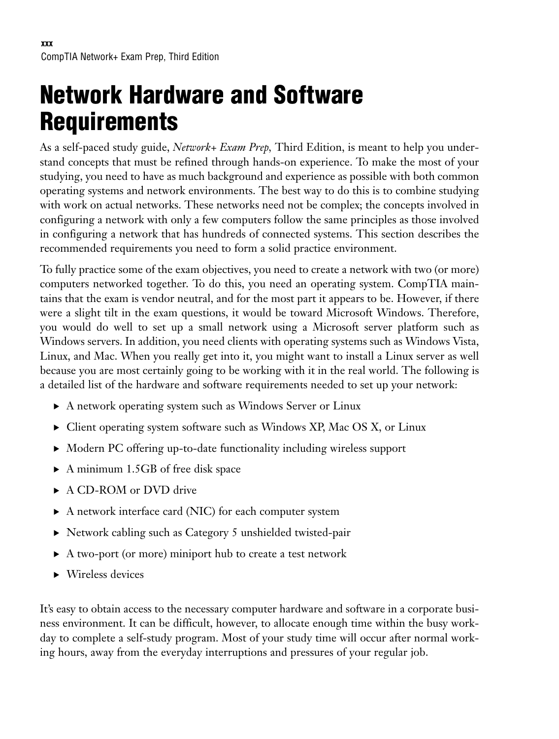# Network Hardware and Software Requirements

As a self-paced study guide, *Network+ Exam Prep*, Third Edition, is meant to help you understand concepts that must be refined through hands-on experience. To make the most of your studying, you need to have as much background and experience as possible with both common operating systems and network environments. The best way to do this is to combine studying with work on actual networks. These networks need not be complex; the concepts involved in configuring a network with only a few computers follow the same principles as those involved in configuring a network that has hundreds of connected systems. This section describes the recommended requirements you need to form a solid practice environment.

To fully practice some of the exam objectives, you need to create a network with two (or more) computers networked together. To do this, you need an operating system. CompTIA maintains that the exam is vendor neutral, and for the most part it appears to be. However, if there were a slight tilt in the exam questions, it would be toward Microsoft Windows. Therefore, you would do well to set up a small network using a Microsoft server platform such as Windows servers. In addition, you need clients with operating systems such as Windows Vista, Linux, and Mac. When you really get into it, you might want to install a Linux server as well because you are most certainly going to be working with it in the real world. The following is a detailed list of the hardware and software requirements needed to set up your network:

- A network operating system such as Windows Server or Linux
- Client operating system software such as Windows XP, Mac OS X, or Linux
- Modern PC offering up-to-date functionality including wireless support
- A minimum 1.5GB of free disk space
- A CD-ROM or DVD drive
- A network interface card (NIC) for each computer system
- Network cabling such as Category 5 unshielded twisted-pair
- A two-port (or more) miniport hub to create a test network
- Wireless devices

It's easy to obtain access to the necessary computer hardware and software in a corporate business environment. It can be difficult, however, to allocate enough time within the busy workday to complete a self-study program. Most of your study time will occur after normal working hours, away from the everyday interruptions and pressures of your regular job.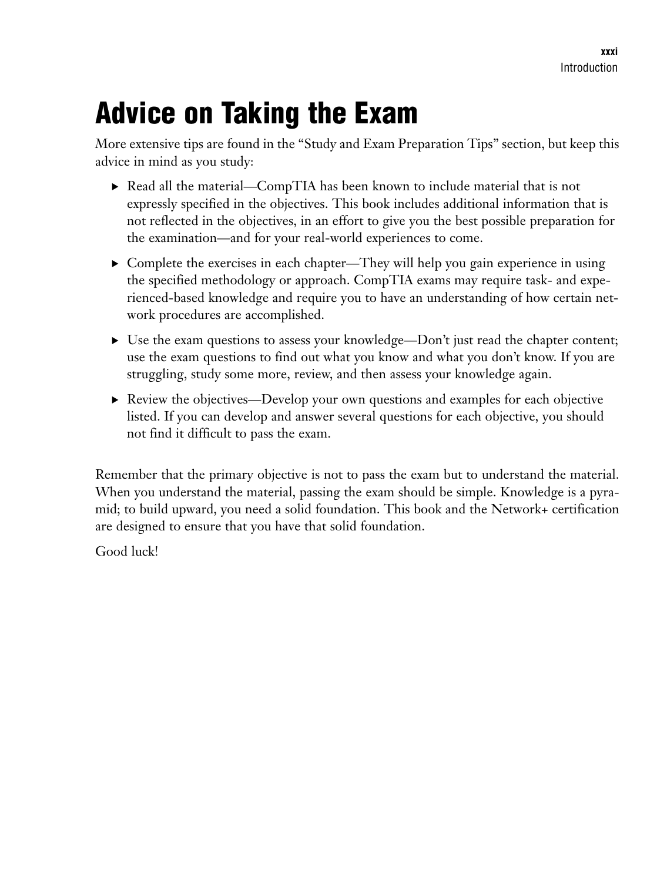# Advice on Taking the Exam

More extensive tips are found in the "Study and Exam Preparation Tips" section, but keep this advice in mind as you study:

- Read all the material—CompTIA has been known to include material that is not expressly specified in the objectives. This book includes additional information that is not reflected in the objectives, in an effort to give you the best possible preparation for the examination—and for your real-world experiences to come.
- Complete the exercises in each chapter—They will help you gain experience in using the specified methodology or approach. CompTIA exams may require task- and experienced-based knowledge and require you to have an understanding of how certain network procedures are accomplished.
- Use the exam questions to assess your knowledge—Don't just read the chapter content; use the exam questions to find out what you know and what you don't know. If you are struggling, study some more, review, and then assess your knowledge again.
- Review the objectives—Develop your own questions and examples for each objective listed. If you can develop and answer several questions for each objective, you should not find it difficult to pass the exam.

Remember that the primary objective is not to pass the exam but to understand the material. When you understand the material, passing the exam should be simple. Knowledge is a pyramid; to build upward, you need a solid foundation. This book and the Network+ certification are designed to ensure that you have that solid foundation.

Good luck!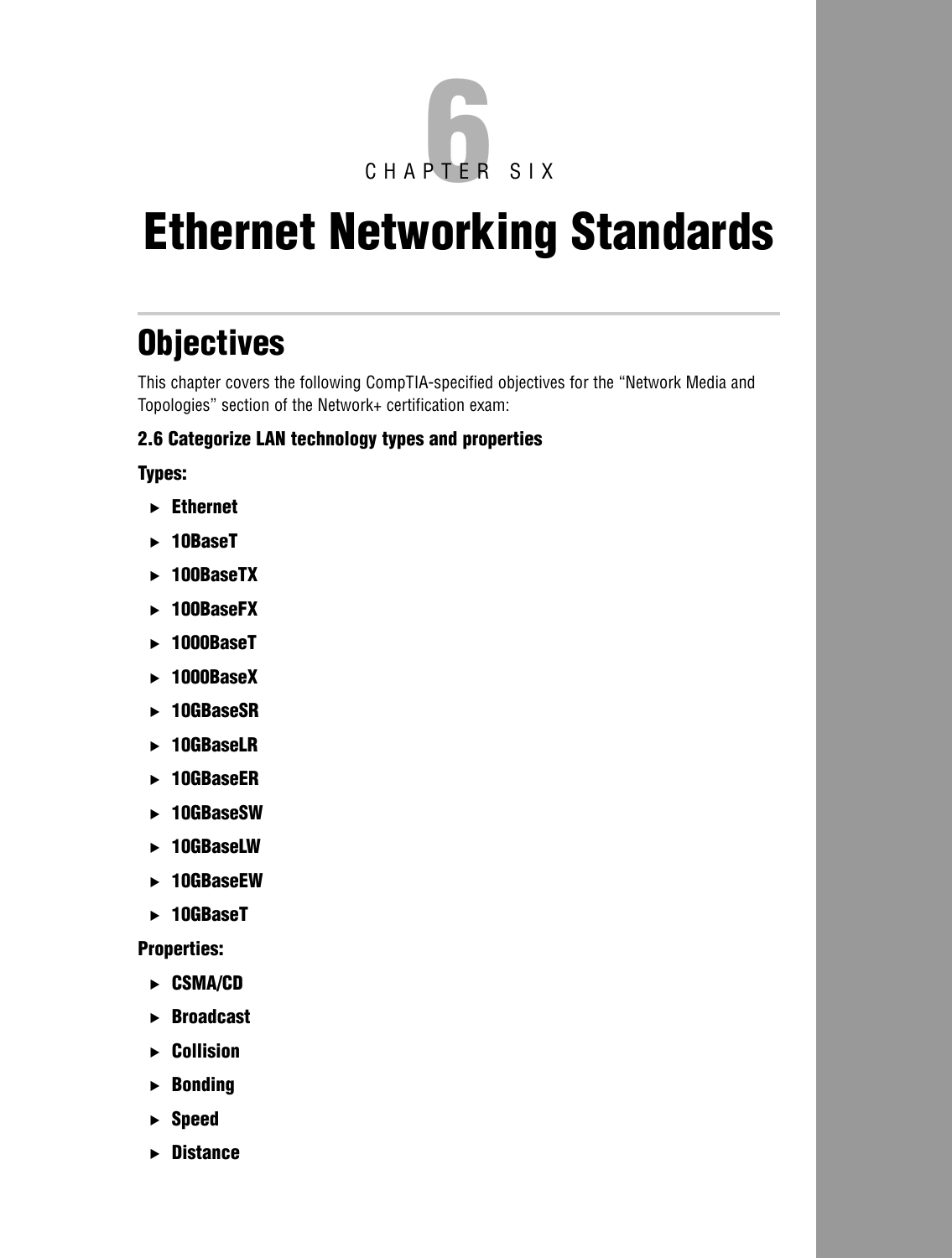CHAPTER SIX

# Ethernet Networking Standards

## Objectives

This chapter covers the following CompTIA-specified objectives for the "Network Media and Topologies" section of the Network+ certification exam:

### 2.6 Categorize LAN technology types and properties

**Types:**

- **Ethernet**
- **10BaseT**
- **100BaseTX**
- **100BaseFX**
- **1000BaseT**
- **1000BaseX**
- **10GBaseSR**
- **10GBaseLR**
- **10GBaseER**
- **10GBaseSW**
- **10GBaseLW**
- **10GBaseEW**
- **10GBaseT**

**Properties:**

- **CSMA/CD**
- **Broadcast**
- **Collision**
- **Bonding**
- **Speed**
- **Distance**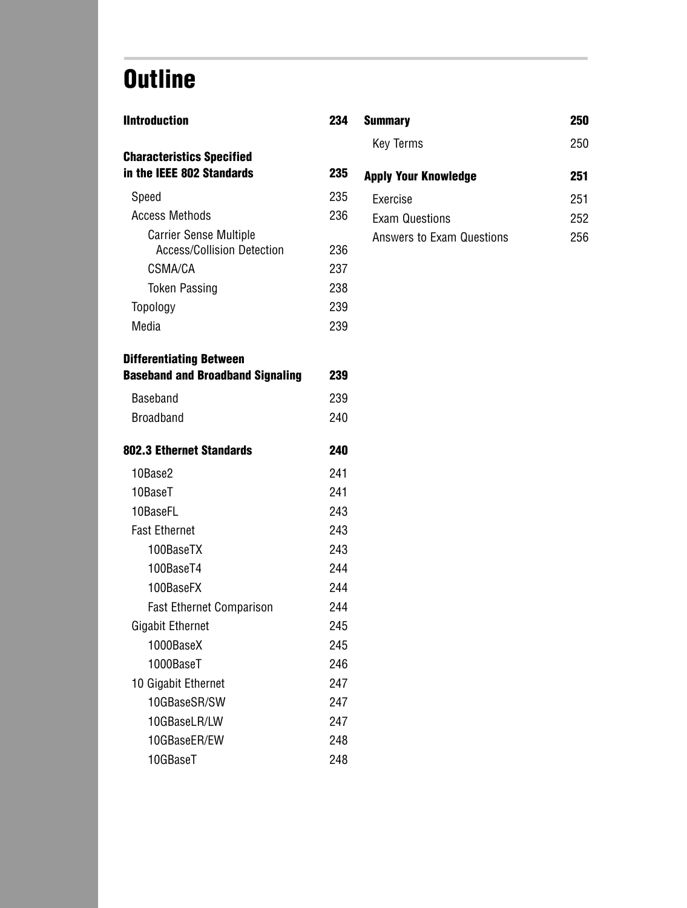# Outline

**IIntroduction** 234

**Characteristics Specified in the IEEE 802 Standards** 235

- Speed 235
- Access Methods 236
  - Carrier Sense Multiple Access/Collision Detection 236
  - CSMA/CA 237
  - Token Passing 238
- Topology 239
- Media 239

**Differentiating Between Baseband and Broadband Signaling** 239

- Baseband 239
- Broadband 240

**802.3 Ethernet Standards** 240

- 10Base2 241
- 10BaseT 241
- 10BaseFL 243
- Fast Ethernet 243
  - 100BaseTX 243
  - 100BaseT4 244
  - 100BaseFX 244
  - Fast Ethernet Comparison 244
- Gigabit Ethernet 245
  - 1000BaseX 245
  - 1000BaseT 246
- 10 Gigabit Ethernet 247
  - 10GBaseSR/SW 247
  - 10GBaseLR/LW 247
  - 10GBaseER/EW 248
  - 10GBaseT 248

**Summary** 250

- Key Terms 250

**Apply Your Knowledge** 251

- Exercise 251
- Exam Questions 252
- Answers to Exam Questions 256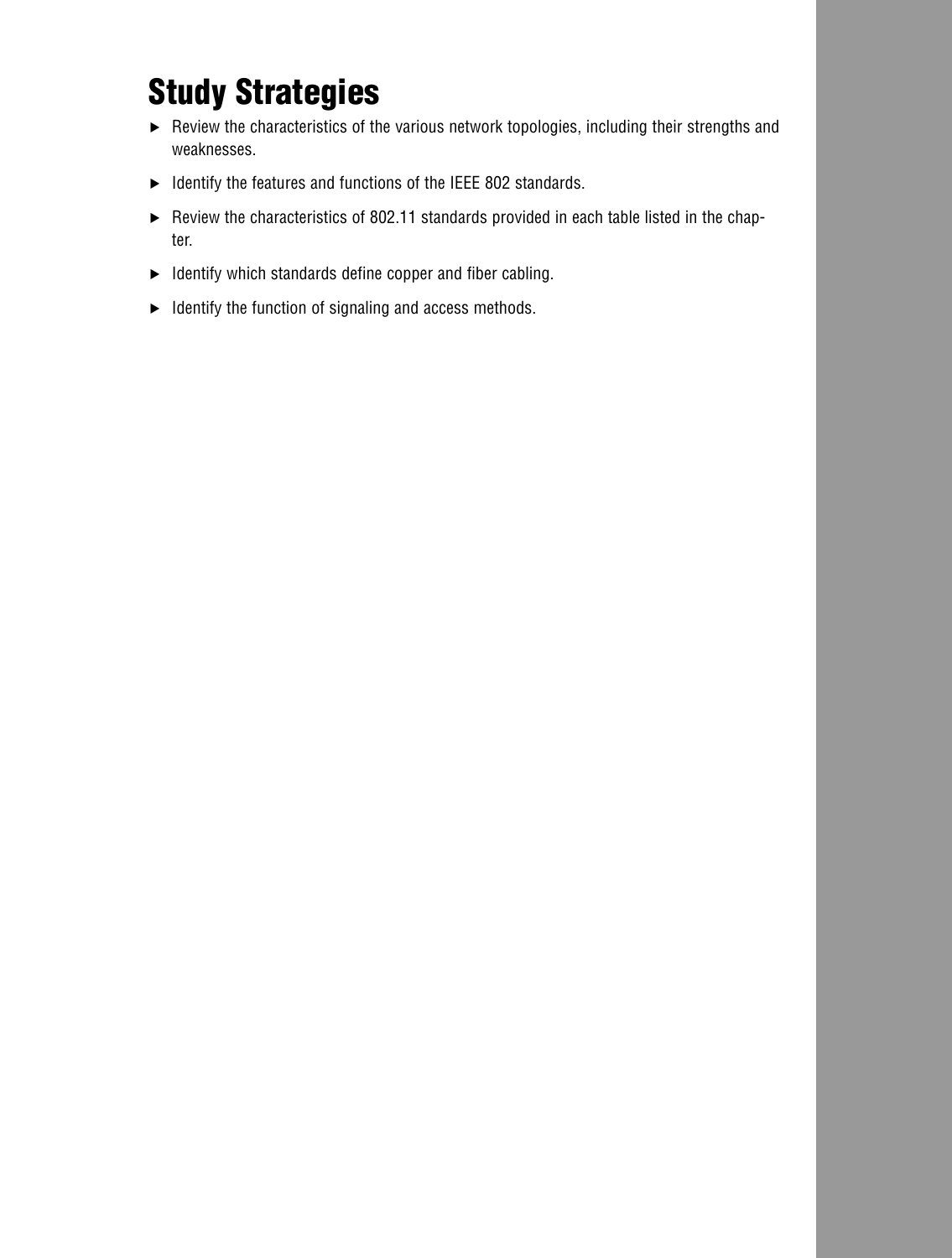# Study Strategies

- Review the characteristics of the various network topologies, including their strengths and weaknesses.
- Identify the features and functions of the IEEE 802 standards.
- Review the characteristics of 802.11 standards provided in each table listed in the chapter.
- Identify which standards define copper and fiber cabling.
- Identify the function of signaling and access methods.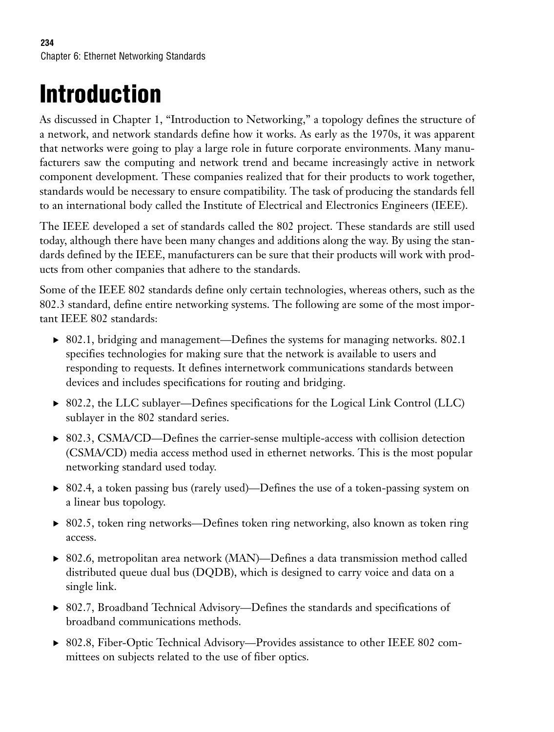# Introduction

As discussed in Chapter 1, "Introduction to Networking," a topology defines the structure of a network, and network standards define how it works. As early as the 1970s, it was apparent that networks were going to play a large role in future corporate environments. Many manufacturers saw the computing and network trend and became increasingly active in network component development. These companies realized that for their products to work together, standards would be necessary to ensure compatibility. The task of producing the standards fell to an international body called the Institute of Electrical and Electronics Engineers (IEEE).

The IEEE developed a set of standards called the 802 project. These standards are still used today, although there have been many changes and additions along the way. By using the standards defined by the IEEE, manufacturers can be sure that their products will work with products from other companies that adhere to the standards.

Some of the IEEE 802 standards define only certain technologies, whereas others, such as the 802.3 standard, define entire networking systems. The following are some of the most important IEEE 802 standards:

- 802.1, bridging and management—Defines the systems for managing networks. 802.1 specifies technologies for making sure that the network is available to users and responding to requests. It defines internetwork communications standards between devices and includes specifications for routing and bridging.
- 802.2, the LLC sublayer—Defines specifications for the Logical Link Control (LLC) sublayer in the 802 standard series.
- 802.3, CSMA/CD—Defines the carrier-sense multiple-access with collision detection (CSMA/CD) media access method used in ethernet networks. This is the most popular networking standard used today.
- 802.4, a token passing bus (rarely used)—Defines the use of a token-passing system on a linear bus topology.
- 802.5, token ring networks—Defines token ring networking, also known as token ring access.
- 802.6, metropolitan area network (MAN)—Defines a data transmission method called distributed queue dual bus (DQDB), which is designed to carry voice and data on a single link.
- 802.7, Broadband Technical Advisory—Defines the standards and specifications of broadband communications methods.
- 802.8, Fiber-Optic Technical Advisory—Provides assistance to other IEEE 802 committees on subjects related to the use of fiber optics.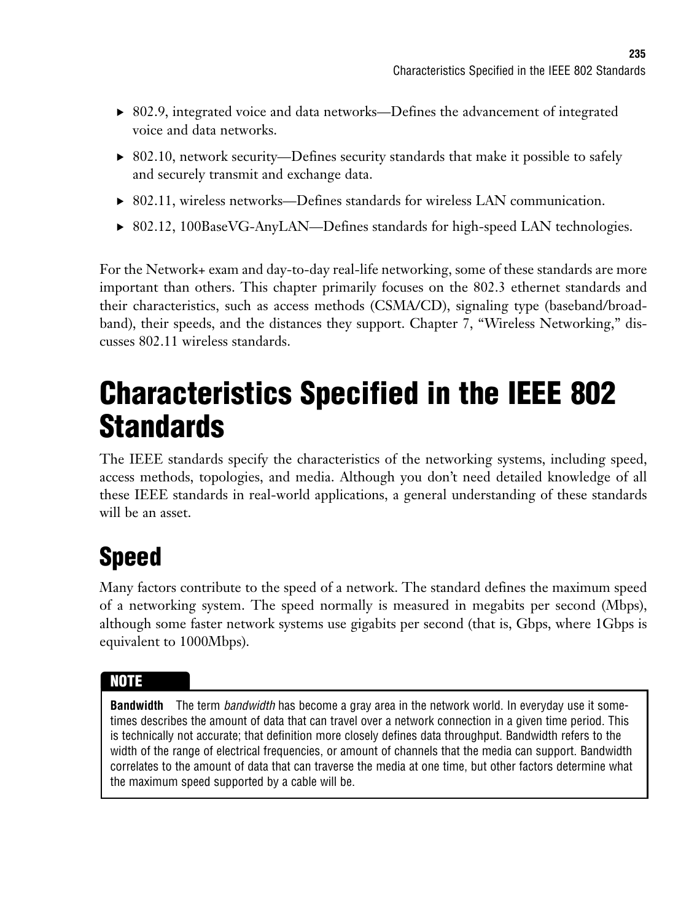- 802.9, integrated voice and data networks—Defines the advancement of integrated voice and data networks.
- 802.10, network security—Defines security standards that make it possible to safely and securely transmit and exchange data.
- 802.11, wireless networks—Defines standards for wireless LAN communication.
- 802.12, 100BaseVG-AnyLAN—Defines standards for high-speed LAN technologies.

For the Network+ exam and day-to-day real-life networking, some of these standards are more important than others. This chapter primarily focuses on the 802.3 ethernet standards and their characteristics, such as access methods (CSMA/CD), signaling type (baseband/broadband), their speeds, and the distances they support. Chapter 7, "Wireless Networking," discusses 802.11 wireless standards.

# Characteristics Specified in the IEEE 802 Standards

The IEEE standards specify the characteristics of the networking systems, including speed, access methods, topologies, and media. Although you don't need detailed knowledge of all these IEEE standards in real-world applications, a general understanding of these standards will be an asset.

## Speed

Many factors contribute to the speed of a network. The standard defines the maximum speed of a networking system. The speed normally is measured in megabits per second (Mbps), although some faster network systems use gigabits per second (that is, Gbps, where 1Gbps is equivalent to 1000Mbps).

> **NOTE**
>
> **Bandwidth** The term *bandwidth* has become a gray area in the network world. In everyday use it sometimes describes the amount of data that can travel over a network connection in a given time period. This is technically not accurate; that definition more closely defines data throughput. Bandwidth refers to the width of the range of electrical frequencies, or amount of channels that the media can support. Bandwidth correlates to the amount of data that can traverse the media at one time, but other factors determine what the maximum speed supported by a cable will be.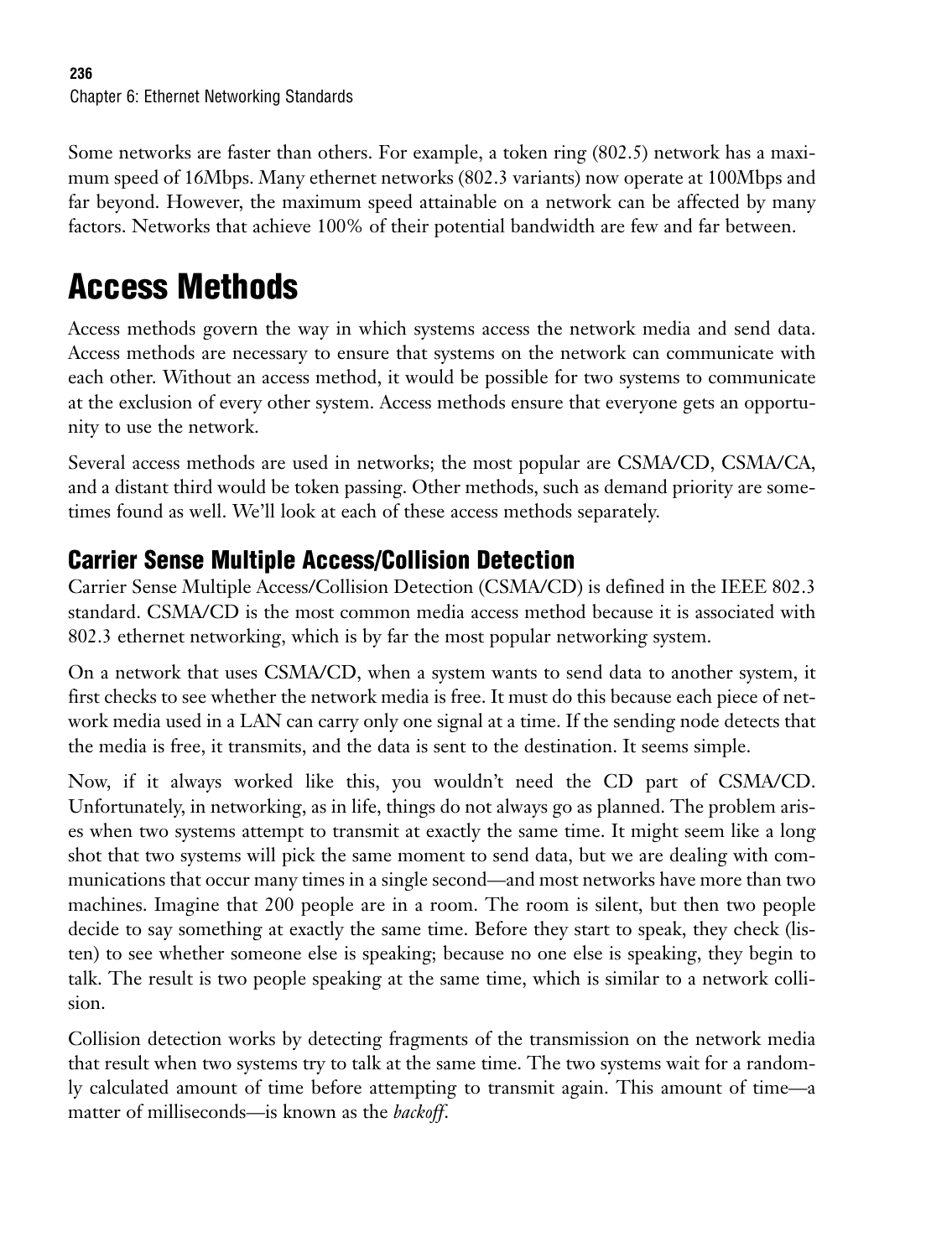Some networks are faster than others. For example, a token ring (802.5) network has a maximum speed of 16Mbps. Many ethernet networks (802.3 variants) now operate at 100Mbps and far beyond. However, the maximum speed attainable on a network can be affected by many factors. Networks that achieve 100% of their potential bandwidth are few and far between.

# Access Methods

Access methods govern the way in which systems access the network media and send data. Access methods are necessary to ensure that systems on the network can communicate with each other. Without an access method, it would be possible for two systems to communicate at the exclusion of every other system. Access methods ensure that everyone gets an opportunity to use the network.

Several access methods are used in networks; the most popular are CSMA/CD, CSMA/CA, and a distant third would be token passing. Other methods, such as demand priority are sometimes found as well. We'll look at each of these access methods separately.

## Carrier Sense Multiple Access/Collision Detection

Carrier Sense Multiple Access/Collision Detection (CSMA/CD) is defined in the IEEE 802.3 standard. CSMA/CD is the most common media access method because it is associated with 802.3 ethernet networking, which is by far the most popular networking system.

On a network that uses CSMA/CD, when a system wants to send data to another system, it first checks to see whether the network media is free. It must do this because each piece of network media used in a LAN can carry only one signal at a time. If the sending node detects that the media is free, it transmits, and the data is sent to the destination. It seems simple.

Now, if it always worked like this, you wouldn't need the CD part of CSMA/CD. Unfortunately, in networking, as in life, things do not always go as planned. The problem arises when two systems attempt to transmit at exactly the same time. It might seem like a long shot that two systems will pick the same moment to send data, but we are dealing with communications that occur many times in a single second—and most networks have more than two machines. Imagine that 200 people are in a room. The room is silent, but then two people decide to say something at exactly the same time. Before they start to speak, they check (listen) to see whether someone else is speaking; because no one else is speaking, they begin to talk. The result is two people speaking at the same time, which is similar to a network collision.

Collision detection works by detecting fragments of the transmission on the network media that result when two systems try to talk at the same time. The two systems wait for a randomly calculated amount of time before attempting to transmit again. This amount of time—a matter of milliseconds—is known as the *backoff*.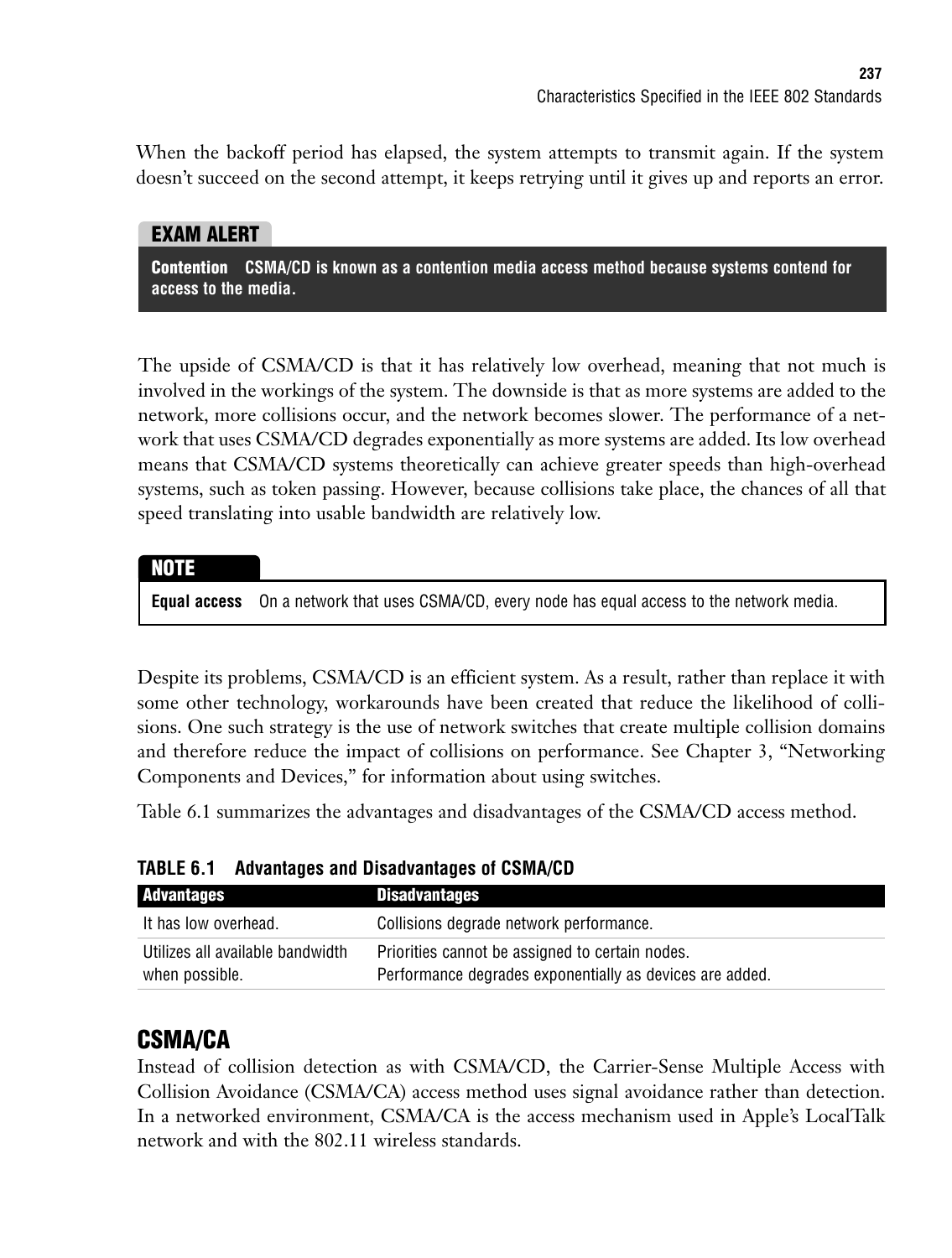When the backoff period has elapsed, the system attempts to transmit again. If the system doesn't succeed on the second attempt, it keeps retrying until it gives up and reports an error.

> **EXAM ALERT**
>
> **Contention** CSMA/CD is known as a contention media access method because systems contend for access to the media.

The upside of CSMA/CD is that it has relatively low overhead, meaning that not much is involved in the workings of the system. The downside is that as more systems are added to the network, more collisions occur, and the network becomes slower. The performance of a network that uses CSMA/CD degrades exponentially as more systems are added. Its low overhead means that CSMA/CD systems theoretically can achieve greater speeds than high-overhead systems, such as token passing. However, because collisions take place, the chances of all that speed translating into usable bandwidth are relatively low.

> **NOTE**
>
> **Equal access** On a network that uses CSMA/CD, every node has equal access to the network media.

Despite its problems, CSMA/CD is an efficient system. As a result, rather than replace it with some other technology, workarounds have been created that reduce the likelihood of collisions. One such strategy is the use of network switches that create multiple collision domains and therefore reduce the impact of collisions on performance. See Chapter 3, "Networking Components and Devices," for information about using switches.

Table 6.1 summarizes the advantages and disadvantages of the CSMA/CD access method.

**TABLE 6.1 Advantages and Disadvantages of CSMA/CD**

| Advantages | Disadvantages |
| --- | --- |
| It has low overhead. | Collisions degrade network performance. |
| Utilizes all available bandwidth when possible. | Priorities cannot be assigned to certain nodes. Performance degrades exponentially as devices are added. |

## CSMA/CA

Instead of collision detection as with CSMA/CD, the Carrier-Sense Multiple Access with Collision Avoidance (CSMA/CA) access method uses signal avoidance rather than detection. In a networked environment, CSMA/CA is the access mechanism used in Apple's LocalTalk network and with the 802.11 wireless standards.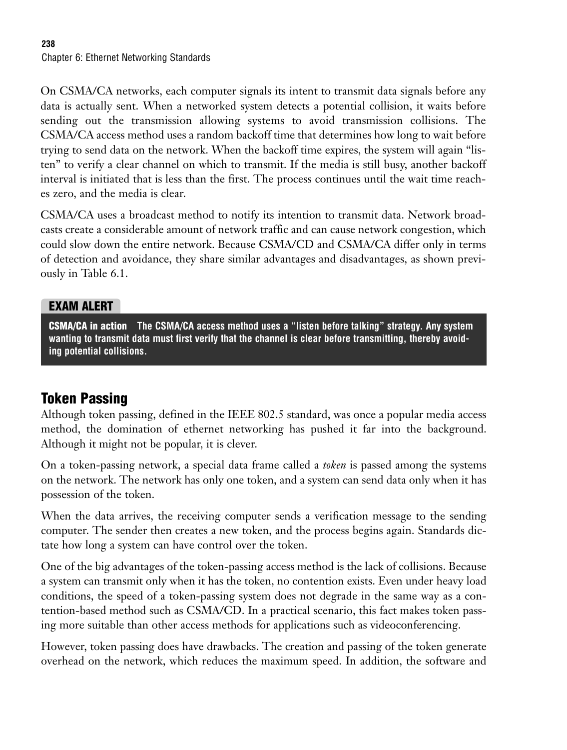On CSMA/CA networks, each computer signals its intent to transmit data signals before any data is actually sent. When a networked system detects a potential collision, it waits before sending out the transmission allowing systems to avoid transmission collisions. The CSMA/CA access method uses a random backoff time that determines how long to wait before trying to send data on the network. When the backoff time expires, the system will again "listen" to verify a clear channel on which to transmit. If the media is still busy, another backoff interval is initiated that is less than the first. The process continues until the wait time reaches zero, and the media is clear.

CSMA/CA uses a broadcast method to notify its intention to transmit data. Network broadcasts create a considerable amount of network traffic and can cause network congestion, which could slow down the entire network. Because CSMA/CD and CSMA/CA differ only in terms of detection and avoidance, they share similar advantages and disadvantages, as shown previously in Table 6.1.

**EXAM ALERT**

**CSMA/CA in action** The CSMA/CA access method uses a "listen before talking" strategy. Any system wanting to transmit data must first verify that the channel is clear before transmitting, thereby avoiding potential collisions.

## Token Passing

Although token passing, defined in the IEEE 802.5 standard, was once a popular media access method, the domination of ethernet networking has pushed it far into the background. Although it might not be popular, it is clever.

On a token-passing network, a special data frame called a *token* is passed among the systems on the network. The network has only one token, and a system can send data only when it has possession of the token.

When the data arrives, the receiving computer sends a verification message to the sending computer. The sender then creates a new token, and the process begins again. Standards dictate how long a system can have control over the token.

One of the big advantages of the token-passing access method is the lack of collisions. Because a system can transmit only when it has the token, no contention exists. Even under heavy load conditions, the speed of a token-passing system does not degrade in the same way as a contention-based method such as CSMA/CD. In a practical scenario, this fact makes token passing more suitable than other access methods for applications such as videoconferencing.

However, token passing does have drawbacks. The creation and passing of the token generate overhead on the network, which reduces the maximum speed. In addition, the software and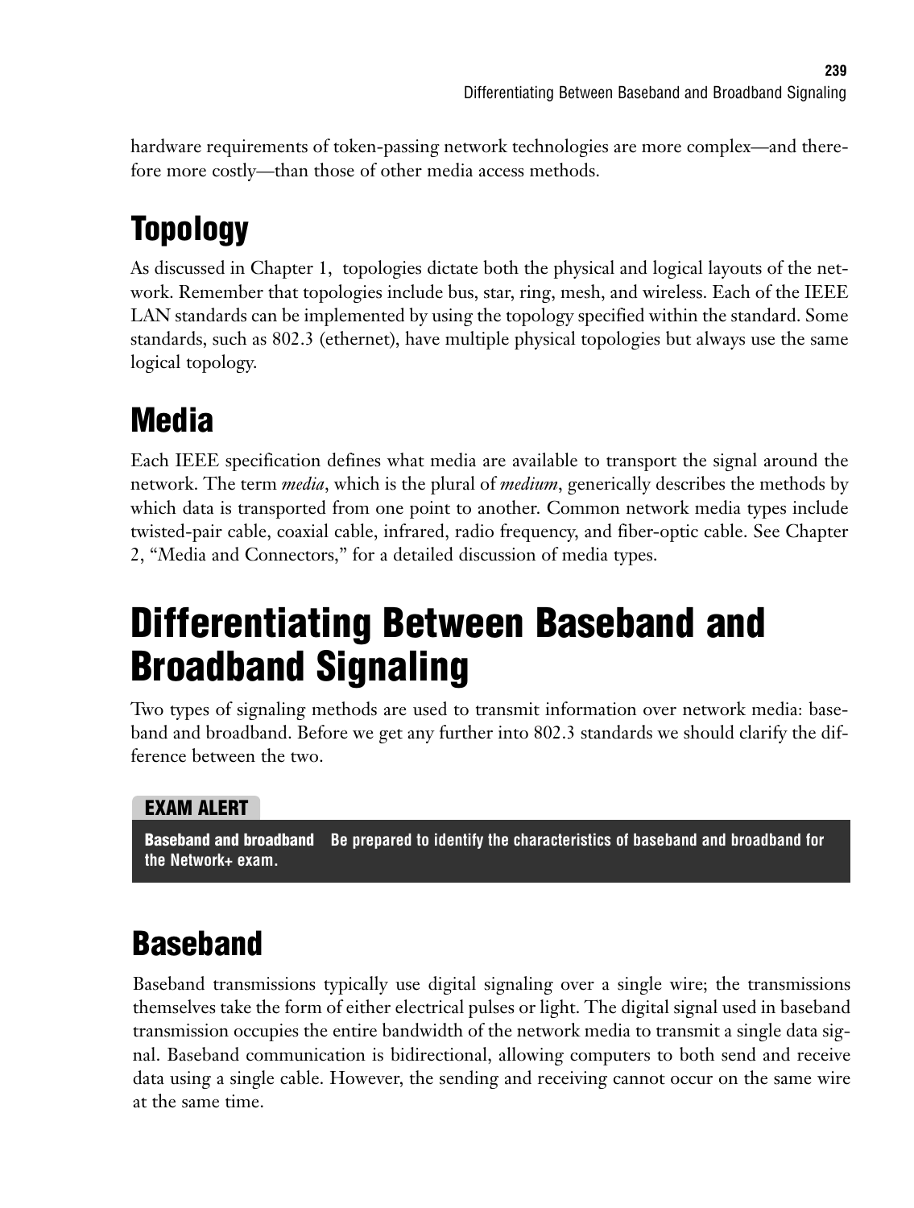hardware requirements of token-passing network technologies are more complex—and therefore more costly—than those of other media access methods.

## Topology

As discussed in Chapter 1, topologies dictate both the physical and logical layouts of the network. Remember that topologies include bus, star, ring, mesh, and wireless. Each of the IEEE LAN standards can be implemented by using the topology specified within the standard. Some standards, such as 802.3 (ethernet), have multiple physical topologies but always use the same logical topology.

## Media

Each IEEE specification defines what media are available to transport the signal around the network. The term *media*, which is the plural of *medium*, generically describes the methods by which data is transported from one point to another. Common network media types include twisted-pair cable, coaxial cable, infrared, radio frequency, and fiber-optic cable. See Chapter 2, "Media and Connectors," for a detailed discussion of media types.

# Differentiating Between Baseband and Broadband Signaling

Two types of signaling methods are used to transmit information over network media: baseband and broadband. Before we get any further into 802.3 standards we should clarify the difference between the two.

**EXAM ALERT**

**Baseband and broadband** Be prepared to identify the characteristics of baseband and broadband for the Network+ exam.

## Baseband

Baseband transmissions typically use digital signaling over a single wire; the transmissions themselves take the form of either electrical pulses or light. The digital signal used in baseband transmission occupies the entire bandwidth of the network media to transmit a single data signal. Baseband communication is bidirectional, allowing computers to both send and receive data using a single cable. However, the sending and receiving cannot occur on the same wire at the same time.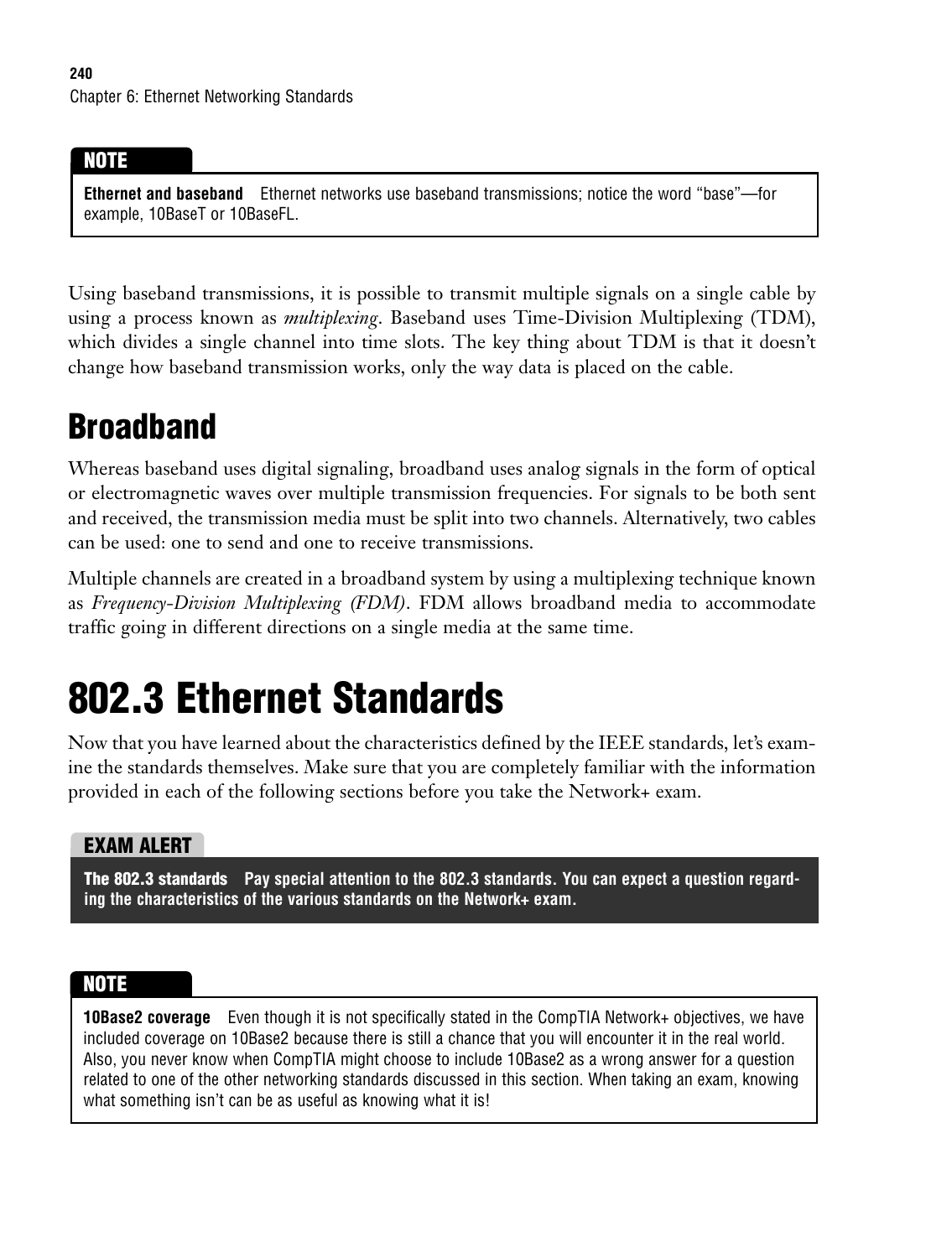> **NOTE**
>
> **Ethernet and baseband** Ethernet networks use baseband transmissions; notice the word "base"—for example, 10BaseT or 10BaseFL.

Using baseband transmissions, it is possible to transmit multiple signals on a single cable by using a process known as *multiplexing*. Baseband uses Time-Division Multiplexing (TDM), which divides a single channel into time slots. The key thing about TDM is that it doesn't change how baseband transmission works, only the way data is placed on the cable.

## Broadband

Whereas baseband uses digital signaling, broadband uses analog signals in the form of optical or electromagnetic waves over multiple transmission frequencies. For signals to be both sent and received, the transmission media must be split into two channels. Alternatively, two cables can be used: one to send and one to receive transmissions.

Multiple channels are created in a broadband system by using a multiplexing technique known as *Frequency-Division Multiplexing (FDM)*. FDM allows broadband media to accommodate traffic going in different directions on a single media at the same time.

# 802.3 Ethernet Standards

Now that you have learned about the characteristics defined by the IEEE standards, let's examine the standards themselves. Make sure that you are completely familiar with the information provided in each of the following sections before you take the Network+ exam.

> **EXAM ALERT**
>
> **The 802.3 standards** **Pay special attention to the 802.3 standards. You can expect a question regarding the characteristics of the various standards on the Network+ exam.**

> **NOTE**
>
> **10Base2 coverage** Even though it is not specifically stated in the CompTIA Network+ objectives, we have included coverage on 10Base2 because there is still a chance that you will encounter it in the real world. Also, you never know when CompTIA might choose to include 10Base2 as a wrong answer for a question related to one of the other networking standards discussed in this section. When taking an exam, knowing what something isn't can be as useful as knowing what it is!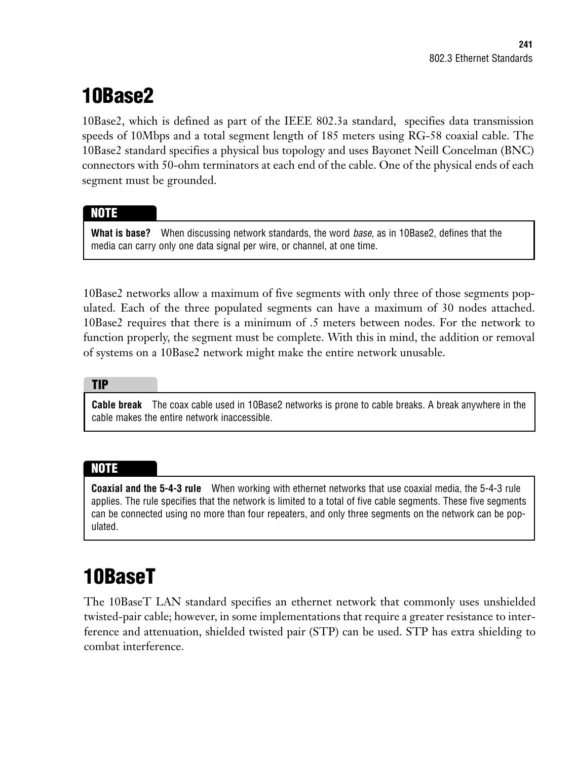## 10Base2

10Base2, which is defined as part of the IEEE 802.3a standard,  specifies data transmission speeds of 10Mbps and a total segment length of 185 meters using RG-58 coaxial cable. The 10Base2 standard specifies a physical bus topology and uses Bayonet Neill Concelman (BNC) connectors with 50-ohm terminators at each end of the cable. One of the physical ends of each segment must be grounded.

> **NOTE**
>
> **What is base?** When discussing network standards, the word *base*, as in 10Base2, defines that the media can carry only one data signal per wire, or channel, at one time.

10Base2 networks allow a maximum of five segments with only three of those segments populated. Each of the three populated segments can have a maximum of 30 nodes attached. 10Base2 requires that there is a minimum of .5 meters between nodes. For the network to function properly, the segment must be complete. With this in mind, the addition or removal of systems on a 10Base2 network might make the entire network unusable.

> **TIP**
>
> **Cable break** The coax cable used in 10Base2 networks is prone to cable breaks. A break anywhere in the cable makes the entire network inaccessible.

> **NOTE**
>
> **Coaxial and the 5-4-3 rule** When working with ethernet networks that use coaxial media, the 5-4-3 rule applies. The rule specifies that the network is limited to a total of five cable segments. These five segments can be connected using no more than four repeaters, and only three segments on the network can be populated.

## 10BaseT

The 10BaseT LAN standard specifies an ethernet network that commonly uses unshielded twisted-pair cable; however, in some implementations that require a greater resistance to interference and attenuation, shielded twisted pair (STP) can be used. STP has extra shielding to combat interference.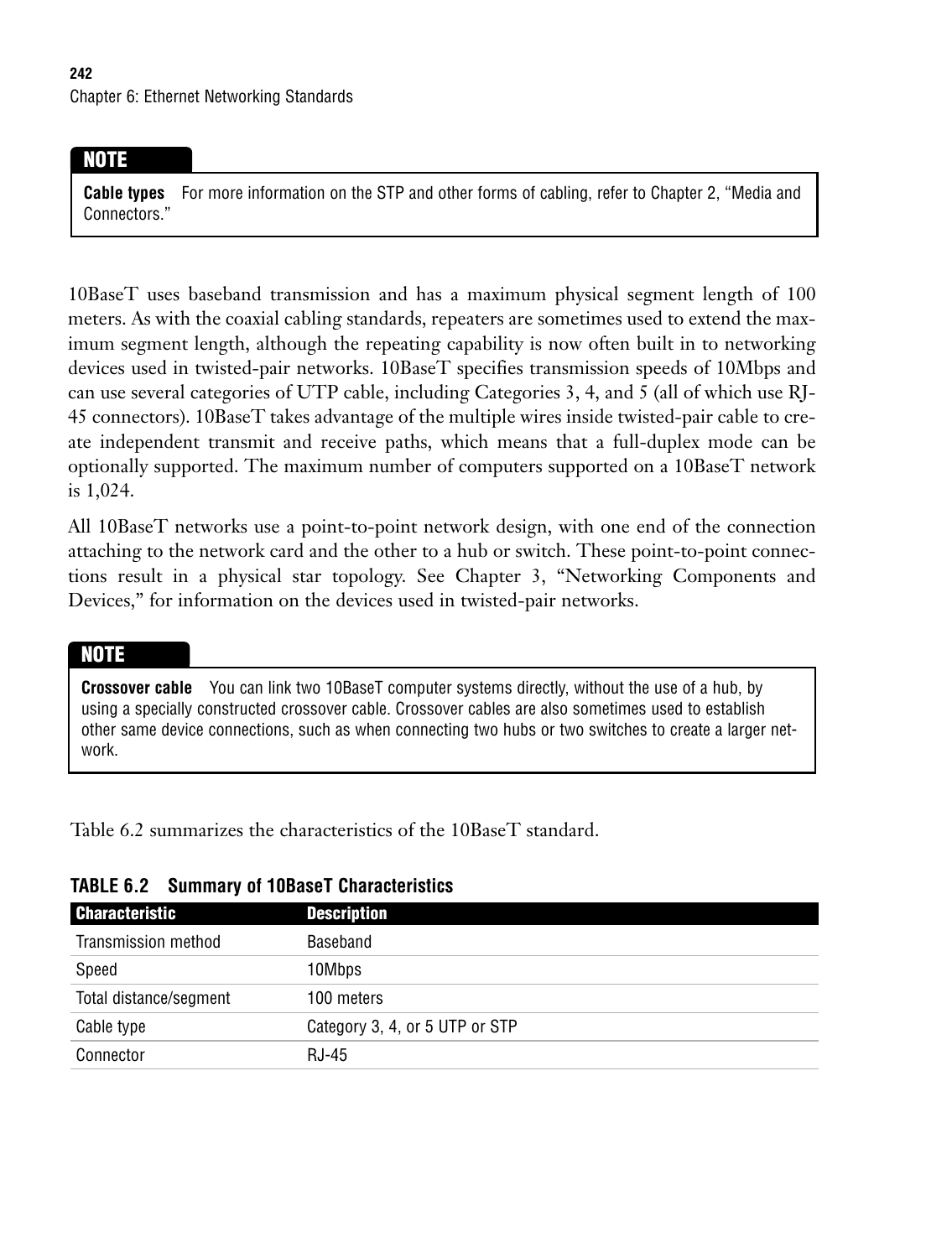> **NOTE**
>
> **Cable types** For more information on the STP and other forms of cabling, refer to Chapter 2, "Media and Connectors."

10BaseT uses baseband transmission and has a maximum physical segment length of 100 meters. As with the coaxial cabling standards, repeaters are sometimes used to extend the maximum segment length, although the repeating capability is now often built in to networking devices used in twisted-pair networks. 10BaseT specifies transmission speeds of 10Mbps and can use several categories of UTP cable, including Categories 3, 4, and 5 (all of which use RJ-45 connectors). 10BaseT takes advantage of the multiple wires inside twisted-pair cable to create independent transmit and receive paths, which means that a full-duplex mode can be optionally supported. The maximum number of computers supported on a 10BaseT network is 1,024.

All 10BaseT networks use a point-to-point network design, with one end of the connection attaching to the network card and the other to a hub or switch. These point-to-point connections result in a physical star topology. See Chapter 3, "Networking Components and Devices," for information on the devices used in twisted-pair networks.

> **NOTE**
>
> **Crossover cable** You can link two 10BaseT computer systems directly, without the use of a hub, by using a specially constructed crossover cable. Crossover cables are also sometimes used to establish other same device connections, such as when connecting two hubs or two switches to create a larger network.

Table 6.2 summarizes the characteristics of the 10BaseT standard.

**TABLE 6.2 Summary of 10BaseT Characteristics**

| Characteristic | Description |
|---|---|
| Transmission method | Baseband |
| Speed | 10Mbps |
| Total distance/segment | 100 meters |
| Cable type | Category 3, 4, or 5 UTP or STP |
| Connector | RJ-45 |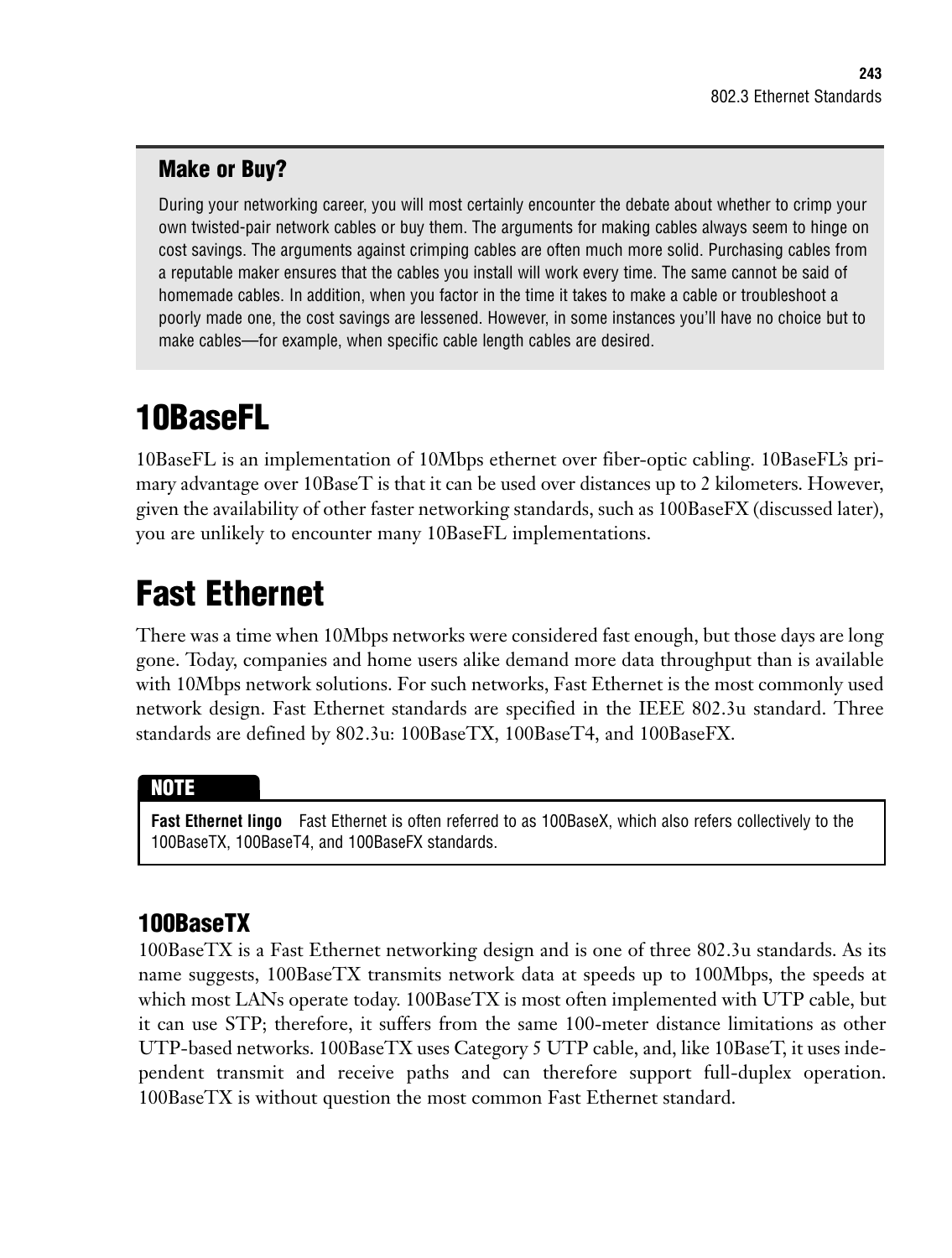### Make or Buy?

During your networking career, you will most certainly encounter the debate about whether to crimp your own twisted-pair network cables or buy them. The arguments for making cables always seem to hinge on cost savings. The arguments against crimping cables are often much more solid. Purchasing cables from a reputable maker ensures that the cables you install will work every time. The same cannot be said of homemade cables. In addition, when you factor in the time it takes to make a cable or troubleshoot a poorly made one, the cost savings are lessened. However, in some instances you'll have no choice but to make cables—for example, when specific cable length cables are desired.

# 10BaseFL

10BaseFL is an implementation of 10Mbps ethernet over fiber-optic cabling. 10BaseFL's primary advantage over 10BaseT is that it can be used over distances up to 2 kilometers. However, given the availability of other faster networking standards, such as 100BaseFX (discussed later), you are unlikely to encounter many 10BaseFL implementations.

# Fast Ethernet

There was a time when 10Mbps networks were considered fast enough, but those days are long gone. Today, companies and home users alike demand more data throughput than is available with 10Mbps network solutions. For such networks, Fast Ethernet is the most commonly used network design. Fast Ethernet standards are specified in the IEEE 802.3u standard. Three standards are defined by 802.3u: 100BaseTX, 100BaseT4, and 100BaseFX.

> **NOTE**
>
> **Fast Ethernet lingo** Fast Ethernet is often referred to as 100BaseX, which also refers collectively to the 100BaseTX, 100BaseT4, and 100BaseFX standards.

## 100BaseTX

100BaseTX is a Fast Ethernet networking design and is one of three 802.3u standards. As its name suggests, 100BaseTX transmits network data at speeds up to 100Mbps, the speeds at which most LANs operate today. 100BaseTX is most often implemented with UTP cable, but it can use STP; therefore, it suffers from the same 100-meter distance limitations as other UTP-based networks. 100BaseTX uses Category 5 UTP cable, and, like 10BaseT, it uses independent transmit and receive paths and can therefore support full-duplex operation. 100BaseTX is without question the most common Fast Ethernet standard.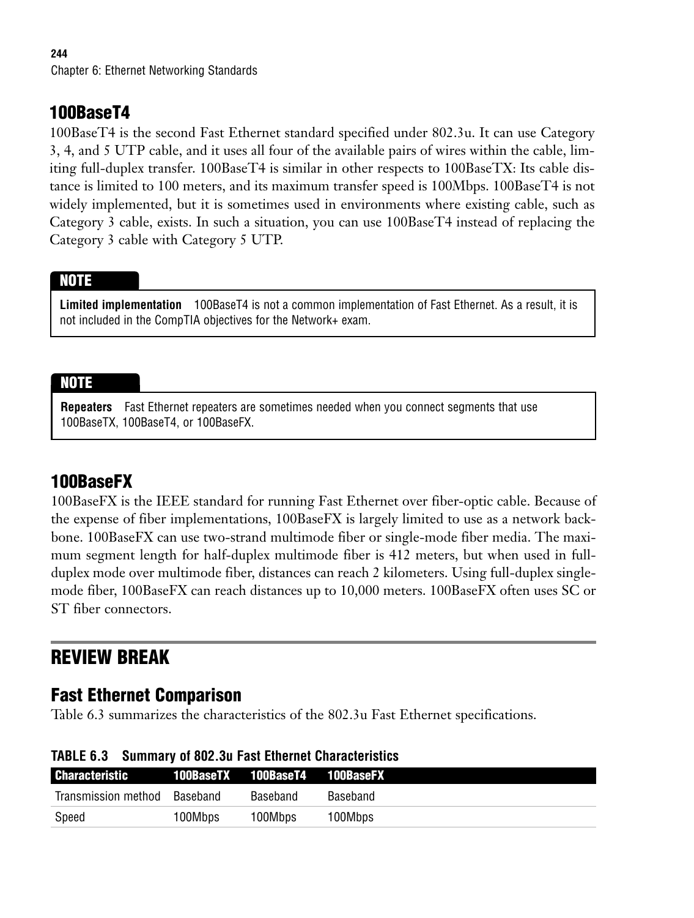## 100BaseT4

100BaseT4 is the second Fast Ethernet standard specified under 802.3u. It can use Category 3, 4, and 5 UTP cable, and it uses all four of the available pairs of wires within the cable, limiting full-duplex transfer. 100BaseT4 is similar in other respects to 100BaseTX: Its cable distance is limited to 100 meters, and its maximum transfer speed is 100Mbps. 100BaseT4 is not widely implemented, but it is sometimes used in environments where existing cable, such as Category 3 cable, exists. In such a situation, you can use 100BaseT4 instead of replacing the Category 3 cable with Category 5 UTP.

> **NOTE**
>
> **Limited implementation** 100BaseT4 is not a common implementation of Fast Ethernet. As a result, it is not included in the CompTIA objectives for the Network+ exam.

> **NOTE**
>
> **Repeaters** Fast Ethernet repeaters are sometimes needed when you connect segments that use 100BaseTX, 100BaseT4, or 100BaseFX.

## 100BaseFX

100BaseFX is the IEEE standard for running Fast Ethernet over fiber-optic cable. Because of the expense of fiber implementations, 100BaseFX is largely limited to use as a network backbone. 100BaseFX can use two-strand multimode fiber or single-mode fiber media. The maximum segment length for half-duplex multimode fiber is 412 meters, but when used in full-duplex mode over multimode fiber, distances can reach 2 kilometers. Using full-duplex single-mode fiber, 100BaseFX can reach distances up to 10,000 meters. 100BaseFX often uses SC or ST fiber connectors.

# REVIEW BREAK

## Fast Ethernet Comparison

Table 6.3 summarizes the characteristics of the 802.3u Fast Ethernet specifications.

**TABLE 6.3 Summary of 802.3u Fast Ethernet Characteristics**

| Characteristic | 100BaseTX | 100BaseT4 | 100BaseFX |
|---|---|---|---|
| Transmission method | Baseband | Baseband | Baseband |
| Speed | 100Mbps | 100Mbps | 100Mbps |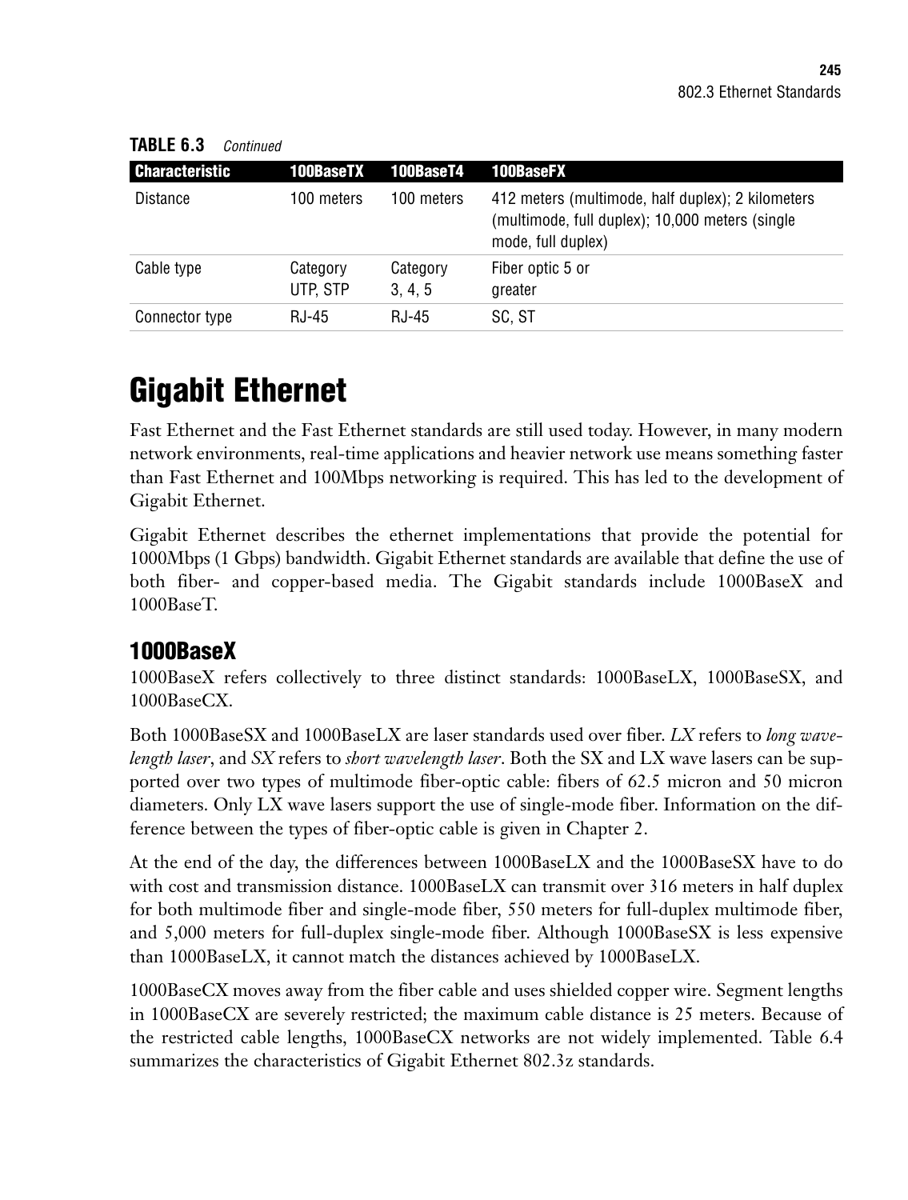**TABLE 6.3** *Continued*

| Characteristic | 100BaseTX | 100BaseT4 | 100BaseFX |
|---|---|---|---|
| Distance | 100 meters | 100 meters | 412 meters (multimode, half duplex); 2 kilometers (multimode, full duplex); 10,000 meters (single mode, full duplex) |
| Cable type | Category UTP, STP | Category 3, 4, 5 | Fiber optic 5 or greater |
| Connector type | RJ-45 | RJ-45 | SC, ST |

# Gigabit Ethernet

Fast Ethernet and the Fast Ethernet standards are still used today. However, in many modern network environments, real-time applications and heavier network use means something faster than Fast Ethernet and 100Mbps networking is required. This has led to the development of Gigabit Ethernet.

Gigabit Ethernet describes the ethernet implementations that provide the potential for 1000Mbps (1 Gbps) bandwidth. Gigabit Ethernet standards are available that define the use of both fiber- and copper-based media. The Gigabit standards include 1000BaseX and 1000BaseT.

## 1000BaseX

1000BaseX refers collectively to three distinct standards: 1000BaseLX, 1000BaseSX, and 1000BaseCX.

Both 1000BaseSX and 1000BaseLX are laser standards used over fiber. *LX* refers to *long wavelength laser*, and *SX* refers to *short wavelength laser*. Both the SX and LX wave lasers can be supported over two types of multimode fiber-optic cable: fibers of 62.5 micron and 50 micron diameters. Only LX wave lasers support the use of single-mode fiber. Information on the difference between the types of fiber-optic cable is given in Chapter 2.

At the end of the day, the differences between 1000BaseLX and the 1000BaseSX have to do with cost and transmission distance. 1000BaseLX can transmit over 316 meters in half duplex for both multimode fiber and single-mode fiber, 550 meters for full-duplex multimode fiber, and 5,000 meters for full-duplex single-mode fiber. Although 1000BaseSX is less expensive than 1000BaseLX, it cannot match the distances achieved by 1000BaseLX.

1000BaseCX moves away from the fiber cable and uses shielded copper wire. Segment lengths in 1000BaseCX are severely restricted; the maximum cable distance is 25 meters. Because of the restricted cable lengths, 1000BaseCX networks are not widely implemented. Table 6.4 summarizes the characteristics of Gigabit Ethernet 802.3z standards.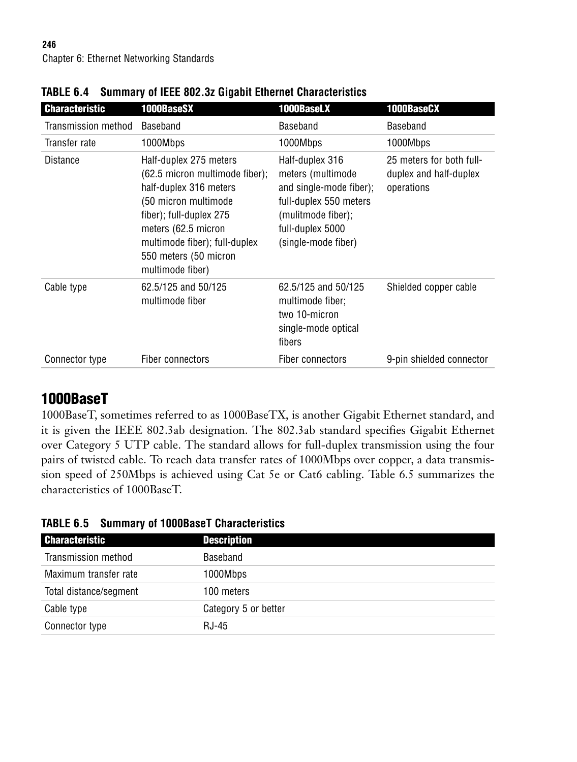**TABLE 6.4 Summary of IEEE 802.3z Gigabit Ethernet Characteristics**

| Characteristic | 1000BaseSX | 1000BaseLX | 1000BaseCX |
|---|---|---|---|
| Transmission method | Baseband | Baseband | Baseband |
| Transfer rate | 1000Mbps | 1000Mbps | 1000Mbps |
| Distance | Half-duplex 275 meters (62.5 micron multimode fiber); half-duplex 316 meters (50 micron multimode fiber); full-duplex 275 meters (62.5 micron multimode fiber); full-duplex 550 meters (50 micron multimode fiber) | Half-duplex 316 meters (multimode and single-mode fiber); full-duplex 550 meters (mulitmode fiber); full-duplex 5000 (single-mode fiber) | 25 meters for both full-duplex and half-duplex operations |
| Cable type | 62.5/125 and 50/125 multimode fiber | 62.5/125 and 50/125 multimode fiber; two 10-micron single-mode optical fibers | Shielded copper cable |
| Connector type | Fiber connectors | Fiber connectors | 9-pin shielded connector |

## 1000BaseT

1000BaseT, sometimes referred to as 1000BaseTX, is another Gigabit Ethernet standard, and it is given the IEEE 802.3ab designation. The 802.3ab standard specifies Gigabit Ethernet over Category 5 UTP cable. The standard allows for full-duplex transmission using the four pairs of twisted cable. To reach data transfer rates of 1000Mbps over copper, a data transmission speed of 250Mbps is achieved using Cat 5e or Cat6 cabling. Table 6.5 summarizes the characteristics of 1000BaseT.

**TABLE 6.5 Summary of 1000BaseT Characteristics**

| Characteristic | Description |
|---|---|
| Transmission method | Baseband |
| Maximum transfer rate | 1000Mbps |
| Total distance/segment | 100 meters |
| Cable type | Category 5 or better |
| Connector type | RJ-45 |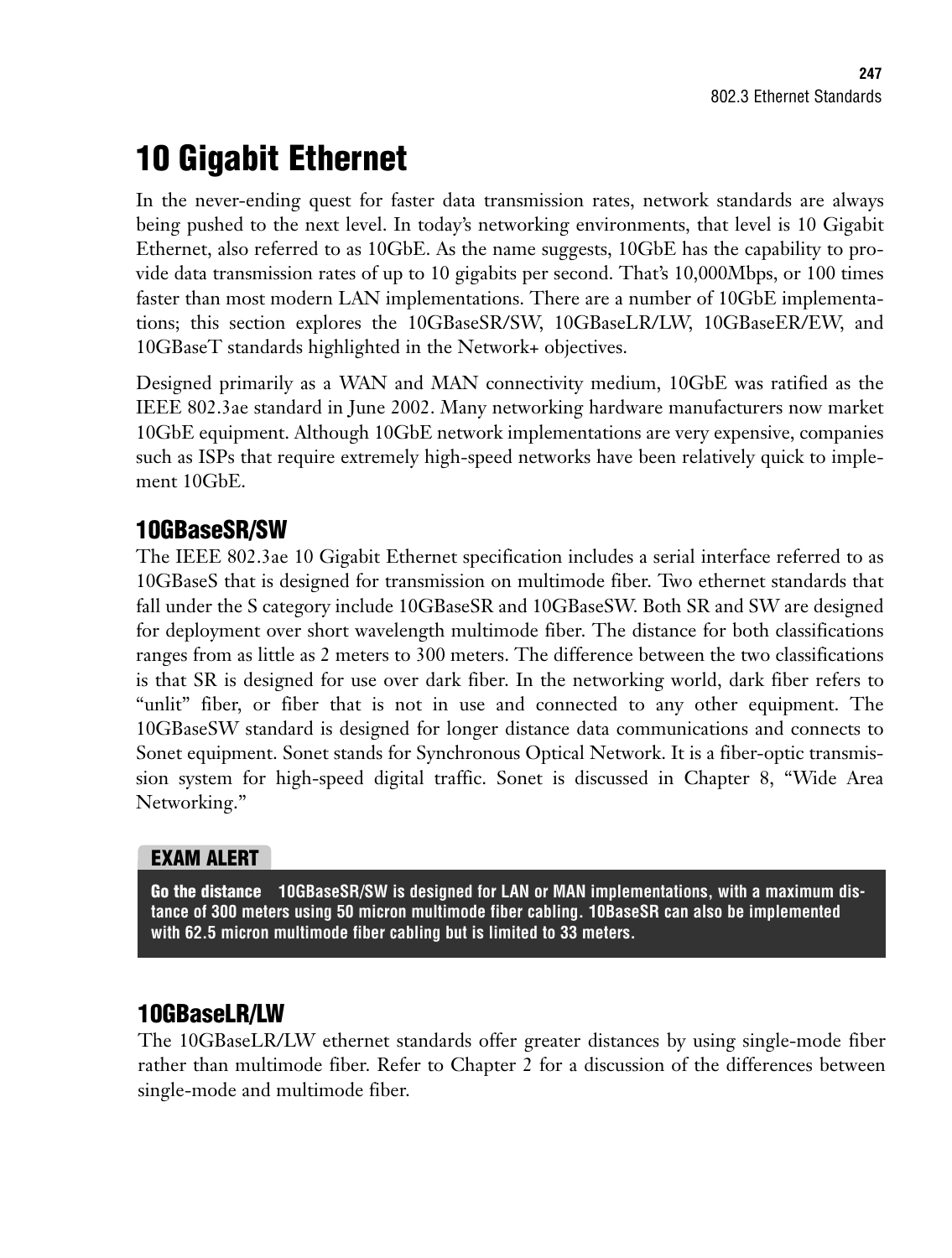# 10 Gigabit Ethernet

In the never-ending quest for faster data transmission rates, network standards are always being pushed to the next level. In today's networking environments, that level is 10 Gigabit Ethernet, also referred to as 10GbE. As the name suggests, 10GbE has the capability to provide data transmission rates of up to 10 gigabits per second. That's 10,000Mbps, or 100 times faster than most modern LAN implementations. There are a number of 10GbE implementations; this section explores the 10GBaseSR/SW, 10GBaseLR/LW, 10GBaseER/EW, and 10GBaseT standards highlighted in the Network+ objectives.

Designed primarily as a WAN and MAN connectivity medium, 10GbE was ratified as the IEEE 802.3ae standard in June 2002. Many networking hardware manufacturers now market 10GbE equipment. Although 10GbE network implementations are very expensive, companies such as ISPs that require extremely high-speed networks have been relatively quick to implement 10GbE.

## 10GBaseSR/SW

The IEEE 802.3ae 10 Gigabit Ethernet specification includes a serial interface referred to as 10GBaseS that is designed for transmission on multimode fiber. Two ethernet standards that fall under the S category include 10GBaseSR and 10GBaseSW. Both SR and SW are designed for deployment over short wavelength multimode fiber. The distance for both classifications ranges from as little as 2 meters to 300 meters. The difference between the two classifications is that SR is designed for use over dark fiber. In the networking world, dark fiber refers to "unlit" fiber, or fiber that is not in use and connected to any other equipment. The 10GBaseSW standard is designed for longer distance data communications and connects to Sonet equipment. Sonet stands for Synchronous Optical Network. It is a fiber-optic transmission system for high-speed digital traffic. Sonet is discussed in Chapter 8, "Wide Area Networking."

> **EXAM ALERT**
>
> **Go the distance** 10GBaseSR/SW is designed for LAN or MAN implementations, with a maximum distance of 300 meters using 50 micron multimode fiber cabling. 10BaseSR can also be implemented with 62.5 micron multimode fiber cabling but is limited to 33 meters.

## 10GBaseLR/LW

The 10GBaseLR/LW ethernet standards offer greater distances by using single-mode fiber rather than multimode fiber. Refer to Chapter 2 for a discussion of the differences between single-mode and multimode fiber.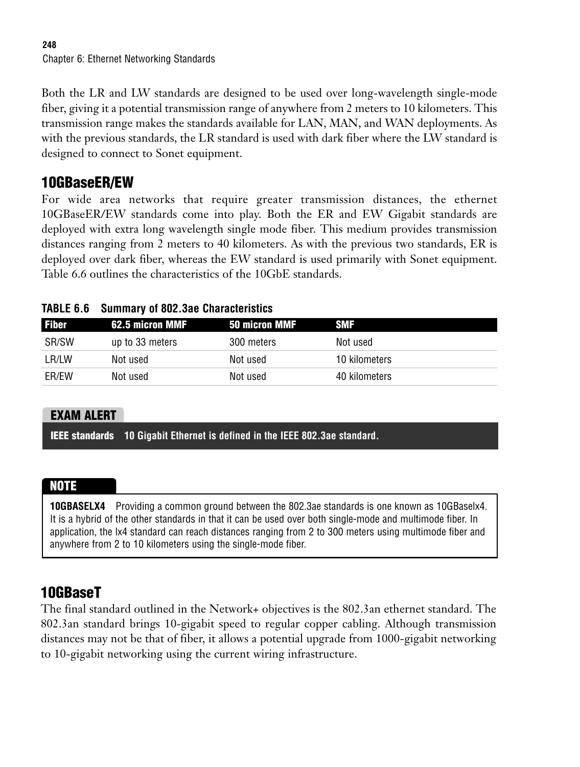Both the LR and LW standards are designed to be used over long-wavelength single-mode fiber, giving it a potential transmission range of anywhere from 2 meters to 10 kilometers. This transmission range makes the standards available for LAN, MAN, and WAN deployments. As with the previous standards, the LR standard is used with dark fiber where the LW standard is designed to connect to Sonet equipment.

## 10GBaseER/EW

For wide area networks that require greater transmission distances, the ethernet 10GBaseER/EW standards come into play. Both the ER and EW Gigabit standards are deployed with extra long wavelength single mode fiber. This medium provides transmission distances ranging from 2 meters to 40 kilometers. As with the previous two standards, ER is deployed over dark fiber, whereas the EW standard is used primarily with Sonet equipment. Table 6.6 outlines the characteristics of the 10GbE standards.

**TABLE 6.6 Summary of 802.3ae Characteristics**

| Fiber | 62.5 micron MMF | 50 micron MMF | SMF |
|---|---|---|---|
| SR/SW | up to 33 meters | 300 meters | Not used |
| LR/LW | Not used | Not used | 10 kilometers |
| ER/EW | Not used | Not used | 40 kilometers |

**EXAM ALERT**

**IEEE standards** 10 Gigabit Ethernet is defined in the IEEE 802.3ae standard.

**NOTE**

**10GBASELX4** Providing a common ground between the 802.3ae standards is one known as 10GBaselx4. It is a hybrid of the other standards in that it can be used over both single-mode and multimode fiber. In application, the lx4 standard can reach distances ranging from 2 to 300 meters using multimode fiber and anywhere from 2 to 10 kilometers using the single-mode fiber.

## 10GBaseT

The final standard outlined in the Network+ objectives is the 802.3an ethernet standard. The 802.3an standard brings 10-gigabit speed to regular copper cabling. Although transmission distances may not be that of fiber, it allows a potential upgrade from 1000-gigabit networking to 10-gigabit networking using the current wiring infrastructure.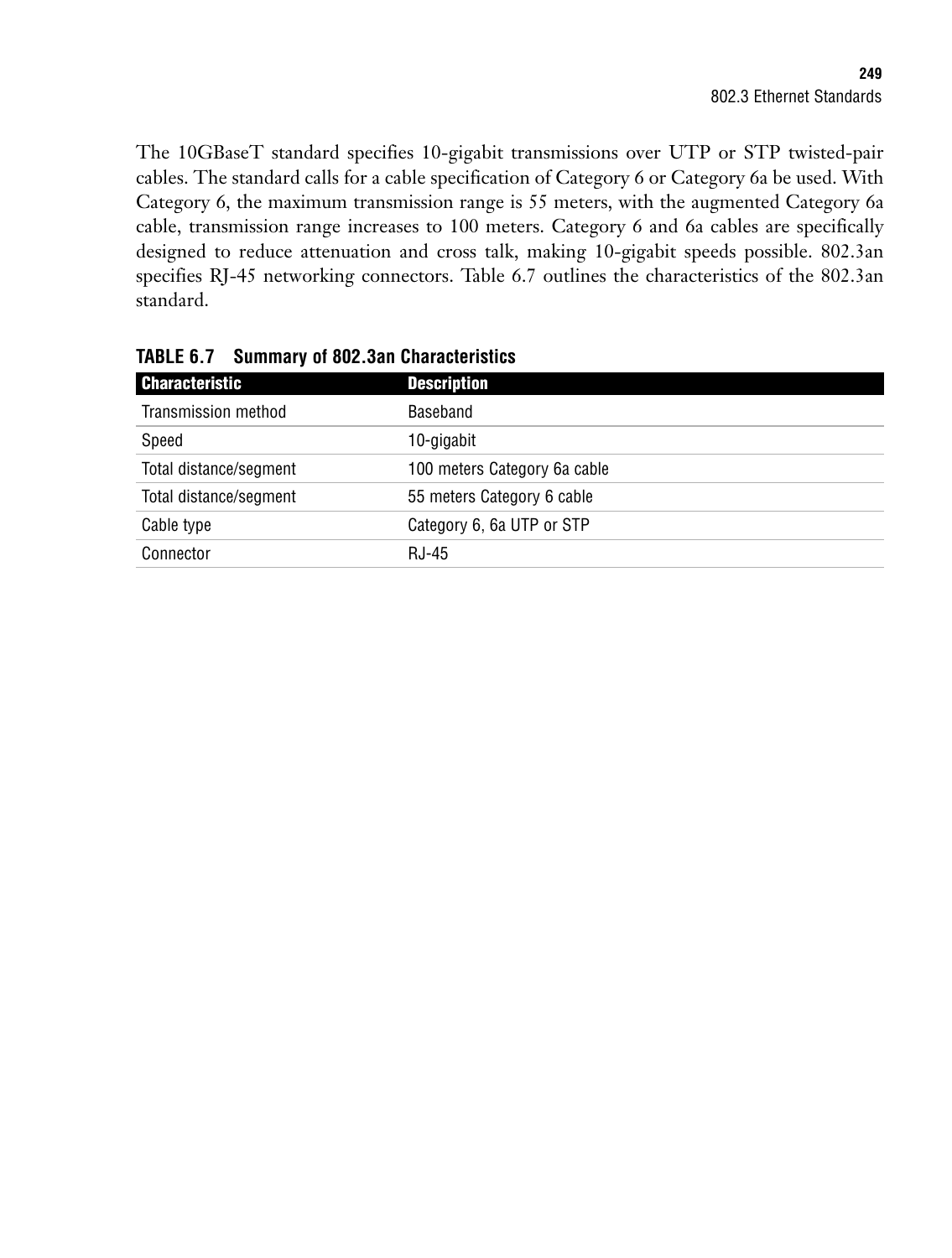The 10GBaseT standard specifies 10-gigabit transmissions over UTP or STP twisted-pair cables. The standard calls for a cable specification of Category 6 or Category 6a be used. With Category 6, the maximum transmission range is 55 meters, with the augmented Category 6a cable, transmission range increases to 100 meters. Category 6 and 6a cables are specifically designed to reduce attenuation and cross talk, making 10-gigabit speeds possible. 802.3an specifies RJ-45 networking connectors. Table 6.7 outlines the characteristics of the 802.3an standard.

**TABLE 6.7 Summary of 802.3an Characteristics**

| Characteristic | Description |
| --- | --- |
| Transmission method | Baseband |
| Speed | 10-gigabit |
| Total distance/segment | 100 meters Category 6a cable |
| Total distance/segment | 55 meters Category 6 cable |
| Cable type | Category 6, 6a UTP or STP |
| Connector | RJ-45 |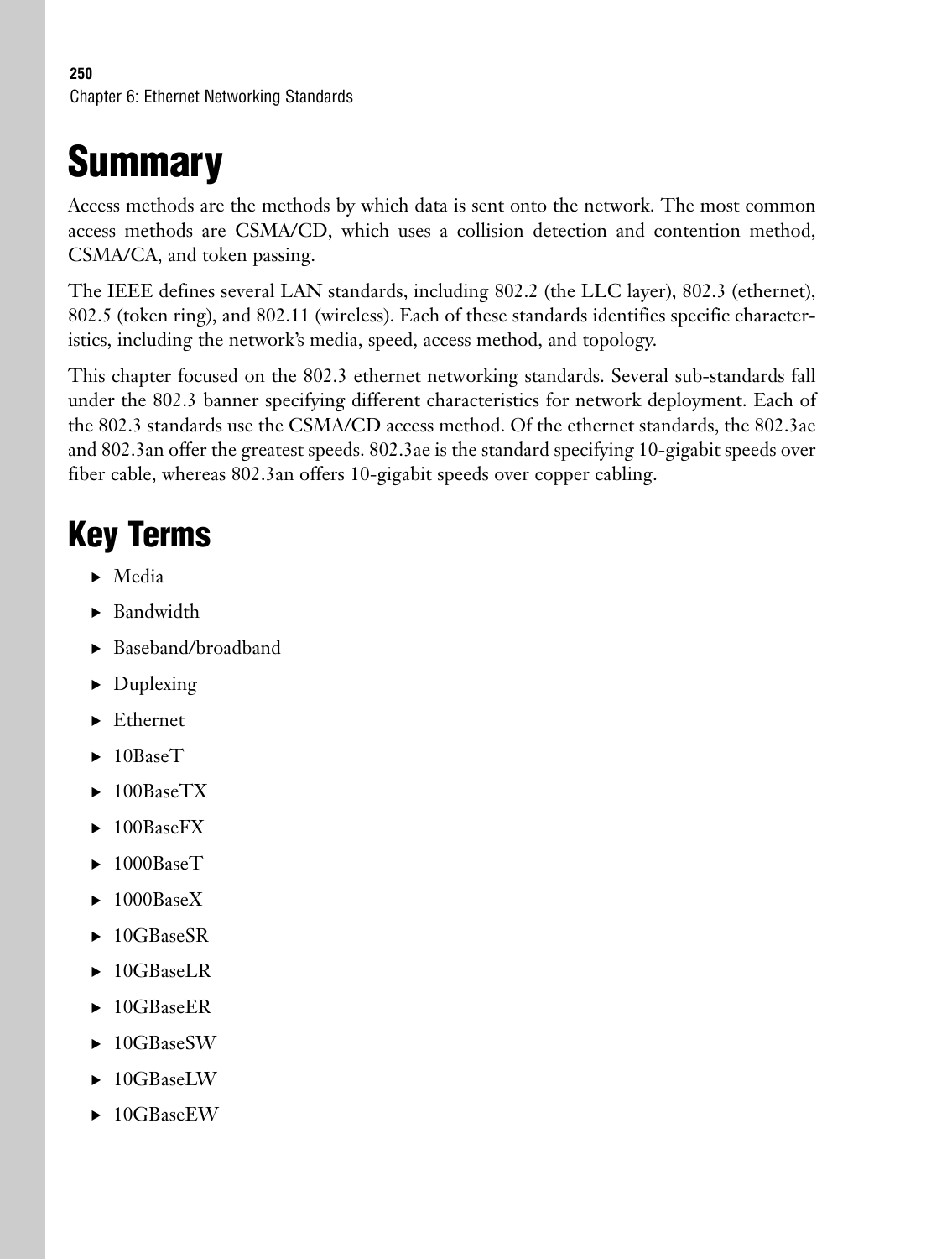# Summary

Access methods are the methods by which data is sent onto the network. The most common access methods are CSMA/CD, which uses a collision detection and contention method, CSMA/CA, and token passing.

The IEEE defines several LAN standards, including 802.2 (the LLC layer), 802.3 (ethernet), 802.5 (token ring), and 802.11 (wireless). Each of these standards identifies specific characteristics, including the network's media, speed, access method, and topology.

This chapter focused on the 802.3 ethernet networking standards. Several sub-standards fall under the 802.3 banner specifying different characteristics for network deployment. Each of the 802.3 standards use the CSMA/CD access method. Of the ethernet standards, the 802.3ae and 802.3an offer the greatest speeds. 802.3ae is the standard specifying 10-gigabit speeds over fiber cable, whereas 802.3an offers 10-gigabit speeds over copper cabling.

## Key Terms

- Media
- Bandwidth
- Baseband/broadband
- Duplexing
- Ethernet
- 10BaseT
- 100BaseTX
- 100BaseFX
- 1000BaseT
- 1000BaseX
- 10GBaseSR
- 10GBaseLR
- 10GBaseER
- 10GBaseSW
- 10GBaseLW
- 10GBaseEW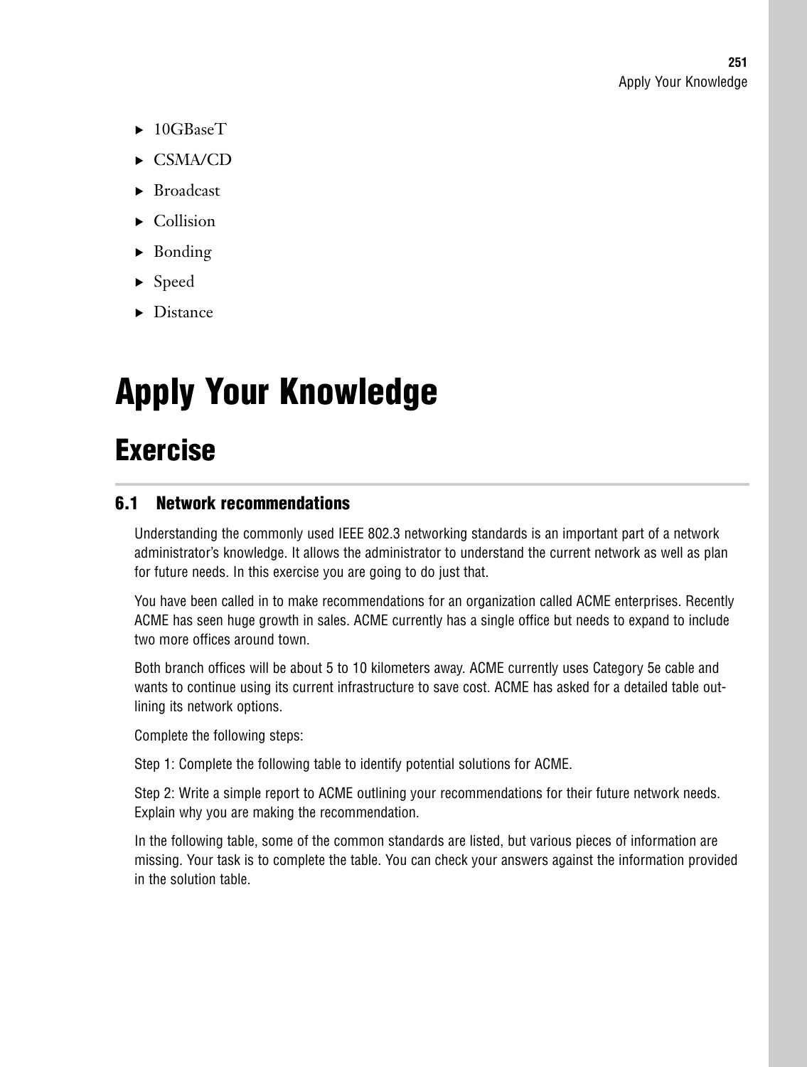- 10GBaseT
- CSMA/CD
- Broadcast
- Collision
- Bonding
- Speed
- Distance

# Apply Your Knowledge

## Exercise

### 6.1 Network recommendations

Understanding the commonly used IEEE 802.3 networking standards is an important part of a network administrator's knowledge. It allows the administrator to understand the current network as well as plan for future needs. In this exercise you are going to do just that.

You have been called in to make recommendations for an organization called ACME enterprises. Recently ACME has seen huge growth in sales. ACME currently has a single office but needs to expand to include two more offices around town.

Both branch offices will be about 5 to 10 kilometers away. ACME currently uses Category 5e cable and wants to continue using its current infrastructure to save cost. ACME has asked for a detailed table outlining its network options.

Complete the following steps:

Step 1: Complete the following table to identify potential solutions for ACME.

Step 2: Write a simple report to ACME outlining your recommendations for their future network needs. Explain why you are making the recommendation.

In the following table, some of the common standards are listed, but various pieces of information are missing. Your task is to complete the table. You can check your answers against the information provided in the solution table.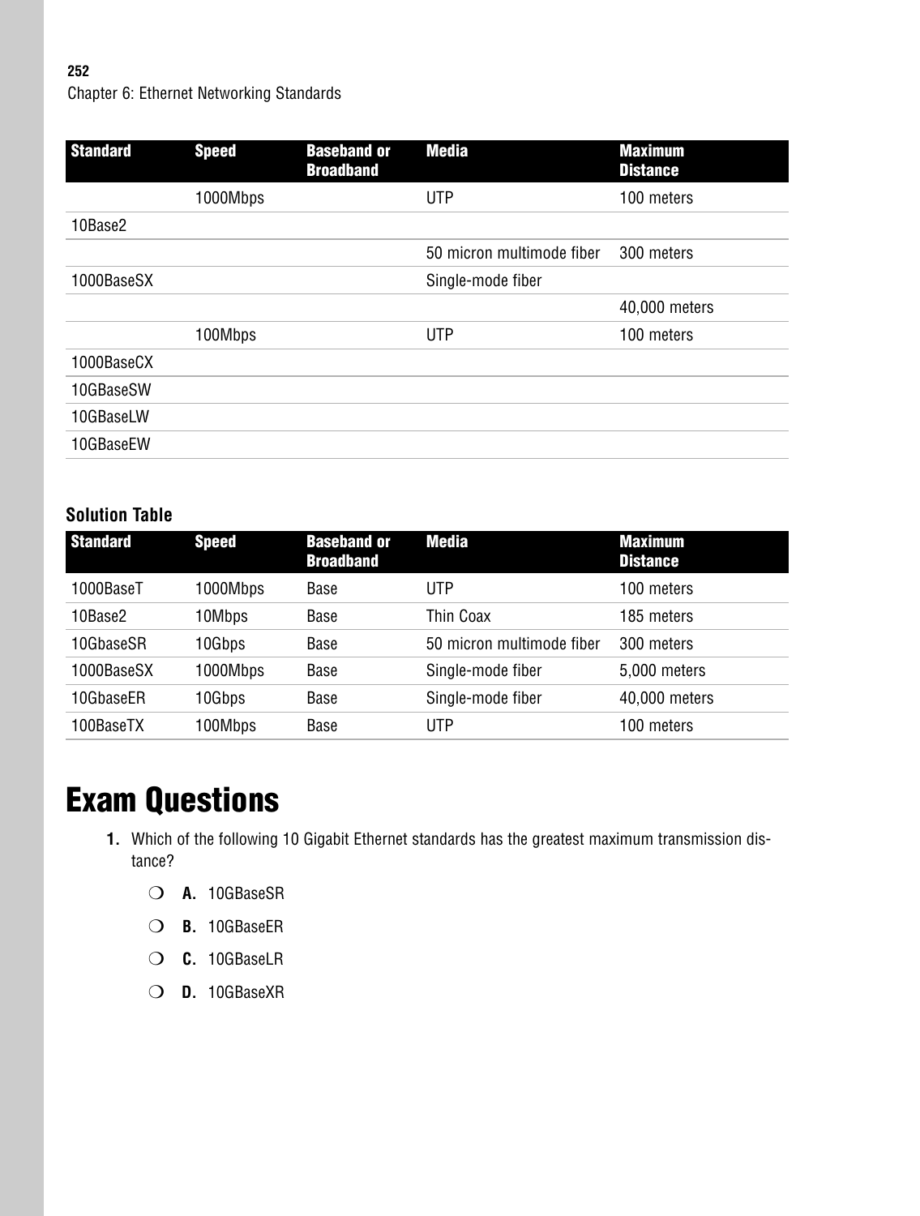| Standard | Speed | Baseband or Broadband | Media | Maximum Distance |
|---|---|---|---|---|
| | 1000Mbps | | UTP | 100 meters |
| 10Base2 | | | | |
| | | | 50 micron multimode fiber | 300 meters |
| 1000BaseSX | | | Single-mode fiber | |
| | | | | 40,000 meters |
| | 100Mbps | | UTP | 100 meters |
| 1000BaseCX | | | | |
| 10GBaseSW | | | | |
| 10GBaseLW | | | | |
| 10GBaseEW | | | | |

### Solution Table

| Standard | Speed | Baseband or Broadband | Media | Maximum Distance |
|---|---|---|---|---|
| 1000BaseT | 1000Mbps | Base | UTP | 100 meters |
| 10Base2 | 10Mbps | Base | Thin Coax | 185 meters |
| 10GbaseSR | 10Gbps | Base | 50 micron multimode fiber | 300 meters |
| 1000BaseSX | 1000Mbps | Base | Single-mode fiber | 5,000 meters |
| 10GbaseER | 10Gbps | Base | Single-mode fiber | 40,000 meters |
| 100BaseTX | 100Mbps | Base | UTP | 100 meters |

# Exam Questions

1. Which of the following 10 Gigabit Ethernet standards has the greatest maximum transmission distance?

   ❍ **A.** 10GBaseSR

   ❍ **B.** 10GBaseER

   ❍ **C.** 10GBaseLR

   ❍ **D.** 10GBaseXR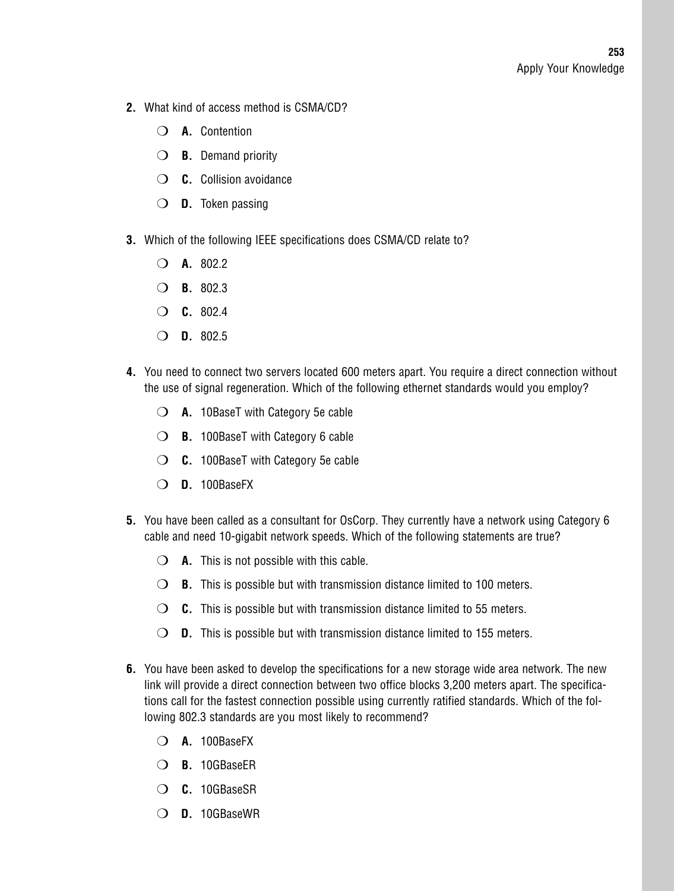**2.** What kind of access method is CSMA/CD?

❍ **A.** Contention

❍ **B.** Demand priority

❍ **C.** Collision avoidance

❍ **D.** Token passing

**3.** Which of the following IEEE specifications does CSMA/CD relate to?

❍ **A.** 802.2

❍ **B.** 802.3

❍ **C.** 802.4

❍ **D.** 802.5

**4.** You need to connect two servers located 600 meters apart. You require a direct connection without the use of signal regeneration. Which of the following ethernet standards would you employ?

❍ **A.** 10BaseT with Category 5e cable

❍ **B.** 100BaseT with Category 6 cable

❍ **C.** 100BaseT with Category 5e cable

❍ **D.** 100BaseFX

**5.** You have been called as a consultant for OsCorp. They currently have a network using Category 6 cable and need 10-gigabit network speeds. Which of the following statements are true?

❍ **A.** This is not possible with this cable.

❍ **B.** This is possible but with transmission distance limited to 100 meters.

❍ **C.** This is possible but with transmission distance limited to 55 meters.

❍ **D.** This is possible but with transmission distance limited to 155 meters.

**6.** You have been asked to develop the specifications for a new storage wide area network. The new link will provide a direct connection between two office blocks 3,200 meters apart. The specifications call for the fastest connection possible using currently ratified standards. Which of the following 802.3 standards are you most likely to recommend?

❍ **A.** 100BaseFX

❍ **B.** 10GBaseER

❍ **C.** 10GBaseSR

❍ **D.** 10GBaseWR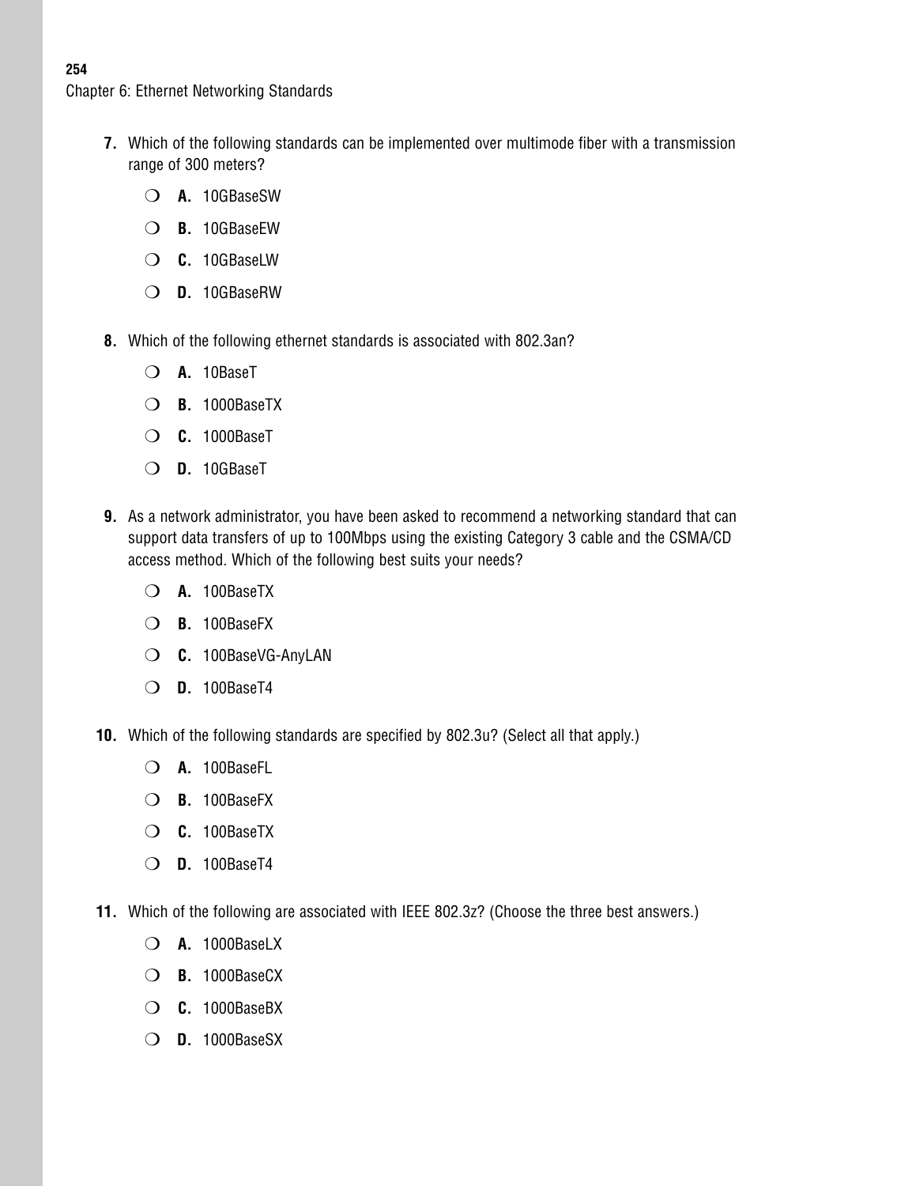7. Which of the following standards can be implemented over multimode fiber with a transmission range of 300 meters?

   ❍ **A.** 10GBaseSW

   ❍ **B.** 10GBaseEW

   ❍ **C.** 10GBaseLW

   ❍ **D.** 10GBaseRW

8. Which of the following ethernet standards is associated with 802.3an?

   ❍ **A.** 10BaseT

   ❍ **B.** 1000BaseTX

   ❍ **C.** 1000BaseT

   ❍ **D.** 10GBaseT

9. As a network administrator, you have been asked to recommend a networking standard that can support data transfers of up to 100Mbps using the existing Category 3 cable and the CSMA/CD access method. Which of the following best suits your needs?

   ❍ **A.** 100BaseTX

   ❍ **B.** 100BaseFX

   ❍ **C.** 100BaseVG-AnyLAN

   ❍ **D.** 100BaseT4

10. Which of the following standards are specified by 802.3u? (Select all that apply.)

    ❍ **A.** 100BaseFL

    ❍ **B.** 100BaseFX

    ❍ **C.** 100BaseTX

    ❍ **D.** 100BaseT4

11. Which of the following are associated with IEEE 802.3z? (Choose the three best answers.)

    ❍ **A.** 1000BaseLX

    ❍ **B.** 1000BaseCX

    ❍ **C.** 1000BaseBX

    ❍ **D.** 1000BaseSX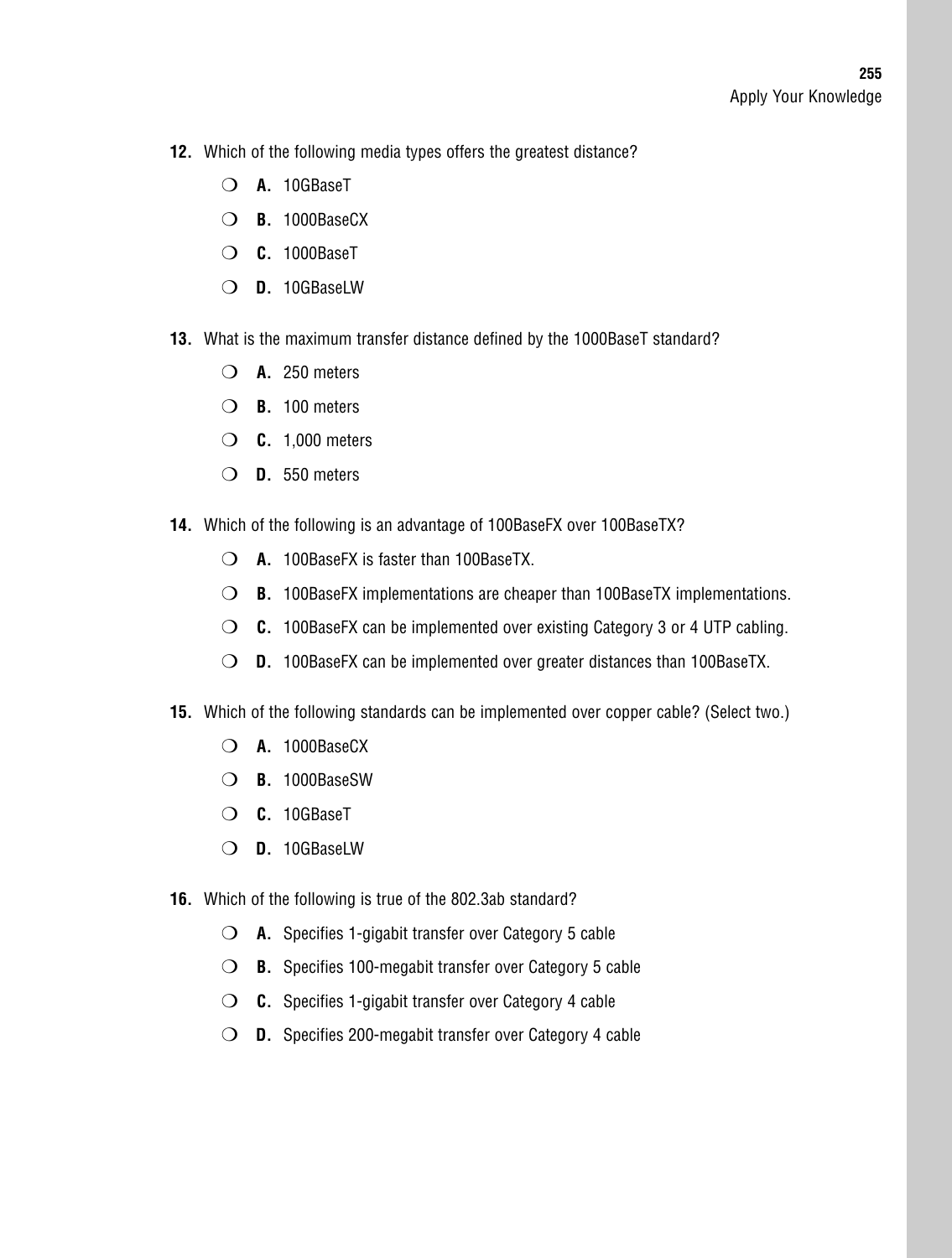12. Which of the following media types offers the greatest distance?

   ❍ **A.** 10GBaseT

   ❍ **B.** 1000BaseCX

   ❍ **C.** 1000BaseT

   ❍ **D.** 10GBaseLW

13. What is the maximum transfer distance defined by the 1000BaseT standard?

   ❍ **A.** 250 meters

   ❍ **B.** 100 meters

   ❍ **C.** 1,000 meters

   ❍ **D.** 550 meters

14. Which of the following is an advantage of 100BaseFX over 100BaseTX?

   ❍ **A.** 100BaseFX is faster than 100BaseTX.

   ❍ **B.** 100BaseFX implementations are cheaper than 100BaseTX implementations.

   ❍ **C.** 100BaseFX can be implemented over existing Category 3 or 4 UTP cabling.

   ❍ **D.** 100BaseFX can be implemented over greater distances than 100BaseTX.

15. Which of the following standards can be implemented over copper cable? (Select two.)

   ❍ **A.** 1000BaseCX

   ❍ **B.** 1000BaseSW

   ❍ **C.** 10GBaseT

   ❍ **D.** 10GBaseLW

16. Which of the following is true of the 802.3ab standard?

   ❍ **A.** Specifies 1-gigabit transfer over Category 5 cable

   ❍ **B.** Specifies 100-megabit transfer over Category 5 cable

   ❍ **C.** Specifies 1-gigabit transfer over Category 4 cable

   ❍ **D.** Specifies 200-megabit transfer over Category 4 cable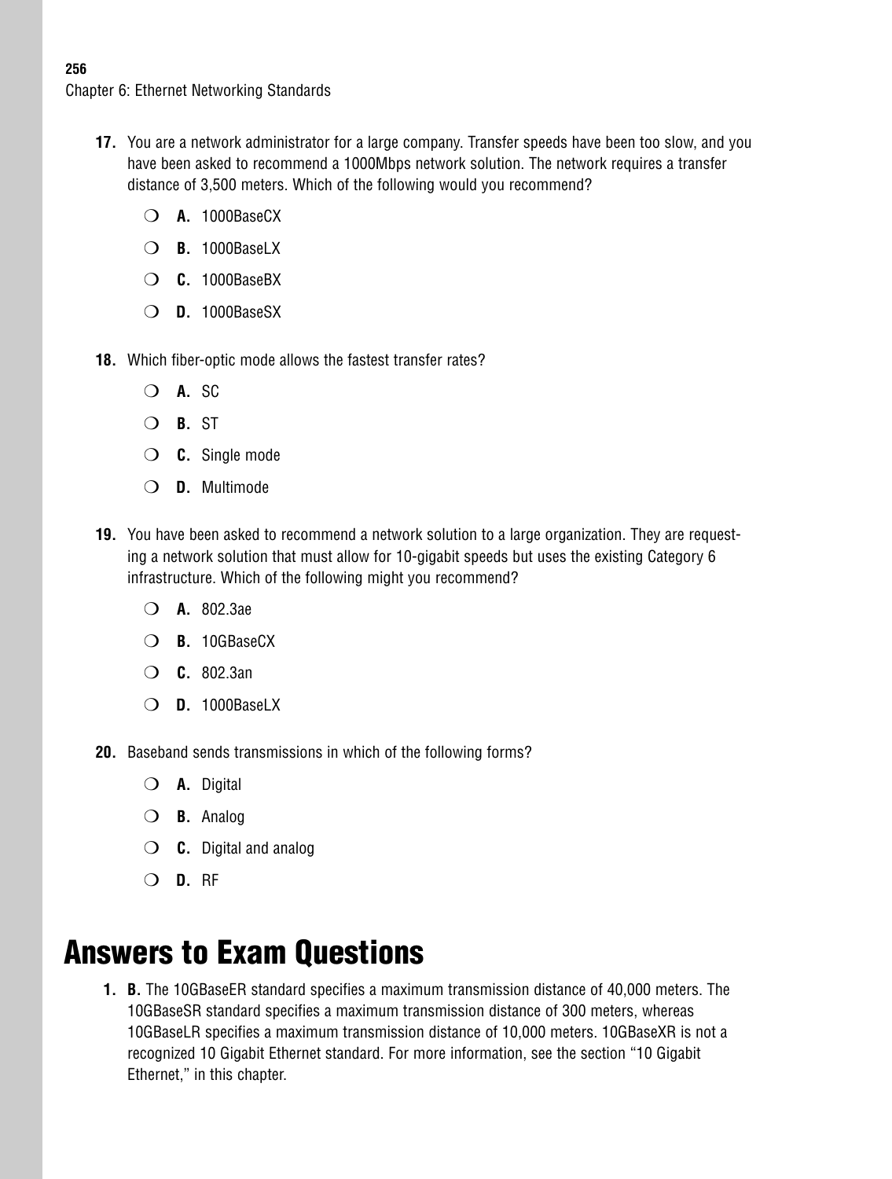**17.** You are a network administrator for a large company. Transfer speeds have been too slow, and you have been asked to recommend a 1000Mbps network solution. The network requires a transfer distance of 3,500 meters. Which of the following would you recommend?

- ❍ **A.** 1000BaseCX
- ❍ **B.** 1000BaseLX
- ❍ **C.** 1000BaseBX
- ❍ **D.** 1000BaseSX

**18.** Which fiber-optic mode allows the fastest transfer rates?

- ❍ **A.** SC
- ❍ **B.** ST
- ❍ **C.** Single mode
- ❍ **D.** Multimode

**19.** You have been asked to recommend a network solution to a large organization. They are requesting a network solution that must allow for 10-gigabit speeds but uses the existing Category 6 infrastructure. Which of the following might you recommend?

- ❍ **A.** 802.3ae
- ❍ **B.** 10GBaseCX
- ❍ **C.** 802.3an
- ❍ **D.** 1000BaseLX

**20.** Baseband sends transmissions in which of the following forms?

- ❍ **A.** Digital
- ❍ **B.** Analog
- ❍ **C.** Digital and analog
- ❍ **D.** RF

# Answers to Exam Questions

**1. B.** The 10GBaseER standard specifies a maximum transmission distance of 40,000 meters. The 10GBaseSR standard specifies a maximum transmission distance of 300 meters, whereas 10GBaseLR specifies a maximum transmission distance of 10,000 meters. 10GBaseXR is not a recognized 10 Gigabit Ethernet standard. For more information, see the section "10 Gigabit Ethernet," in this chapter.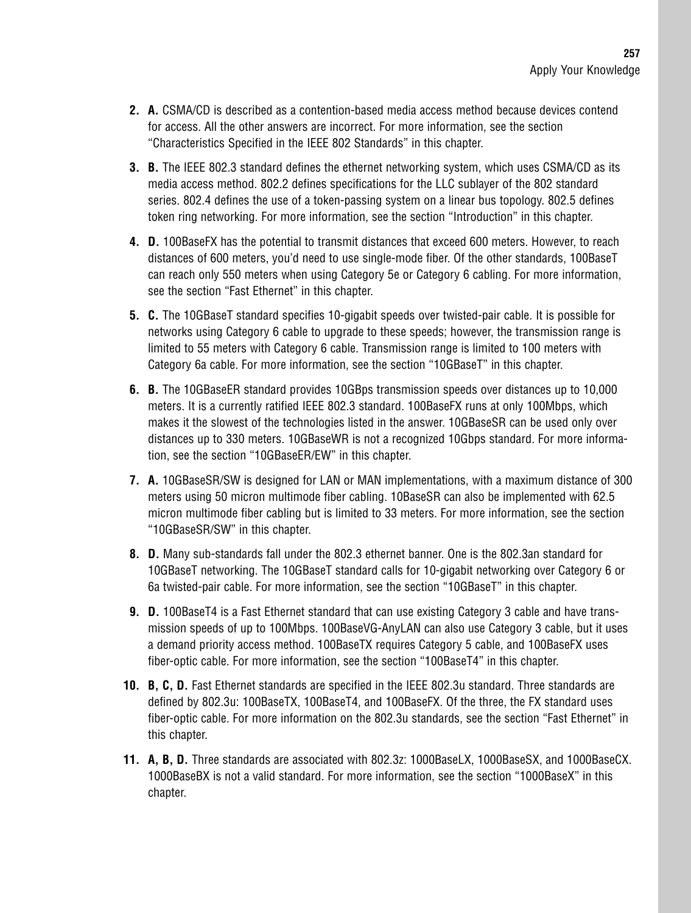2. **A.** CSMA/CD is described as a contention-based media access method because devices contend for access. All the other answers are incorrect. For more information, see the section "Characteristics Specified in the IEEE 802 Standards" in this chapter.

3. **B.** The IEEE 802.3 standard defines the ethernet networking system, which uses CSMA/CD as its media access method. 802.2 defines specifications for the LLC sublayer of the 802 standard series. 802.4 defines the use of a token-passing system on a linear bus topology. 802.5 defines token ring networking. For more information, see the section "Introduction" in this chapter.

4. **D.** 100BaseFX has the potential to transmit distances that exceed 600 meters. However, to reach distances of 600 meters, you'd need to use single-mode fiber. Of the other standards, 100BaseT can reach only 550 meters when using Category 5e or Category 6 cabling. For more information, see the section "Fast Ethernet" in this chapter.

5. **C.** The 10GBaseT standard specifies 10-gigabit speeds over twisted-pair cable. It is possible for networks using Category 6 cable to upgrade to these speeds; however, the transmission range is limited to 55 meters with Category 6 cable. Transmission range is limited to 100 meters with Category 6a cable. For more information, see the section "10GBaseT" in this chapter.

6. **B.** The 10GBaseER standard provides 10GBps transmission speeds over distances up to 10,000 meters. It is a currently ratified IEEE 802.3 standard. 100BaseFX runs at only 100Mbps, which makes it the slowest of the technologies listed in the answer. 10GBaseSR can be used only over distances up to 330 meters. 10GBaseWR is not a recognized 10Gbps standard. For more information, see the section "10GBaseER/EW" in this chapter.

7. **A.** 10GBaseSR/SW is designed for LAN or MAN implementations, with a maximum distance of 300 meters using 50 micron multimode fiber cabling. 10BaseSR can also be implemented with 62.5 micron multimode fiber cabling but is limited to 33 meters. For more information, see the section "10GBaseSR/SW" in this chapter.

8. **D.** Many sub-standards fall under the 802.3 ethernet banner. One is the 802.3an standard for 10GBaseT networking. The 10GBaseT standard calls for 10-gigabit networking over Category 6 or 6a twisted-pair cable. For more information, see the section "10GBaseT" in this chapter.

9. **D.** 100BaseT4 is a Fast Ethernet standard that can use existing Category 3 cable and have transmission speeds of up to 100Mbps. 100BaseVG-AnyLAN can also use Category 3 cable, but it uses a demand priority access method. 100BaseTX requires Category 5 cable, and 100BaseFX uses fiber-optic cable. For more information, see the section "100BaseT4" in this chapter.

10. **B, C, D.** Fast Ethernet standards are specified in the IEEE 802.3u standard. Three standards are defined by 802.3u: 100BaseTX, 100BaseT4, and 100BaseFX. Of the three, the FX standard uses fiber-optic cable. For more information on the 802.3u standards, see the section "Fast Ethernet" in this chapter.

11. **A, B, D.** Three standards are associated with 802.3z: 1000BaseLX, 1000BaseSX, and 1000BaseCX. 1000BaseBX is not a valid standard. For more information, see the section "1000BaseX" in this chapter.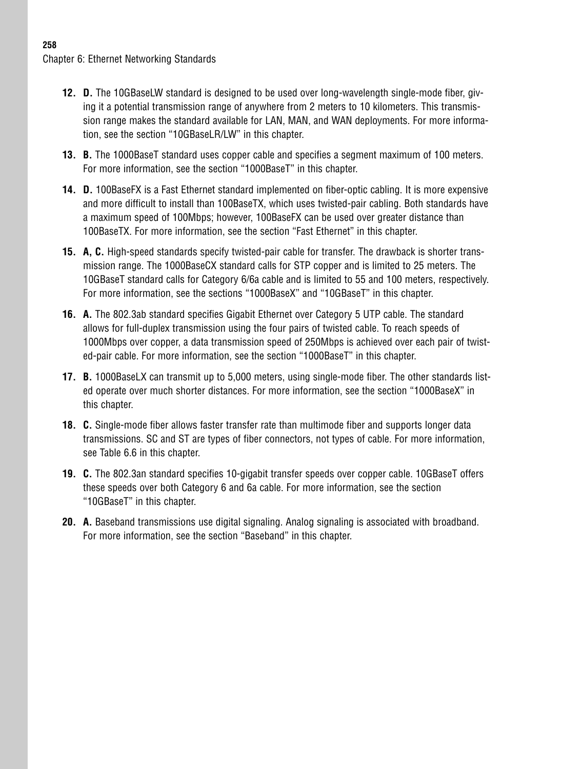12. **D.** The 10GBaseLW standard is designed to be used over long-wavelength single-mode fiber, giving it a potential transmission range of anywhere from 2 meters to 10 kilometers. This transmission range makes the standard available for LAN, MAN, and WAN deployments. For more information, see the section "10GBaseLR/LW" in this chapter.

13. **B.** The 1000BaseT standard uses copper cable and specifies a segment maximum of 100 meters. For more information, see the section "1000BaseT" in this chapter.

14. **D.** 100BaseFX is a Fast Ethernet standard implemented on fiber-optic cabling. It is more expensive and more difficult to install than 100BaseTX, which uses twisted-pair cabling. Both standards have a maximum speed of 100Mbps; however, 100BaseFX can be used over greater distance than 100BaseTX. For more information, see the section "Fast Ethernet" in this chapter.

15. **A, C.** High-speed standards specify twisted-pair cable for transfer. The drawback is shorter transmission range. The 1000BaseCX standard calls for STP copper and is limited to 25 meters. The 10GBaseT standard calls for Category 6/6a cable and is limited to 55 and 100 meters, respectively. For more information, see the sections "1000BaseX" and "10GBaseT" in this chapter.

16. **A.** The 802.3ab standard specifies Gigabit Ethernet over Category 5 UTP cable. The standard allows for full-duplex transmission using the four pairs of twisted cable. To reach speeds of 1000Mbps over copper, a data transmission speed of 250Mbps is achieved over each pair of twisted-pair cable. For more information, see the section "1000BaseT" in this chapter.

17. **B.** 1000BaseLX can transmit up to 5,000 meters, using single-mode fiber. The other standards listed operate over much shorter distances. For more information, see the section "1000BaseX" in this chapter.

18. **C.** Single-mode fiber allows faster transfer rate than multimode fiber and supports longer data transmissions. SC and ST are types of fiber connectors, not types of cable. For more information, see Table 6.6 in this chapter.

19. **C.** The 802.3an standard specifies 10-gigabit transfer speeds over copper cable. 10GBaseT offers these speeds over both Category 6 and 6a cable. For more information, see the section "10GBaseT" in this chapter.

20. **A.** Baseband transmissions use digital signaling. Analog signaling is associated with broadband. For more information, see the section "Baseband" in this chapter.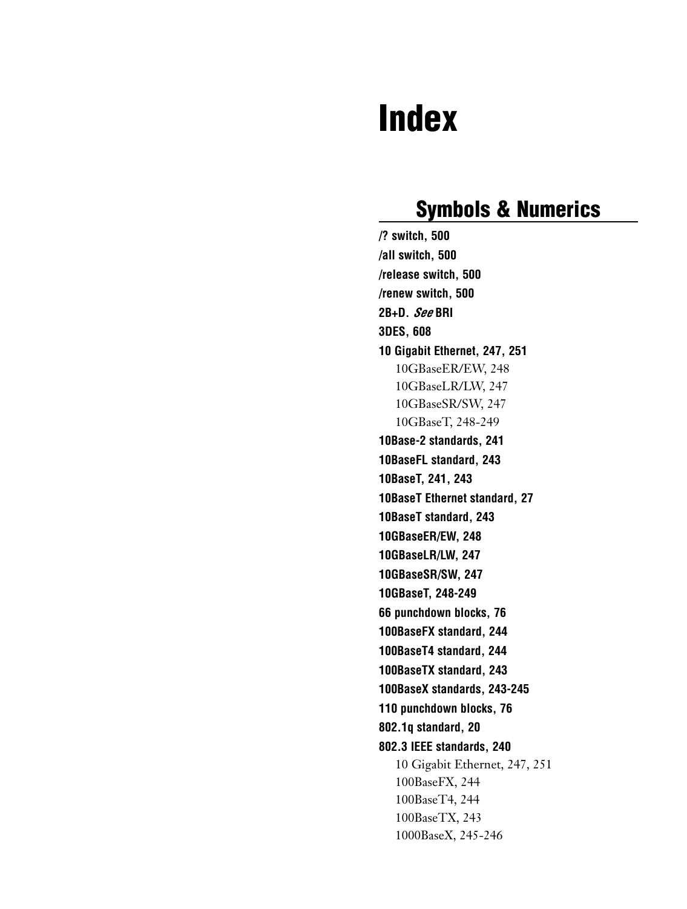# Index

## Symbols & Numerics

**/? switch, 500**

**/all switch, 500**

**/release switch, 500**

**/renew switch, 500**

**2B+D. *See* BRI**

**3DES, 608**

**10 Gigabit Ethernet, 247, 251**

- 10GBaseER/EW, 248
- 10GBaseLR/LW, 247
- 10GBaseSR/SW, 247
- 10GBaseT, 248-249

**10Base-2 standards, 241**

**10BaseFL standard, 243**

**10BaseT, 241, 243**

**10BaseT Ethernet standard, 27**

**10BaseT standard, 243**

**10GBaseER/EW, 248**

**10GBaseLR/LW, 247**

**10GBaseSR/SW, 247**

**10GBaseT, 248-249**

**66 punchdown blocks, 76**

**100BaseFX standard, 244**

**100BaseT4 standard, 244**

**100BaseTX standard, 243**

**100BaseX standards, 243-245**

**110 punchdown blocks, 76**

**802.1q standard, 20**

**802.3 IEEE standards, 240**

- 10 Gigabit Ethernet, 247, 251
- 100BaseFX, 244
- 100BaseT4, 244
- 100BaseTX, 243
- 1000BaseX, 245-246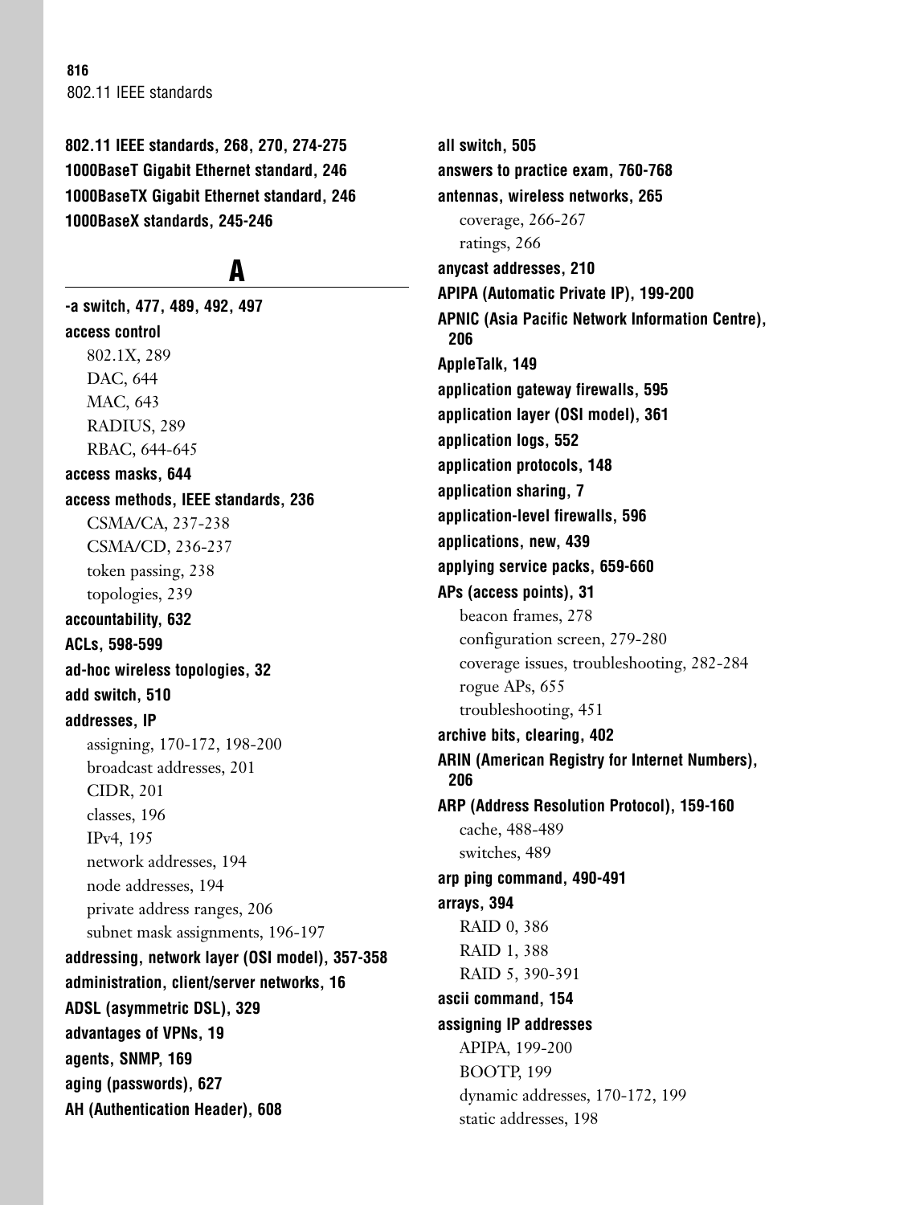**802.11 IEEE standards, 268, 270, 274-275**

**1000BaseT Gigabit Ethernet standard, 246**

**1000BaseTX Gigabit Ethernet standard, 246**

**1000BaseX standards, 245-246**

## A

**-a switch, 477, 489, 492, 497**

**access control**

- 802.1X, 289
- DAC, 644
- MAC, 643
- RADIUS, 289
- RBAC, 644-645

**access masks, 644**

**access methods, IEEE standards, 236**

- CSMA/CA, 237-238
- CSMA/CD, 236-237
- token passing, 238
- topologies, 239

**accountability, 632**

**ACLs, 598-599**

**ad-hoc wireless topologies, 32**

**add switch, 510**

**addresses, IP**

- assigning, 170-172, 198-200
- broadcast addresses, 201
- CIDR, 201
- classes, 196
- IPv4, 195
- network addresses, 194
- node addresses, 194
- private address ranges, 206
- subnet mask assignments, 196-197

**addressing, network layer (OSI model), 357-358**

**administration, client/server networks, 16**

**ADSL (asymmetric DSL), 329**

**advantages of VPNs, 19**

**agents, SNMP, 169**

**aging (passwords), 627**

**AH (Authentication Header), 608**

**all switch, 505**

**answers to practice exam, 760-768**

**antennas, wireless networks, 265**

- coverage, 266-267
- ratings, 266

**anycast addresses, 210**

**APIPA (Automatic Private IP), 199-200**

**APNIC (Asia Pacific Network Information Centre), 206**

**AppleTalk, 149**

**application gateway firewalls, 595**

**application layer (OSI model), 361**

**application logs, 552**

**application protocols, 148**

**application sharing, 7**

**application-level firewalls, 596**

**applications, new, 439**

**applying service packs, 659-660**

**APs (access points), 31**

- beacon frames, 278
- configuration screen, 279-280
- coverage issues, troubleshooting, 282-284
- rogue APs, 655
- troubleshooting, 451

**archive bits, clearing, 402**

**ARIN (American Registry for Internet Numbers), 206**

**ARP (Address Resolution Protocol), 159-160**

- cache, 488-489
- switches, 489

**arp ping command, 490-491**

**arrays, 394**

- RAID 0, 386
- RAID 1, 388
- RAID 5, 390-391

**ascii command, 154**

**assigning IP addresses**

- APIPA, 199-200
- BOOTP, 199
- dynamic addresses, 170-172, 199
- static addresses, 198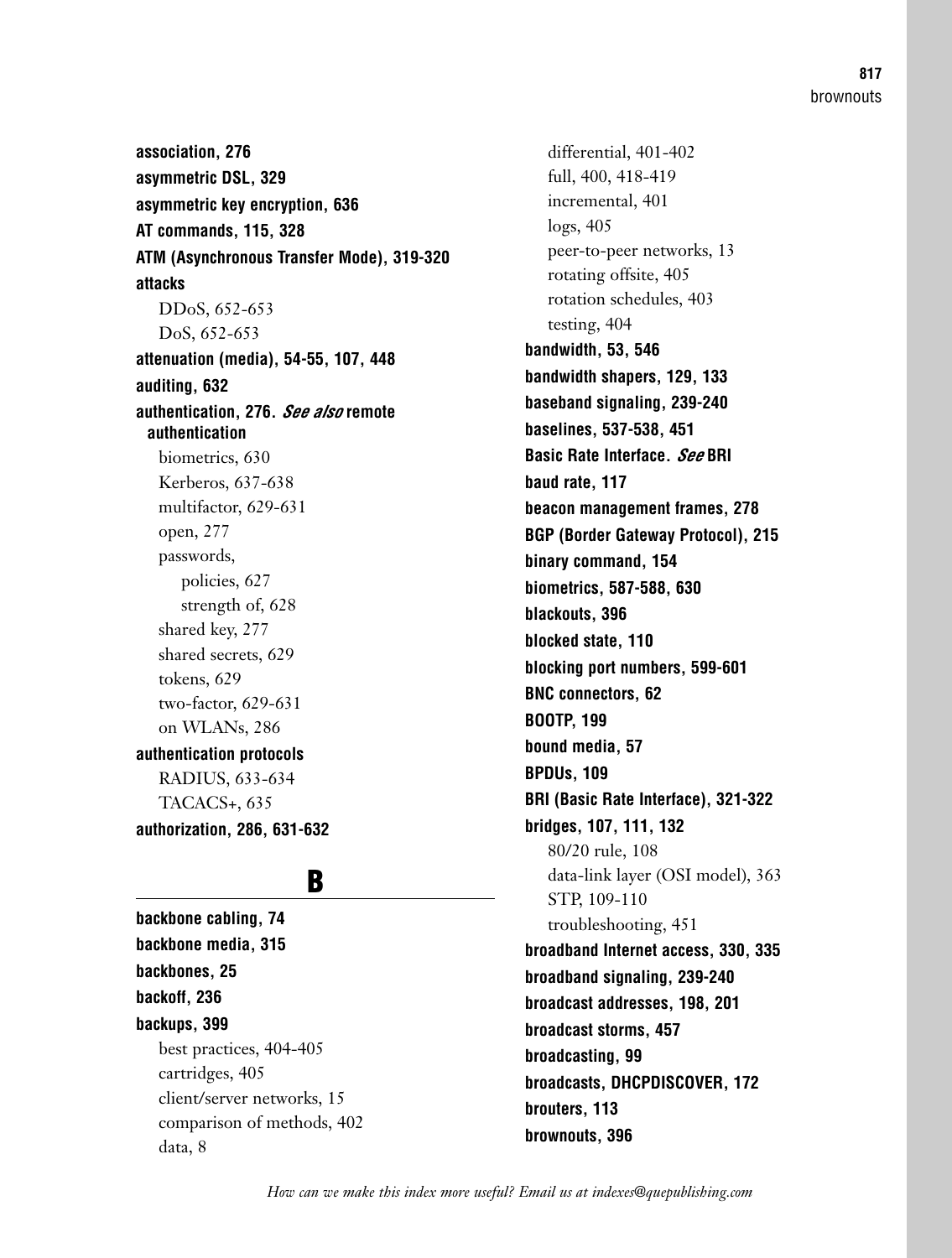**association, 276**

**asymmetric DSL, 329**

**asymmetric key encryption, 636**

**AT commands, 115, 328**

**ATM (Asynchronous Transfer Mode), 319-320**

**attacks**

- DDoS, 652-653
- DoS, 652-653

**attenuation (media), 54-55, 107, 448**

**auditing, 632**

**authentication, 276.** ***See also*** **remote authentication**

- biometrics, 630
- Kerberos, 637-638
- multifactor, 629-631
- open, 277
- passwords,
  - policies, 627
  - strength of, 628
- shared key, 277
- shared secrets, 629
- tokens, 629
- two-factor, 629-631
- on WLANs, 286

**authentication protocols**

- RADIUS, 633-634
- TACACS+, 635

**authorization, 286, 631-632**

## B

**backbone cabling, 74**

**backbone media, 315**

**backbones, 25**

**backoff, 236**

**backups, 399**

- best practices, 404-405
- cartridges, 405
- client/server networks, 15
- comparison of methods, 402
- data, 8
- differential, 401-402
- full, 400, 418-419
- incremental, 401
- logs, 405
- peer-to-peer networks, 13
- rotating offsite, 405
- rotation schedules, 403
- testing, 404

**bandwidth, 53, 546**

**bandwidth shapers, 129, 133**

**baseband signaling, 239-240**

**baselines, 537-538, 451**

**Basic Rate Interface.** ***See*** **BRI**

**baud rate, 117**

**beacon management frames, 278**

**BGP (Border Gateway Protocol), 215**

**binary command, 154**

**biometrics, 587-588, 630**

**blackouts, 396**

**blocked state, 110**

**blocking port numbers, 599-601**

**BNC connectors, 62**

**BOOTP, 199**

**bound media, 57**

**BPDUs, 109**

**BRI (Basic Rate Interface), 321-322**

**bridges, 107, 111, 132**

- 80/20 rule, 108
- data-link layer (OSI model), 363
- STP, 109-110
- troubleshooting, 451

**broadband Internet access, 330, 335**

**broadband signaling, 239-240**

**broadcast addresses, 198, 201**

**broadcast storms, 457**

**broadcasting, 99**

**broadcasts, DHCPDISCOVER, 172**

**brouters, 113**

**brownouts, 396**

*How can we make this index more useful? Email us at indexes@quepublishing.com*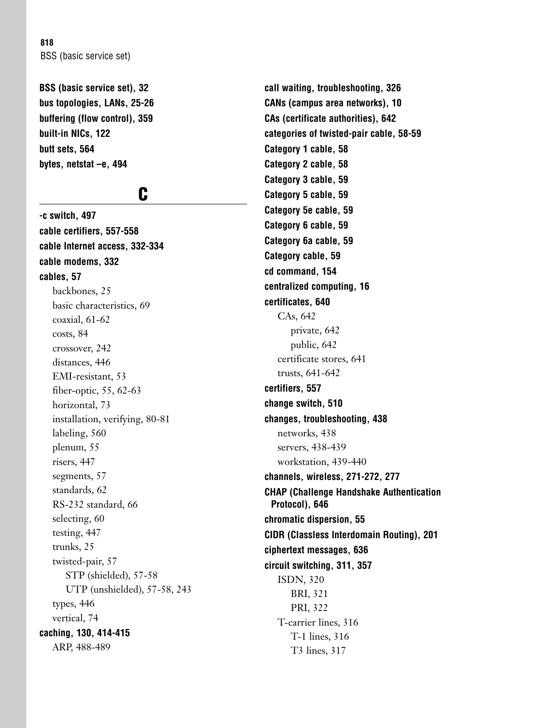**BSS (basic service set), 32**
**bus topologies, LANs, 25-26**
**buffering (flow control), 359**
**built-in NICs, 122**
**butt sets, 564**
**bytes, netstat –e, 494**

## C

**-c switch, 497**
**cable certifiers, 557-558**
**cable Internet access, 332-334**
**cable modems, 332**
**cables, 57**
- backbones, 25
- basic characteristics, 69
- coaxial, 61-62
- costs, 84
- crossover, 242
- distances, 446
- EMI-resistant, 53
- fiber-optic, 55, 62-63
- horizontal, 73
- installation, verifying, 80-81
- labeling, 560
- plenum, 55
- risers, 447
- segments, 57
- standards, 62
- RS-232 standard, 66
- selecting, 60
- testing, 447
- trunks, 25
- twisted-pair, 57
  - STP (shielded), 57-58
  - UTP (unshielded), 57-58, 243
- types, 446
- vertical, 74

**caching, 130, 414-415**
- ARP, 488-489

**call waiting, troubleshooting, 326**
**CANs (campus area networks), 10**
**CAs (certificate authorities), 642**
**categories of twisted-pair cable, 58-59**
**Category 1 cable, 58**
**Category 2 cable, 58**
**Category 3 cable, 59**
**Category 5 cable, 59**
**Category 5e cable, 59**
**Category 6 cable, 59**
**Category 6a cable, 59**
**Category cable, 59**
**cd command, 154**
**centralized computing, 16**
**certificates, 640**
- CAs, 642
  - private, 642
  - public, 642
- certificate stores, 641
- trusts, 641-642

**certifiers, 557**
**change switch, 510**
**changes, troubleshooting, 438**
- networks, 438
- servers, 438-439
- workstation, 439-440

**channels, wireless, 271-272, 277**
**CHAP (Challenge Handshake Authentication Protocol), 646**
**chromatic dispersion, 55**
**CIDR (Classless Interdomain Routing), 201**
**ciphertext messages, 636**
**circuit switching, 311, 357**
- ISDN, 320
  - BRI, 321
  - PRI, 322
- T-carrier lines, 316
  - T-1 lines, 316
  - T3 lines, 317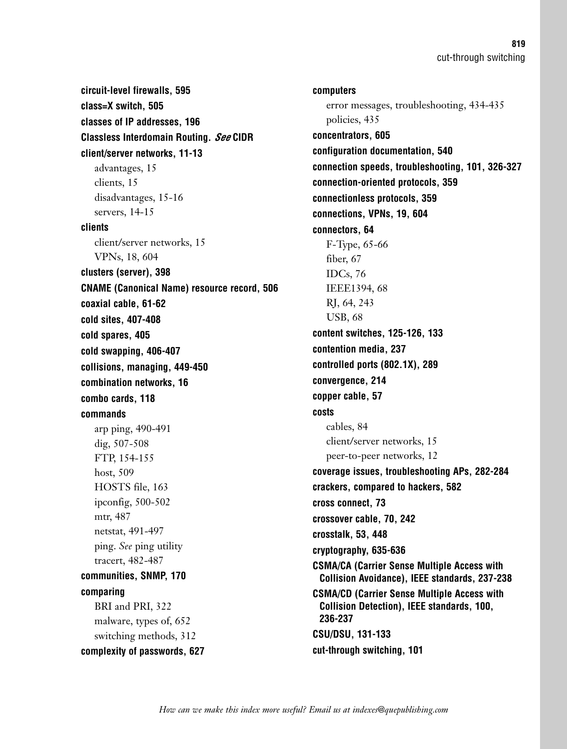**circuit-level firewalls, 595**

**class=X switch, 505**

**classes of IP addresses, 196**

**Classless Interdomain Routing.** ***See*** **CIDR**

**client/server networks, 11-13**

- advantages, 15
- clients, 15
- disadvantages, 15-16
- servers, 14-15

**clients**

- client/server networks, 15
- VPNs, 18, 604

**clusters (server), 398**

**CNAME (Canonical Name) resource record, 506**

**coaxial cable, 61-62**

**cold sites, 407-408**

**cold spares, 405**

**cold swapping, 406-407**

**collisions, managing, 449-450**

**combination networks, 16**

**combo cards, 118**

**commands**

- arp ping, 490-491
- dig, 507-508
- FTP, 154-155
- host, 509
- HOSTS file, 163
- ipconfig, 500-502
- mtr, 487
- netstat, 491-497
- ping. *See* ping utility
- tracert, 482-487

**communities, SNMP, 170**

**comparing**

- BRI and PRI, 322
- malware, types of, 652
- switching methods, 312

**complexity of passwords, 627**

**computers**

- error messages, troubleshooting, 434-435
- policies, 435

**concentrators, 605**

**configuration documentation, 540**

**connection speeds, troubleshooting, 101, 326-327**

**connection-oriented protocols, 359**

**connectionless protocols, 359**

**connections, VPNs, 19, 604**

**connectors, 64**

- F-Type, 65-66
- fiber, 67
- IDCs, 76
- IEEE1394, 68
- RJ, 64, 243
- USB, 68

**content switches, 125-126, 133**

**contention media, 237**

**controlled ports (802.1X), 289**

**convergence, 214**

**copper cable, 57**

**costs**

- cables, 84
- client/server networks, 15
- peer-to-peer networks, 12

**coverage issues, troubleshooting APs, 282-284**

**crackers, compared to hackers, 582**

**cross connect, 73**

**crossover cable, 70, 242**

**crosstalk, 53, 448**

**cryptography, 635-636**

**CSMA/CA (Carrier Sense Multiple Access with Collision Avoidance), IEEE standards, 237-238**

**CSMA/CD (Carrier Sense Multiple Access with Collision Detection), IEEE standards, 100, 236-237**

**CSU/DSU, 131-133**

**cut-through switching, 101**

*How can we make this index more useful? Email us at indexes@quepublishing.com*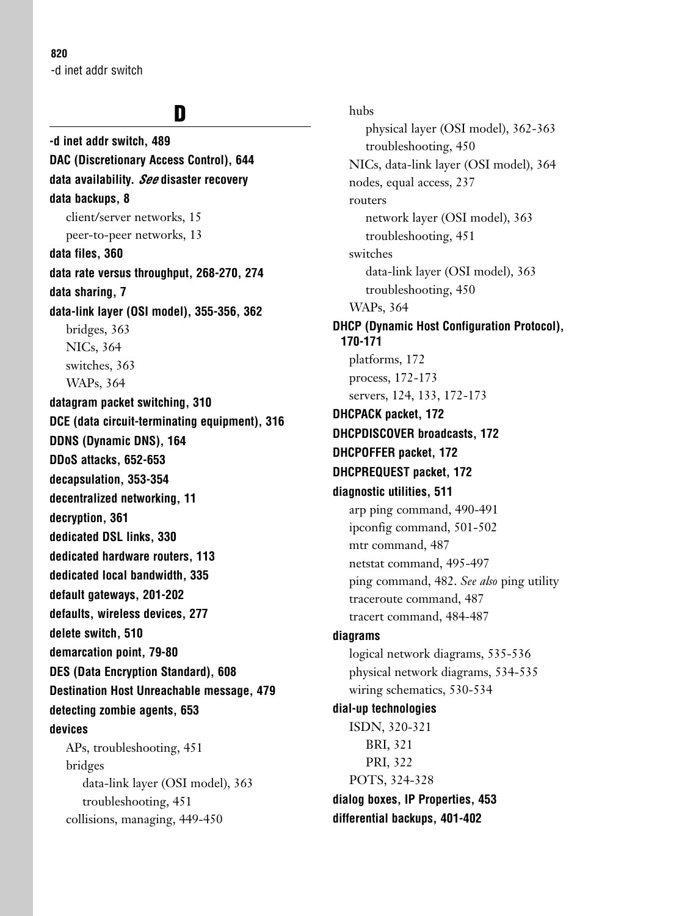## D

**-d inet addr switch, 489**

**DAC (Discretionary Access Control), 644**

**data availability. *See* disaster recovery**

**data backups, 8**
- client/server networks, 15
- peer-to-peer networks, 13

**data files, 360**

**data rate versus throughput, 268-270, 274**

**data sharing, 7**

**data-link layer (OSI model), 355-356, 362**
- bridges, 363
- NICs, 364
- switches, 363
- WAPs, 364

**datagram packet switching, 310**

**DCE (data circuit-terminating equipment), 316**

**DDNS (Dynamic DNS), 164**

**DDoS attacks, 652-653**

**decapsulation, 353-354**

**decentralized networking, 11**

**decryption, 361**

**dedicated DSL links, 330**

**dedicated hardware routers, 113**

**dedicated local bandwidth, 335**

**default gateways, 201-202**

**defaults, wireless devices, 277**

**delete switch, 510**

**demarcation point, 79-80**

**DES (Data Encryption Standard), 608**

**Destination Host Unreachable message, 479**

**detecting zombie agents, 653**

**devices**
- APs, troubleshooting, 451
- bridges
  - data-link layer (OSI model), 363
  - troubleshooting, 451
- collisions, managing, 449-450
- hubs
  - physical layer (OSI model), 362-363
  - troubleshooting, 450
- NICs, data-link layer (OSI model), 364
- nodes, equal access, 237
- routers
  - network layer (OSI model), 363
  - troubleshooting, 451
- switches
  - data-link layer (OSI model), 363
  - troubleshooting, 450
- WAPs, 364

**DHCP (Dynamic Host Configuration Protocol), 170-171**
- platforms, 172
- process, 172-173
- servers, 124, 133, 172-173

**DHCPACK packet, 172**

**DHCPDISCOVER broadcasts, 172**

**DHCPOFFER packet, 172**

**DHCPREQUEST packet, 172**

**diagnostic utilities, 511**
- arp ping command, 490-491
- ipconfig command, 501-502
- mtr command, 487
- netstat command, 495-497
- ping command, 482. *See also* ping utility
- traceroute command, 487
- tracert command, 484-487

**diagrams**
- logical network diagrams, 535-536
- physical network diagrams, 534-535
- wiring schematics, 530-534

**dial-up technologies**
- ISDN, 320-321
  - BRI, 321
  - PRI, 322
- POTS, 324-328

**dialog boxes, IP Properties, 453**

**differential backups, 401-402**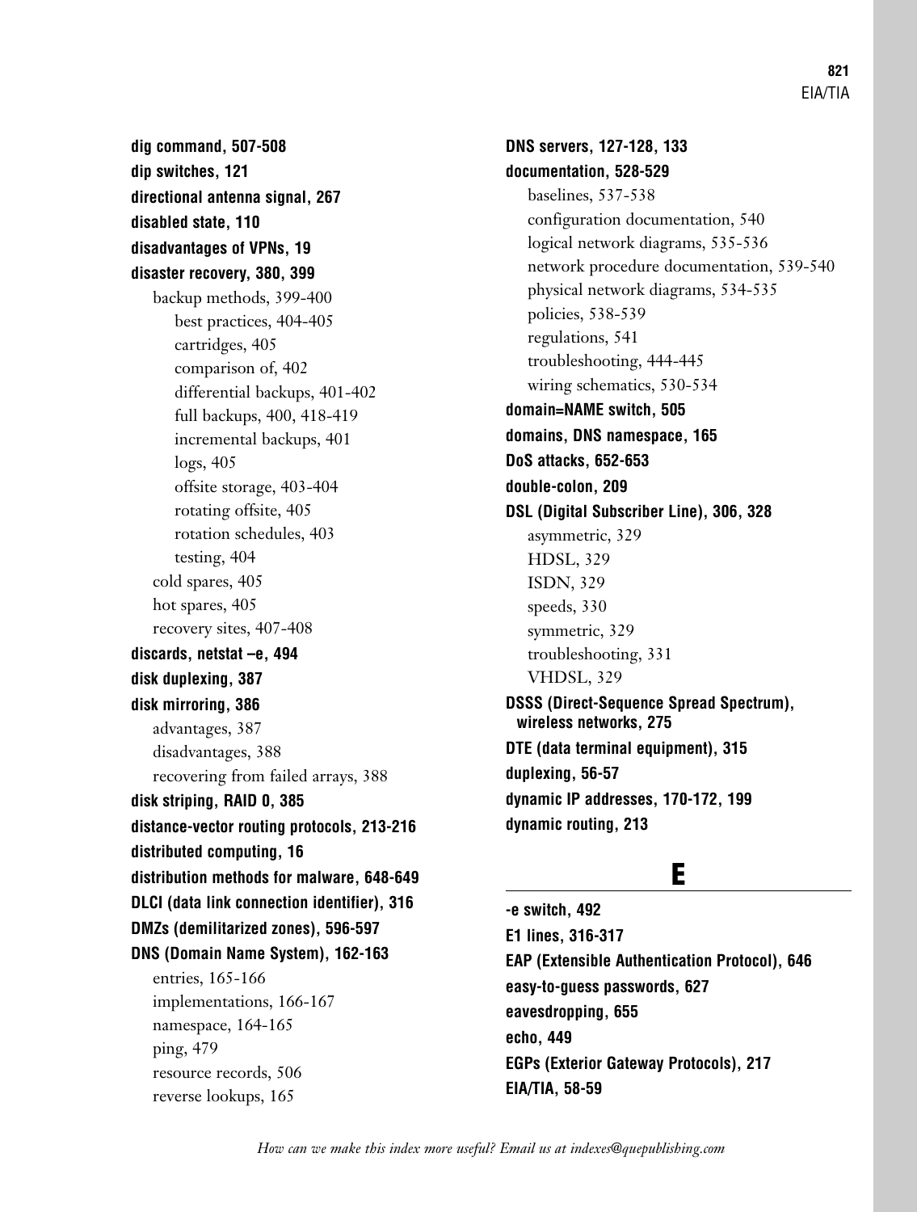**dig command, 507-508**

**dip switches, 121**

**directional antenna signal, 267**

**disabled state, 110**

**disadvantages of VPNs, 19**

**disaster recovery, 380, 399**

- backup methods, 399-400
  - best practices, 404-405
  - cartridges, 405
  - comparison of, 402
  - differential backups, 401-402
  - full backups, 400, 418-419
  - incremental backups, 401
  - logs, 405
  - offsite storage, 403-404
  - rotating offsite, 405
  - rotation schedules, 403
  - testing, 404
- cold spares, 405
- hot spares, 405
- recovery sites, 407-408

**discards, netstat –e, 494**

**disk duplexing, 387**

**disk mirroring, 386**

- advantages, 387
- disadvantages, 388
- recovering from failed arrays, 388

**disk striping, RAID 0, 385**

**distance-vector routing protocols, 213-216**

**distributed computing, 16**

**distribution methods for malware, 648-649**

**DLCI (data link connection identifier), 316**

**DMZs (demilitarized zones), 596-597**

**DNS (Domain Name System), 162-163**

- entries, 165-166
- implementations, 166-167
- namespace, 164-165
- ping, 479
- resource records, 506
- reverse lookups, 165

**DNS servers, 127-128, 133**

**documentation, 528-529**

- baselines, 537-538
- configuration documentation, 540
- logical network diagrams, 535-536
- network procedure documentation, 539-540
- physical network diagrams, 534-535
- policies, 538-539
- regulations, 541
- troubleshooting, 444-445
- wiring schematics, 530-534

**domain=NAME switch, 505**

**domains, DNS namespace, 165**

**DoS attacks, 652-653**

**double-colon, 209**

**DSL (Digital Subscriber Line), 306, 328**

- asymmetric, 329
- HDSL, 329
- ISDN, 329
- speeds, 330
- symmetric, 329
- troubleshooting, 331
- VHDSL, 329

**DSSS (Direct-Sequence Spread Spectrum), wireless networks, 275**

**DTE (data terminal equipment), 315**

**duplexing, 56-57**

**dynamic IP addresses, 170-172, 199**

**dynamic routing, 213**

## E

**-e switch, 492**

**E1 lines, 316-317**

**EAP (Extensible Authentication Protocol), 646**

**easy-to-guess passwords, 627**

**eavesdropping, 655**

**echo, 449**

**EGPs (Exterior Gateway Protocols), 217**

**EIA/TIA, 58-59**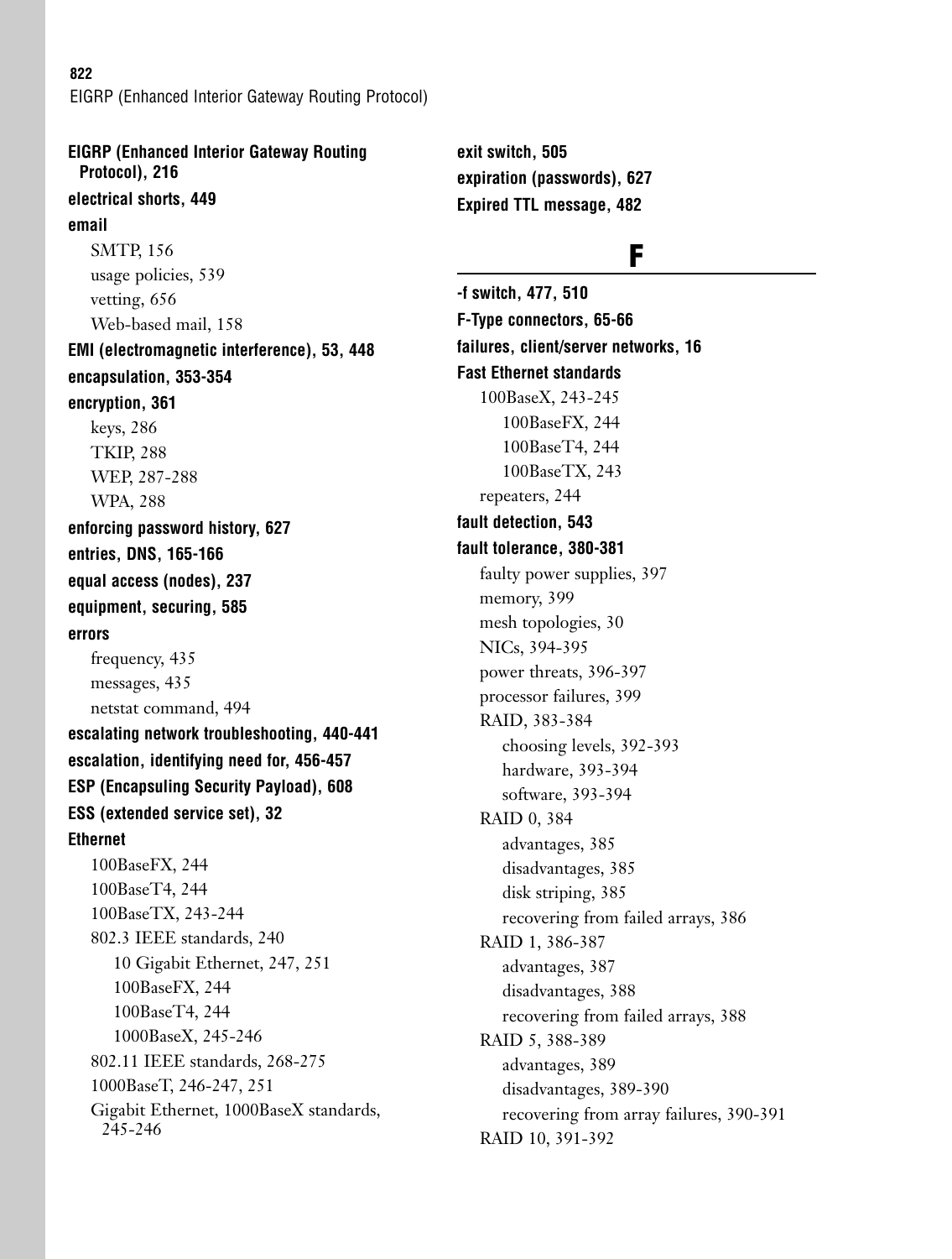**EIGRP (Enhanced Interior Gateway Routing Protocol), 216**

**electrical shorts, 449**

**email**

- SMTP, 156
- usage policies, 539
- vetting, 656
- Web-based mail, 158

**EMI (electromagnetic interference), 53, 448**

**encapsulation, 353-354**

**encryption, 361**

- keys, 286
- TKIP, 288
- WEP, 287-288
- WPA, 288

**enforcing password history, 627**

**entries, DNS, 165-166**

**equal access (nodes), 237**

**equipment, securing, 585**

**errors**

- frequency, 435
- messages, 435
- netstat command, 494

**escalating network troubleshooting, 440-441**

**escalation, identifying need for, 456-457**

**ESP (Encapsuling Security Payload), 608**

**ESS (extended service set), 32**

**Ethernet**

- 100BaseFX, 244
- 100BaseT4, 244
- 100BaseTX, 243-244
- 802.3 IEEE standards, 240
  - 10 Gigabit Ethernet, 247, 251
  - 100BaseFX, 244
  - 100BaseT4, 244
  - 1000BaseX, 245-246
- 802.11 IEEE standards, 268-275
- 1000BaseT, 246-247, 251
- Gigabit Ethernet, 1000BaseX standards, 245-246

**exit switch, 505**

**expiration (passwords), 627**

**Expired TTL message, 482**

## F

**-f switch, 477, 510**

**F-Type connectors, 65-66**

**failures, client/server networks, 16**

**Fast Ethernet standards**

- 100BaseX, 243-245
  - 100BaseFX, 244
  - 100BaseT4, 244
  - 100BaseTX, 243
- repeaters, 244

**fault detection, 543**

**fault tolerance, 380-381**

- faulty power supplies, 397
- memory, 399
- mesh topologies, 30
- NICs, 394-395
- power threats, 396-397
- processor failures, 399
- RAID, 383-384
  - choosing levels, 392-393
  - hardware, 393-394
  - software, 393-394
- RAID 0, 384
  - advantages, 385
  - disadvantages, 385
  - disk striping, 385
  - recovering from failed arrays, 386
- RAID 1, 386-387
  - advantages, 387
  - disadvantages, 388
  - recovering from failed arrays, 388
- RAID 5, 388-389
  - advantages, 389
  - disadvantages, 389-390
  - recovering from array failures, 390-391
- RAID 10, 391-392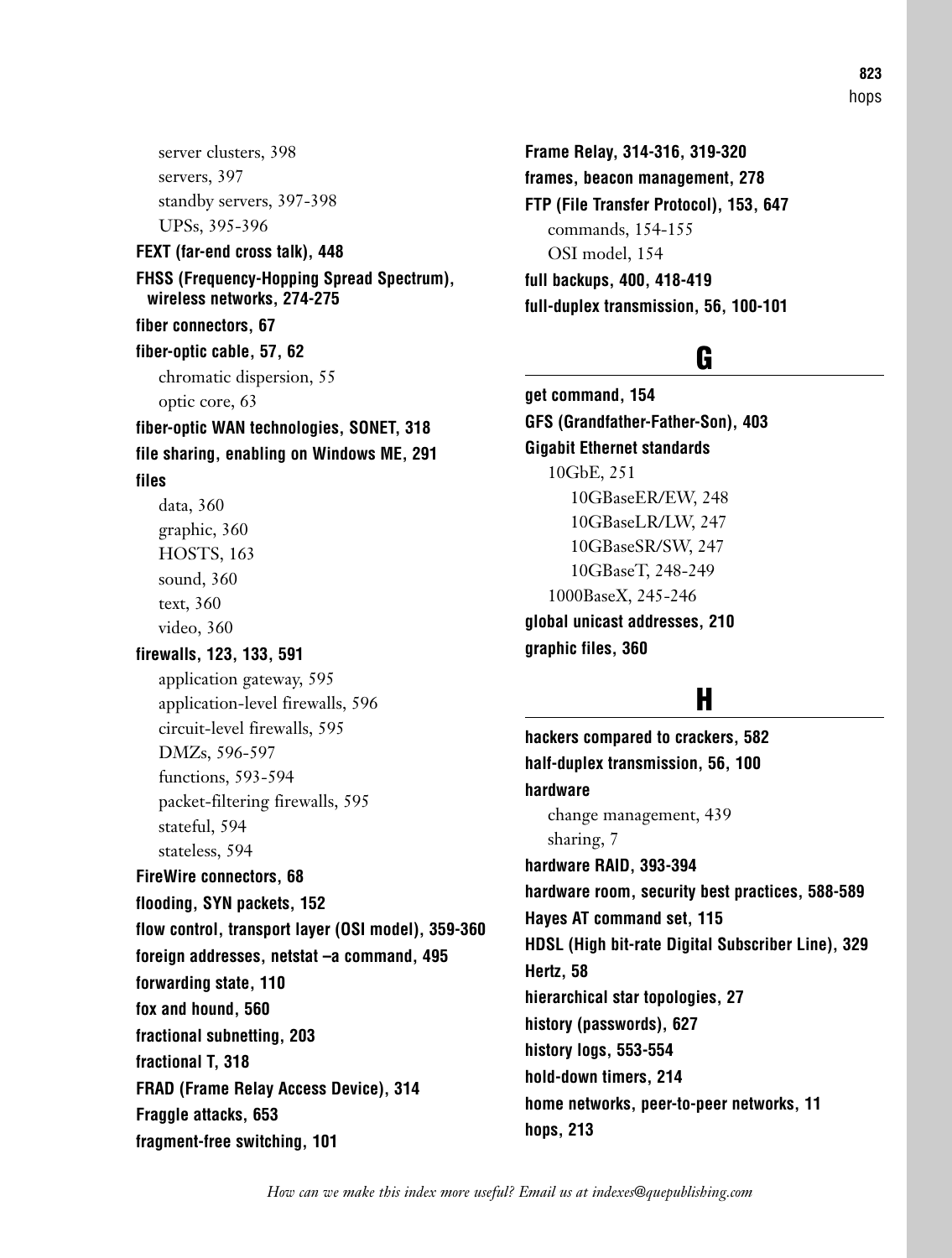server clusters, 398
servers, 397
standby servers, 397-398
UPSs, 395-396

**FEXT (far-end cross talk), 448**

**FHSS (Frequency-Hopping Spread Spectrum), wireless networks, 274-275**

**fiber connectors, 67**

**fiber-optic cable, 57, 62**
chromatic dispersion, 55
optic core, 63

**fiber-optic WAN technologies, SONET, 318**

**file sharing, enabling on Windows ME, 291**

**files**
data, 360
graphic, 360
HOSTS, 163
sound, 360
text, 360
video, 360

**firewalls, 123, 133, 591**
application gateway, 595
application-level firewalls, 596
circuit-level firewalls, 595
DMZs, 596-597
functions, 593-594
packet-filtering firewalls, 595
stateful, 594
stateless, 594

**FireWire connectors, 68**

**flooding, SYN packets, 152**

**flow control, transport layer (OSI model), 359-360**

**foreign addresses, netstat –a command, 495**

**forwarding state, 110**

**fox and hound, 560**

**fractional subnetting, 203**

**fractional T, 318**

**FRAD (Frame Relay Access Device), 314**

**Fraggle attacks, 653**

**fragment-free switching, 101**

**Frame Relay, 314-316, 319-320**

**frames, beacon management, 278**

**FTP (File Transfer Protocol), 153, 647**
commands, 154-155
OSI model, 154

**full backups, 400, 418-419**

**full-duplex transmission, 56, 100-101**

## G

**get command, 154**

**GFS (Grandfather-Father-Son), 403**

**Gigabit Ethernet standards**
10GbE, 251
  10GBaseER/EW, 248
  10GBaseLR/LW, 247
  10GBaseSR/SW, 247
  10GBaseT, 248-249
1000BaseX, 245-246

**global unicast addresses, 210**

**graphic files, 360**

## H

**hackers compared to crackers, 582**

**half-duplex transmission, 56, 100**

**hardware**
change management, 439
sharing, 7

**hardware RAID, 393-394**

**hardware room, security best practices, 588-589**

**Hayes AT command set, 115**

**HDSL (High bit-rate Digital Subscriber Line), 329**

**Hertz, 58**

**hierarchical star topologies, 27**

**history (passwords), 627**

**history logs, 553-554**

**hold-down timers, 214**

**home networks, peer-to-peer networks, 11**

**hops, 213**

*How can we make this index more useful? Email us at indexes@quepublishing.com*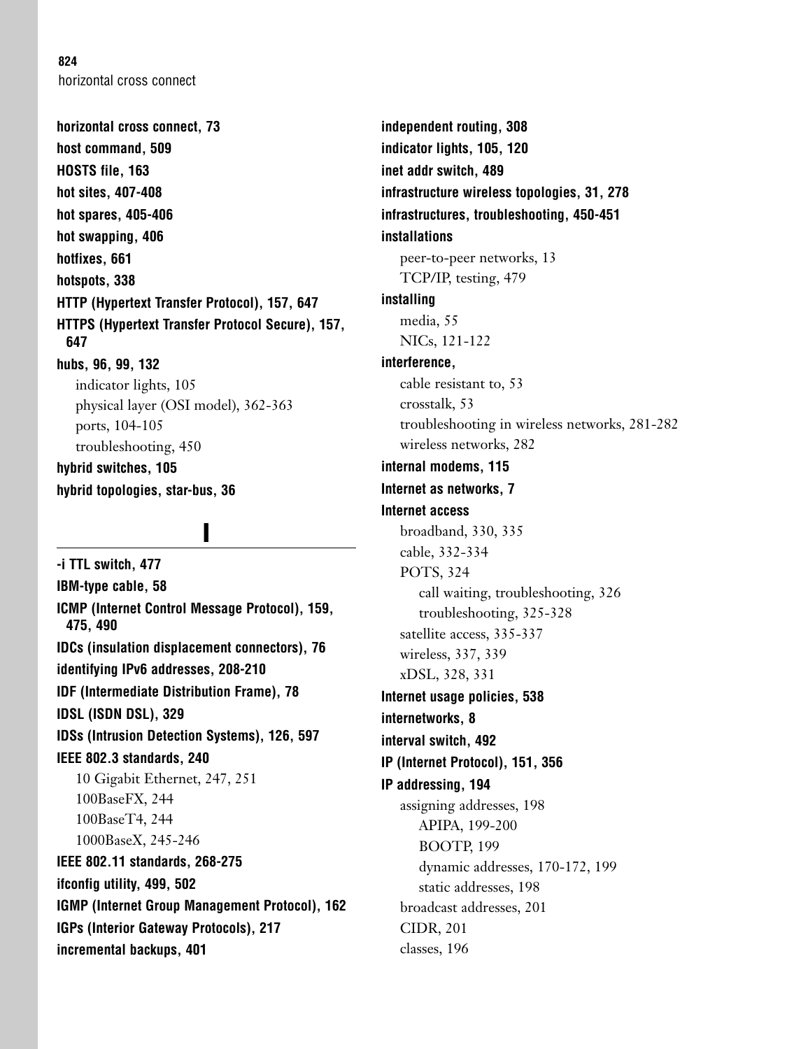**horizontal cross connect, 73**

**host command, 509**

**HOSTS file, 163**

**hot sites, 407-408**

**hot spares, 405-406**

**hot swapping, 406**

**hotfixes, 661**

**hotspots, 338**

**HTTP (Hypertext Transfer Protocol), 157, 647**

**HTTPS (Hypertext Transfer Protocol Secure), 157, 647**

**hubs, 96, 99, 132**
- indicator lights, 105
- physical layer (OSI model), 362-363
- ports, 104-105
- troubleshooting, 450

**hybrid switches, 105**

**hybrid topologies, star-bus, 36**

## I

**-i TTL switch, 477**

**IBM-type cable, 58**

**ICMP (Internet Control Message Protocol), 159, 475, 490**

**IDCs (insulation displacement connectors), 76**

**identifying IPv6 addresses, 208-210**

**IDF (Intermediate Distribution Frame), 78**

**IDSL (ISDN DSL), 329**

**IDSs (Intrusion Detection Systems), 126, 597**

**IEEE 802.3 standards, 240**
- 10 Gigabit Ethernet, 247, 251
- 100BaseFX, 244
- 100BaseT4, 244
- 1000BaseX, 245-246

**IEEE 802.11 standards, 268-275**

**ifconfig utility, 499, 502**

**IGMP (Internet Group Management Protocol), 162**

**IGPs (Interior Gateway Protocols), 217**

**incremental backups, 401**

**independent routing, 308**

**indicator lights, 105, 120**

**inet addr switch, 489**

**infrastructure wireless topologies, 31, 278**

**infrastructures, troubleshooting, 450-451**

**installations**
- peer-to-peer networks, 13
- TCP/IP, testing, 479

**installing**
- media, 55
- NICs, 121-122

**interference,**
- cable resistant to, 53
- crosstalk, 53
- troubleshooting in wireless networks, 281-282
- wireless networks, 282

**internal modems, 115**

**Internet as networks, 7**

**Internet access**
- broadband, 330, 335
- cable, 332-334
- POTS, 324
  - call waiting, troubleshooting, 326
  - troubleshooting, 325-328
- satellite access, 335-337
- wireless, 337, 339
- xDSL, 328, 331

**Internet usage policies, 538**

**internetworks, 8**

**interval switch, 492**

**IP (Internet Protocol), 151, 356**

**IP addressing, 194**
- assigning addresses, 198
  - APIPA, 199-200
  - BOOTP, 199
  - dynamic addresses, 170-172, 199
  - static addresses, 198
- broadcast addresses, 201
- CIDR, 201
- classes, 196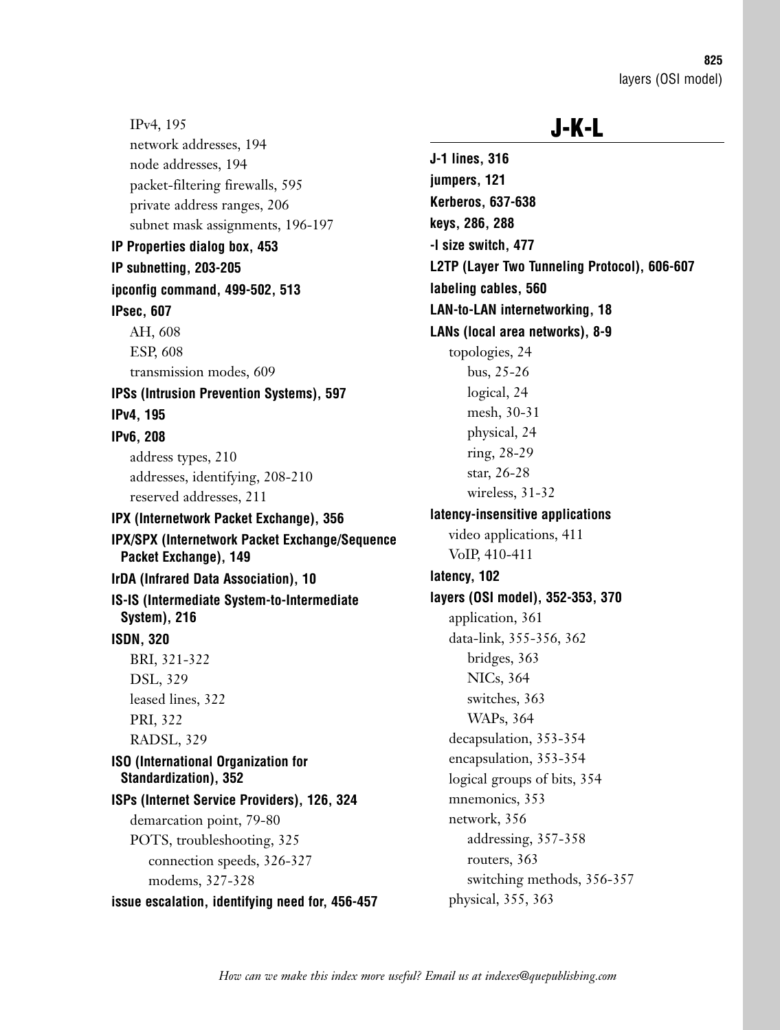IPv4, 195
network addresses, 194
node addresses, 194
packet-filtering firewalls, 595
private address ranges, 206
subnet mask assignments, 196-197

**IP Properties dialog box, 453**

**IP subnetting, 203-205**

**ipconfig command, 499-502, 513**

**IPsec, 607**
AH, 608
ESP, 608
transmission modes, 609

**IPSs (Intrusion Prevention Systems), 597**

**IPv4, 195**

**IPv6, 208**
address types, 210
addresses, identifying, 208-210
reserved addresses, 211

**IPX (Internetwork Packet Exchange), 356**

**IPX/SPX (Internetwork Packet Exchange/Sequence Packet Exchange), 149**

**IrDA (Infrared Data Association), 10**

**IS-IS (Intermediate System-to-Intermediate System), 216**

**ISDN, 320**
BRI, 321-322
DSL, 329
leased lines, 322
PRI, 322
RADSL, 329

**ISO (International Organization for Standardization), 352**

**ISPs (Internet Service Providers), 126, 324**
demarcation point, 79-80
POTS, troubleshooting, 325
connection speeds, 326-327
modems, 327-328

**issue escalation, identifying need for, 456-457**

# J-K-L

**J-1 lines, 316**

**jumpers, 121**

**Kerberos, 637-638**

**keys, 286, 288**

**-l size switch, 477**

**L2TP (Layer Two Tunneling Protocol), 606-607**

**labeling cables, 560**

**LAN-to-LAN internetworking, 18**

**LANs (local area networks), 8-9**
topologies, 24
bus, 25-26
logical, 24
mesh, 30-31
physical, 24
ring, 28-29
star, 26-28
wireless, 31-32

**latency-insensitive applications**
video applications, 411
VoIP, 410-411

**latency, 102**

**layers (OSI model), 352-353, 370**
application, 361
data-link, 355-356, 362
bridges, 363
NICs, 364
switches, 363
WAPs, 364
decapsulation, 353-354
encapsulation, 353-354
logical groups of bits, 354
mnemonics, 353
network, 356
addressing, 357-358
routers, 363
switching methods, 356-357
physical, 355, 363

*How can we make this index more useful? Email us at indexes@quepublishing.com*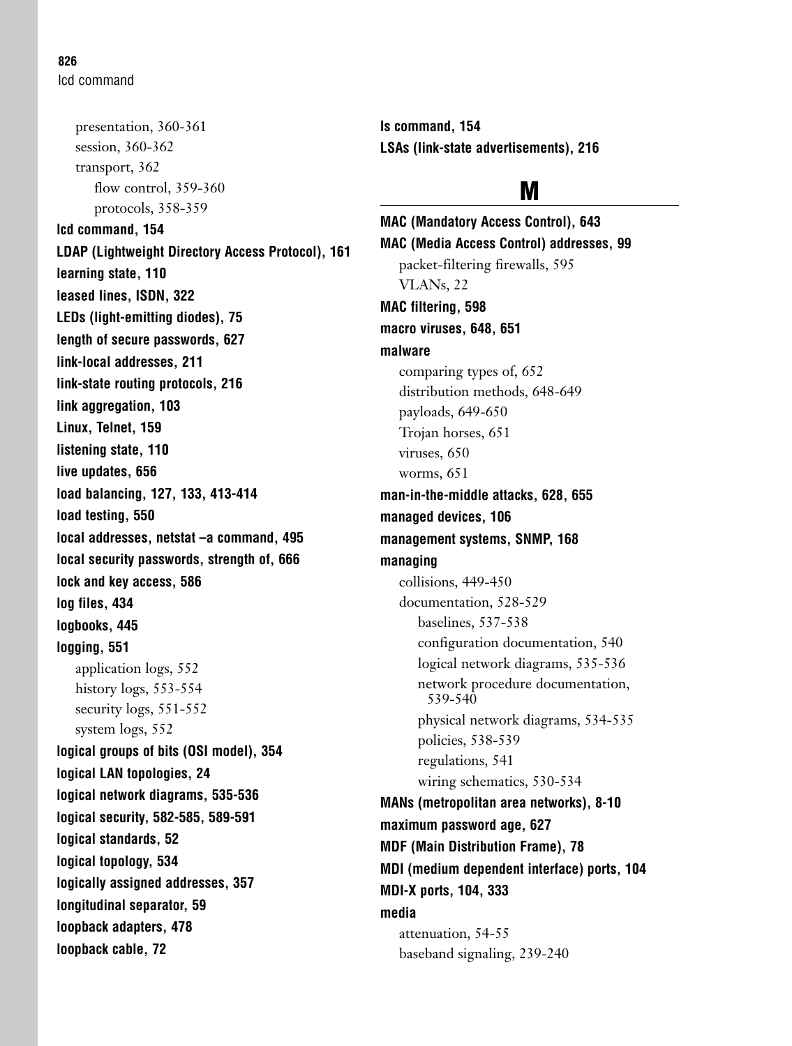presentation, 360-361
session, 360-362
transport, 362
flow control, 359-360
protocols, 358-359

**lcd command, 154**
**LDAP (Lightweight Directory Access Protocol), 161**
**learning state, 110**
**leased lines, ISDN, 322**
**LEDs (light-emitting diodes), 75**
**length of secure passwords, 627**
**link-local addresses, 211**
**link-state routing protocols, 216**
**link aggregation, 103**
**Linux, Telnet, 159**
**listening state, 110**
**live updates, 656**
**load balancing, 127, 133, 413-414**
**load testing, 550**
**local addresses, netstat –a command, 495**
**local security passwords, strength of, 666**
**lock and key access, 586**
**log files, 434**
**logbooks, 445**
**logging, 551**
application logs, 552
history logs, 553-554
security logs, 551-552
system logs, 552

**logical groups of bits (OSI model), 354**
**logical LAN topologies, 24**
**logical network diagrams, 535-536**
**logical security, 582-585, 589-591**
**logical standards, 52**
**logical topology, 534**
**logically assigned addresses, 357**
**longitudinal separator, 59**
**loopback adapters, 478**
**loopback cable, 72**
**ls command, 154**
**LSAs (link-state advertisements), 216**

## M

**MAC (Mandatory Access Control), 643**
**MAC (Media Access Control) addresses, 99**
packet-filtering firewalls, 595
VLANs, 22

**MAC filtering, 598**
**macro viruses, 648, 651**
**malware**
comparing types of, 652
distribution methods, 648-649
payloads, 649-650
Trojan horses, 651
viruses, 650
worms, 651

**man-in-the-middle attacks, 628, 655**
**managed devices, 106**
**management systems, SNMP, 168**
**managing**
collisions, 449-450
documentation, 528-529
baselines, 537-538
configuration documentation, 540
logical network diagrams, 535-536
network procedure documentation, 539-540
physical network diagrams, 534-535
policies, 538-539
regulations, 541
wiring schematics, 530-534

**MANs (metropolitan area networks), 8-10**
**maximum password age, 627**
**MDF (Main Distribution Frame), 78**
**MDI (medium dependent interface) ports, 104**
**MDI-X ports, 104, 333**
**media**
attenuation, 54-55
baseband signaling, 239-240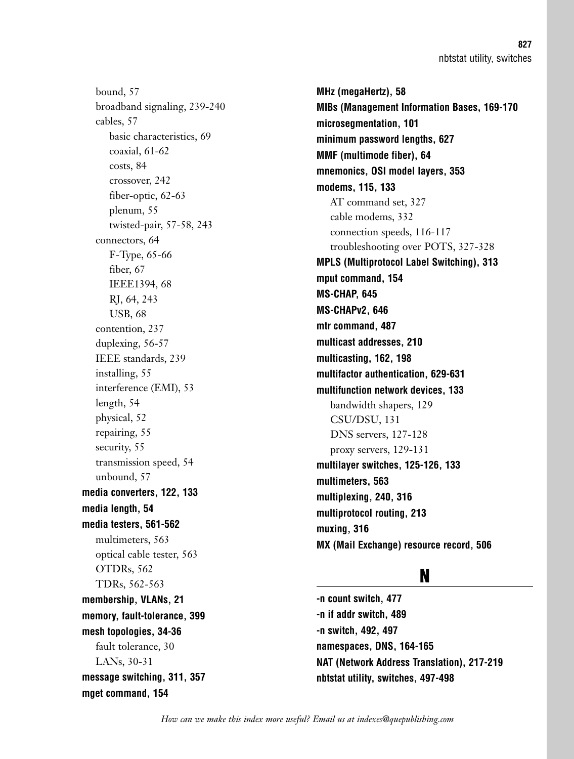- bound, 57
- broadband signaling, 239-240
- cables, 57
  - basic characteristics, 69
  - coaxial, 61-62
  - costs, 84
  - crossover, 242
  - fiber-optic, 62-63
  - plenum, 55
  - twisted-pair, 57-58, 243
- connectors, 64
  - F-Type, 65-66
  - fiber, 67
  - IEEE1394, 68
  - RJ, 64, 243
  - USB, 68
- contention, 237
- duplexing, 56-57
- IEEE standards, 239
- installing, 55
- interference (EMI), 53
- length, 54
- physical, 52
- repairing, 55
- security, 55
- transmission speed, 54
- unbound, 57

**media converters, 122, 133**

**media length, 54**

**media testers, 561-562**

- multimeters, 563
- optical cable tester, 563
- OTDRs, 562
- TDRs, 562-563

**membership, VLANs, 21**

**memory, fault-tolerance, 399**

**mesh topologies, 34-36**

- fault tolerance, 30
- LANs, 30-31

**message switching, 311, 357**

**mget command, 154**

**MHz (megaHertz), 58**

**MIBs (Management Information Bases, 169-170**

**microsegmentation, 101**

**minimum password lengths, 627**

**MMF (multimode fiber), 64**

**mnemonics, OSI model layers, 353**

**modems, 115, 133**

- AT command set, 327
- cable modems, 332
- connection speeds, 116-117
- troubleshooting over POTS, 327-328

**MPLS (Multiprotocol Label Switching), 313**

**mput command, 154**

**MS-CHAP, 645**

**MS-CHAPv2, 646**

**mtr command, 487**

**multicast addresses, 210**

**multicasting, 162, 198**

**multifactor authentication, 629-631**

**multifunction network devices, 133**

- bandwidth shapers, 129
- CSU/DSU, 131
- DNS servers, 127-128
- proxy servers, 129-131

**multilayer switches, 125-126, 133**

**multimeters, 563**

**multiplexing, 240, 316**

**multiprotocol routing, 213**

**muxing, 316**

**MX (Mail Exchange) resource record, 506**

## N

**-n count switch, 477**

**-n if addr switch, 489**

**-n switch, 492, 497**

**namespaces, DNS, 164-165**

**NAT (Network Address Translation), 217-219**

**nbtstat utility, switches, 497-498**

*How can we make this index more useful? Email us at indexes@quepublishing.com*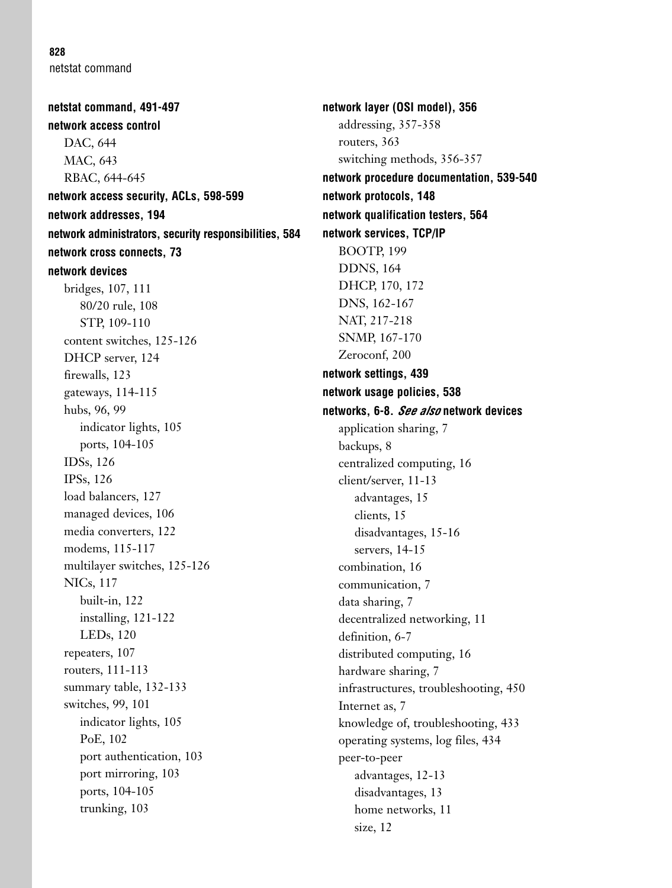**netstat command, 491-497**

**network access control**

- DAC, 644
- MAC, 643
- RBAC, 644-645

**network access security, ACLs, 598-599**

**network addresses, 194**

**network administrators, security responsibilities, 584**

**network cross connects, 73**

**network devices**

- bridges, 107, 111
  - 80/20 rule, 108
  - STP, 109-110
- content switches, 125-126
- DHCP server, 124
- firewalls, 123
- gateways, 114-115
- hubs, 96, 99
  - indicator lights, 105
  - ports, 104-105
- IDSs, 126
- IPSs, 126
- load balancers, 127
- managed devices, 106
- media converters, 122
- modems, 115-117
- multilayer switches, 125-126
- NICs, 117
  - built-in, 122
  - installing, 121-122
  - LEDs, 120
- repeaters, 107
- routers, 111-113
- summary table, 132-133
- switches, 99, 101
  - indicator lights, 105
  - PoE, 102
  - port authentication, 103
  - port mirroring, 103
  - ports, 104-105
  - trunking, 103

**network layer (OSI model), 356**

- addressing, 357-358
- routers, 363
- switching methods, 356-357

**network procedure documentation, 539-540**

**network protocols, 148**

**network qualification testers, 564**

**network services, TCP/IP**

- BOOTP, 199
- DDNS, 164
- DHCP, 170, 172
- DNS, 162-167
- NAT, 217-218
- SNMP, 167-170
- Zeroconf, 200

**network settings, 439**

**network usage policies, 538**

**networks, 6-8. *See also* network devices**

- application sharing, 7
- backups, 8
- centralized computing, 16
- client/server, 11-13
  - advantages, 15
  - clients, 15
  - disadvantages, 15-16
  - servers, 14-15
- combination, 16
- communication, 7
- data sharing, 7
- decentralized networking, 11
- definition, 6-7
- distributed computing, 16
- hardware sharing, 7
- infrastructures, troubleshooting, 450
- Internet as, 7
- knowledge of, troubleshooting, 433
- operating systems, log files, 434
- peer-to-peer
  - advantages, 12-13
  - disadvantages, 13
  - home networks, 11
  - size, 12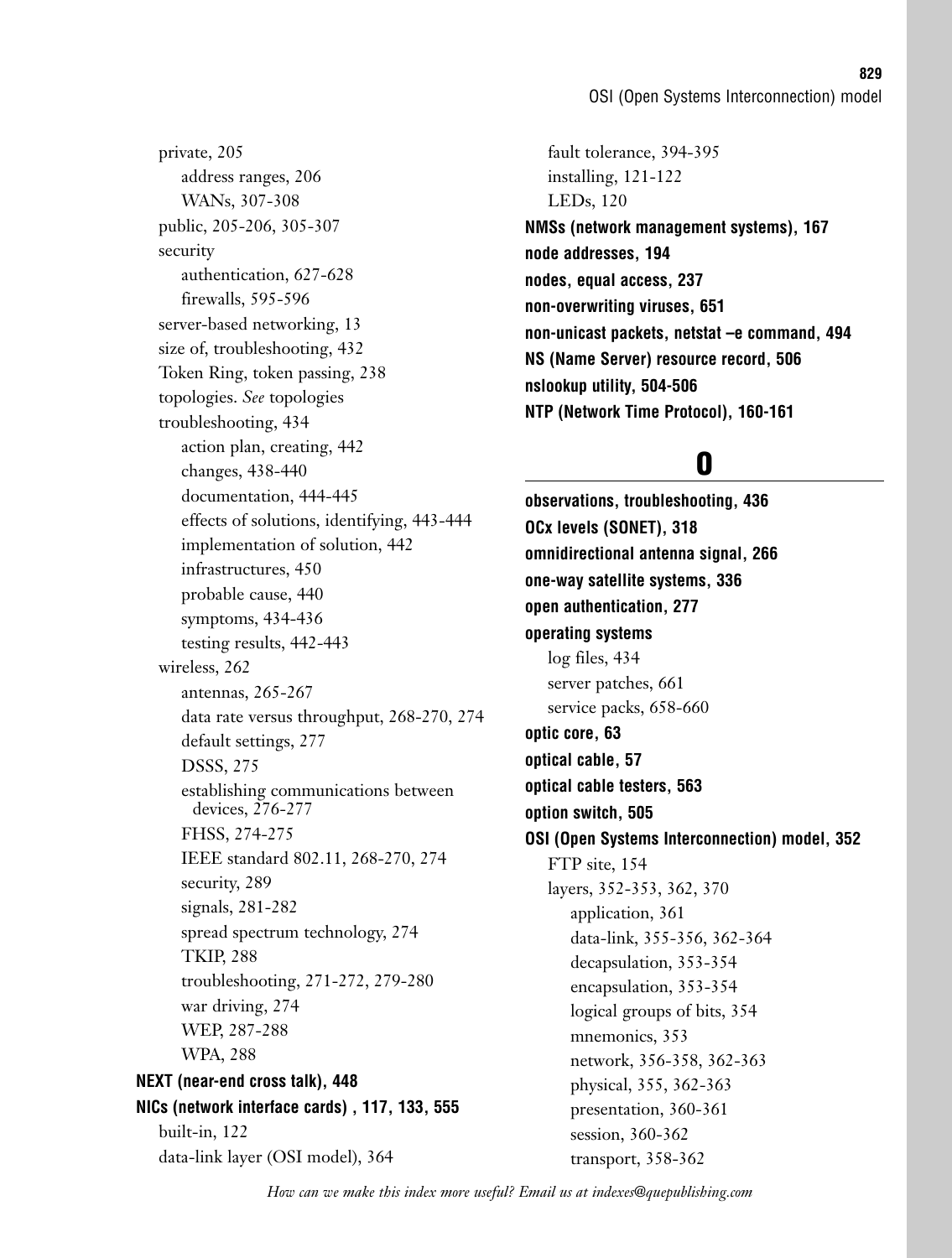- private, 205
  - address ranges, 206
  - WANs, 307-308
- public, 205-206, 305-307
- security
  - authentication, 627-628
  - firewalls, 595-596
- server-based networking, 13
- size of, troubleshooting, 432
- Token Ring, token passing, 238
- topologies. *See* topologies
- troubleshooting, 434
  - action plan, creating, 442
  - changes, 438-440
  - documentation, 444-445
  - effects of solutions, identifying, 443-444
  - implementation of solution, 442
  - infrastructures, 450
  - probable cause, 440
  - symptoms, 434-436
  - testing results, 442-443
- wireless, 262
  - antennas, 265-267
  - data rate versus throughput, 268-270, 274
  - default settings, 277
  - DSSS, 275
  - establishing communications between devices, 276-277
  - FHSS, 274-275
  - IEEE standard 802.11, 268-270, 274
  - security, 289
  - signals, 281-282
  - spread spectrum technology, 274
  - TKIP, 288
  - troubleshooting, 271-272, 279-280
  - war driving, 274
  - WEP, 287-288
  - WPA, 288

**NEXT (near-end cross talk), 448**

**NICs (network interface cards) , 117, 133, 555**
- built-in, 122
- data-link layer (OSI model), 364
- fault tolerance, 394-395
- installing, 121-122
- LEDs, 120

**NMSs (network management systems), 167**

**node addresses, 194**

**nodes, equal access, 237**

**non-overwriting viruses, 651**

**non-unicast packets, netstat –e command, 494**

**NS (Name Server) resource record, 506**

**nslookup utility, 504-506**

**NTP (Network Time Protocol), 160-161**

## O

**observations, troubleshooting, 436**

**OCx levels (SONET), 318**

**omnidirectional antenna signal, 266**

**one-way satellite systems, 336**

**open authentication, 277**

**operating systems**
- log files, 434
- server patches, 661
- service packs, 658-660

**optic core, 63**

**optical cable, 57**

**optical cable testers, 563**

**option switch, 505**

**OSI (Open Systems Interconnection) model, 352**
- FTP site, 154
- layers, 352-353, 362, 370
  - application, 361
  - data-link, 355-356, 362-364
  - decapsulation, 353-354
  - encapsulation, 353-354
  - logical groups of bits, 354
  - mnemonics, 353
  - network, 356-358, 362-363
  - physical, 355, 362-363
  - presentation, 360-361
  - session, 360-362
  - transport, 358-362

*How can we make this index more useful? Email us at indexes@quepublishing.com*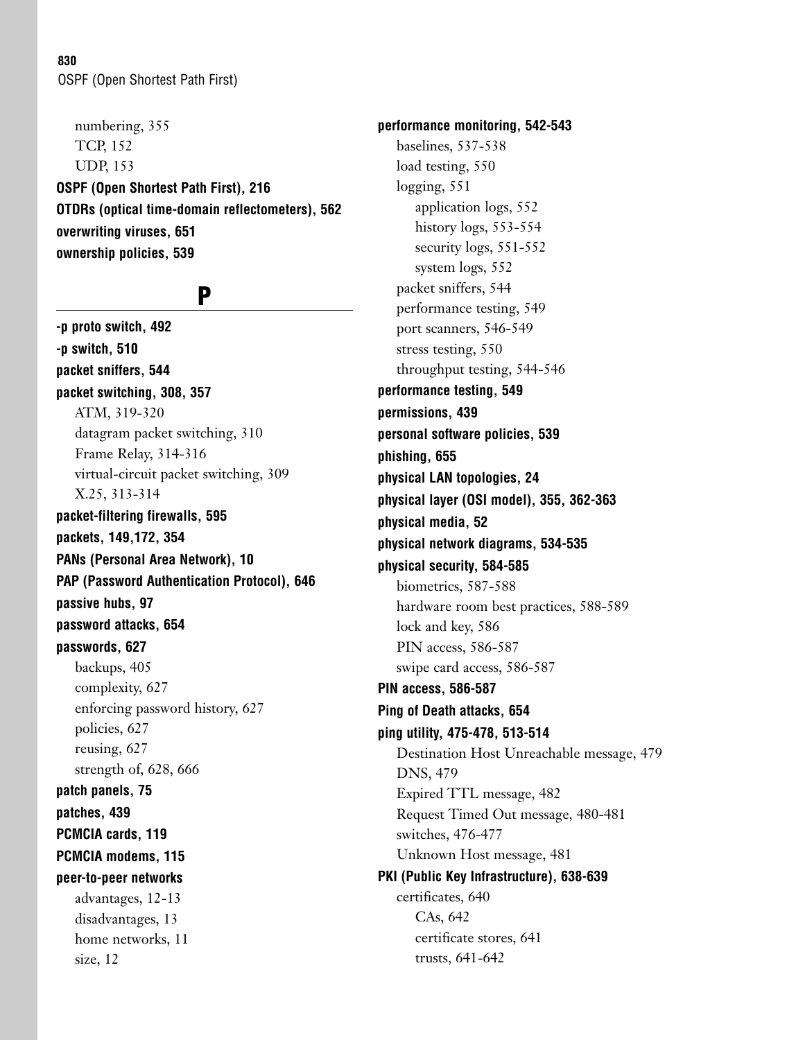numbering, 355
TCP, 152
UDP, 153

**OSPF (Open Shortest Path First), 216**

**OTDRs (optical time-domain reflectometers), 562**

**overwriting viruses, 651**

**ownership policies, 539**

## P

**-p proto switch, 492**

**-p switch, 510**

**packet sniffers, 544**

**packet switching, 308, 357**

- ATM, 319-320
- datagram packet switching, 310
- Frame Relay, 314-316
- virtual-circuit packet switching, 309
- X.25, 313-314

**packet-filtering firewalls, 595**

**packets, 149,172, 354**

**PANs (Personal Area Network), 10**

**PAP (Password Authentication Protocol), 646**

**passive hubs, 97**

**password attacks, 654**

**passwords, 627**

- backups, 405
- complexity, 627
- enforcing password history, 627
- policies, 627
- reusing, 627
- strength of, 628, 666

**patch panels, 75**

**patches, 439**

**PCMCIA cards, 119**

**PCMCIA modems, 115**

**peer-to-peer networks**

- advantages, 12-13
- disadvantages, 13
- home networks, 11
- size, 12

**performance monitoring, 542-543**

- baselines, 537-538
- load testing, 550
- logging, 551
  - application logs, 552
  - history logs, 553-554
  - security logs, 551-552
  - system logs, 552
- packet sniffers, 544
- performance testing, 549
- port scanners, 546-549
- stress testing, 550
- throughput testing, 544-546

**performance testing, 549**

**permissions, 439**

**personal software policies, 539**

**phishing, 655**

**physical LAN topologies, 24**

**physical layer (OSI model), 355, 362-363**

**physical media, 52**

**physical network diagrams, 534-535**

**physical security, 584-585**

- biometrics, 587-588
- hardware room best practices, 588-589
- lock and key, 586
- PIN access, 586-587
- swipe card access, 586-587

**PIN access, 586-587**

**Ping of Death attacks, 654**

**ping utility, 475-478, 513-514**

- Destination Host Unreachable message, 479
- DNS, 479
- Expired TTL message, 482
- Request Timed Out message, 480-481
- switches, 476-477
- Unknown Host message, 481

**PKI (Public Key Infrastructure), 638-639**

- certificates, 640
  - CAs, 642
  - certificate stores, 641
  - trusts, 641-642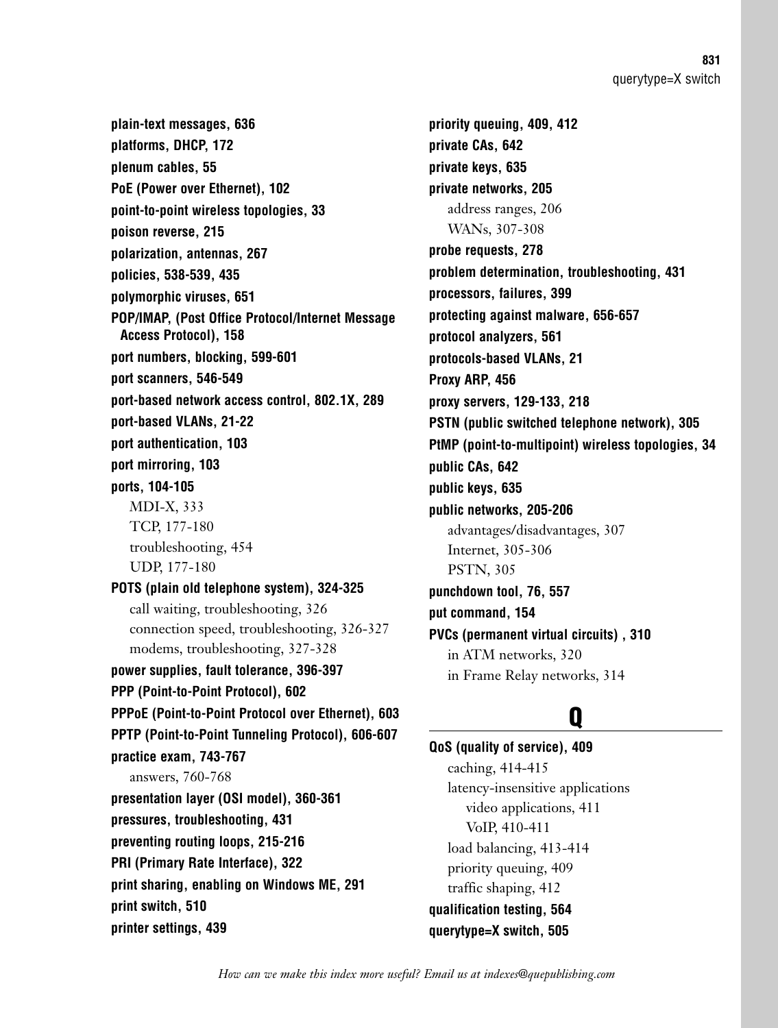**plain-text messages, 636**
**platforms, DHCP, 172**
**plenum cables, 55**
**PoE (Power over Ethernet), 102**
**point-to-point wireless topologies, 33**
**poison reverse, 215**
**polarization, antennas, 267**
**policies, 538-539, 435**
**polymorphic viruses, 651**
**POP/IMAP, (Post Office Protocol/Internet Message Access Protocol), 158**
**port numbers, blocking, 599-601**
**port scanners, 546-549**
**port-based network access control, 802.1X, 289**
**port-based VLANs, 21-22**
**port authentication, 103**
**port mirroring, 103**
**ports, 104-105**

- MDI-X, 333
- TCP, 177-180
- troubleshooting, 454
- UDP, 177-180

**POTS (plain old telephone system), 324-325**

- call waiting, troubleshooting, 326
- connection speed, troubleshooting, 326-327
- modems, troubleshooting, 327-328

**power supplies, fault tolerance, 396-397**
**PPP (Point-to-Point Protocol), 602**
**PPPoE (Point-to-Point Protocol over Ethernet), 603**
**PPTP (Point-to-Point Tunneling Protocol), 606-607**
**practice exam, 743-767**

- answers, 760-768

**presentation layer (OSI model), 360-361**
**pressures, troubleshooting, 431**
**preventing routing loops, 215-216**
**PRI (Primary Rate Interface), 322**
**print sharing, enabling on Windows ME, 291**
**print switch, 510**
**printer settings, 439**
**priority queuing, 409, 412**
**private CAs, 642**
**private keys, 635**
**private networks, 205**

- address ranges, 206
- WANs, 307-308

**probe requests, 278**
**problem determination, troubleshooting, 431**
**processors, failures, 399**
**protecting against malware, 656-657**
**protocol analyzers, 561**
**protocols-based VLANs, 21**
**Proxy ARP, 456**
**proxy servers, 129-133, 218**
**PSTN (public switched telephone network), 305**
**PtMP (point-to-multipoint) wireless topologies, 34**
**public CAs, 642**
**public keys, 635**
**public networks, 205-206**

- advantages/disadvantages, 307
- Internet, 305-306
- PSTN, 305

**punchdown tool, 76, 557**
**put command, 154**
**PVCs (permanent virtual circuits) , 310**

- in ATM networks, 320
- in Frame Relay networks, 314

## Q

**QoS (quality of service), 409**

- caching, 414-415
- latency-insensitive applications
  - video applications, 411
  - VoIP, 410-411
- load balancing, 413-414
- priority queuing, 409
- traffic shaping, 412

**qualification testing, 564**
**querytype=X switch, 505**

*How can we make this index more useful? Email us at indexes@quepublishing.com*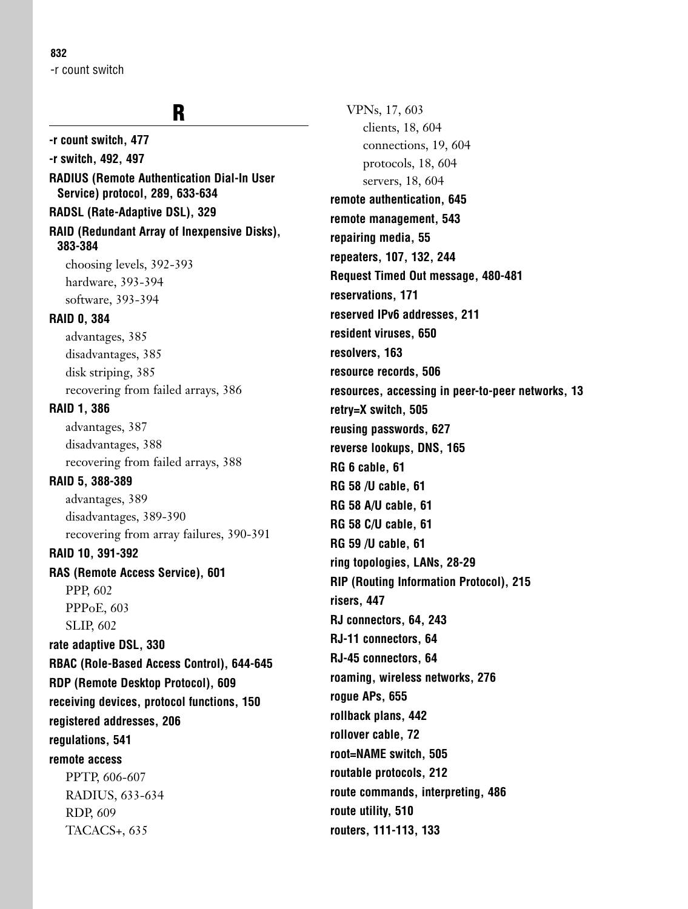## R

**-r count switch, 477**

**-r switch, 492, 497**

**RADIUS (Remote Authentication Dial-In User Service) protocol, 289, 633-634**

**RADSL (Rate-Adaptive DSL), 329**

**RAID (Redundant Array of Inexpensive Disks), 383-384**

- choosing levels, 392-393
- hardware, 393-394
- software, 393-394

**RAID 0, 384**

- advantages, 385
- disadvantages, 385
- disk striping, 385
- recovering from failed arrays, 386

**RAID 1, 386**

- advantages, 387
- disadvantages, 388
- recovering from failed arrays, 388

**RAID 5, 388-389**

- advantages, 389
- disadvantages, 389-390
- recovering from array failures, 390-391

**RAID 10, 391-392**

**RAS (Remote Access Service), 601**

- PPP, 602
- PPPoE, 603
- SLIP, 602

**rate adaptive DSL, 330**

**RBAC (Role-Based Access Control), 644-645**

**RDP (Remote Desktop Protocol), 609**

**receiving devices, protocol functions, 150**

**registered addresses, 206**

**regulations, 541**

**remote access**

- PPTP, 606-607
- RADIUS, 633-634
- RDP, 609
- TACACS+, 635
- VPNs, 17, 603
  - clients, 18, 604
  - connections, 19, 604
  - protocols, 18, 604
  - servers, 18, 604

**remote authentication, 645**

**remote management, 543**

**repairing media, 55**

**repeaters, 107, 132, 244**

**Request Timed Out message, 480-481**

**reservations, 171**

**reserved IPv6 addresses, 211**

**resident viruses, 650**

**resolvers, 163**

**resource records, 506**

**resources, accessing in peer-to-peer networks, 13**

**retry=X switch, 505**

**reusing passwords, 627**

**reverse lookups, DNS, 165**

**RG 6 cable, 61**

**RG 58 /U cable, 61**

**RG 58 A/U cable, 61**

**RG 58 C/U cable, 61**

**RG 59 /U cable, 61**

**ring topologies, LANs, 28-29**

**RIP (Routing Information Protocol), 215**

**risers, 447**

**RJ connectors, 64, 243**

**RJ-11 connectors, 64**

**RJ-45 connectors, 64**

**roaming, wireless networks, 276**

**rogue APs, 655**

**rollback plans, 442**

**rollover cable, 72**

**root=NAME switch, 505**

**routable protocols, 212**

**route commands, interpreting, 486**

**route utility, 510**

**routers, 111-113, 133**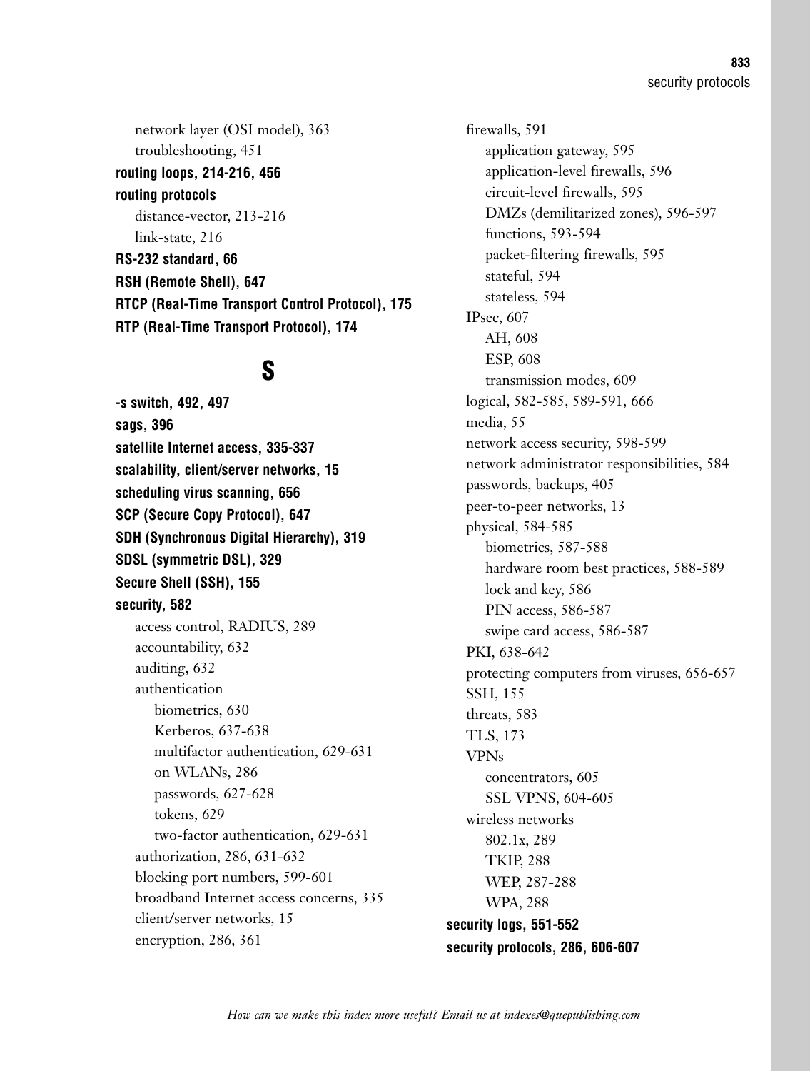network layer (OSI model), 363
    troubleshooting, 451

**routing loops, 214-216, 456**

**routing protocols**
    distance-vector, 213-216
    link-state, 216

**RS-232 standard, 66**

**RSH (Remote Shell), 647**

**RTCP (Real-Time Transport Control Protocol), 175**

**RTP (Real-Time Transport Protocol), 174**

## S

**-s switch, 492, 497**

**sags, 396**

**satellite Internet access, 335-337**

**scalability, client/server networks, 15**

**scheduling virus scanning, 656**

**SCP (Secure Copy Protocol), 647**

**SDH (Synchronous Digital Hierarchy), 319**

**SDSL (symmetric DSL), 329**

**Secure Shell (SSH), 155**

**security, 582**
    access control, RADIUS, 289
    accountability, 632
    auditing, 632
    authentication
        biometrics, 630
        Kerberos, 637-638
        multifactor authentication, 629-631
        on WLANs, 286
        passwords, 627-628
        tokens, 629
        two-factor authentication, 629-631
    authorization, 286, 631-632
    blocking port numbers, 599-601
    broadband Internet access concerns, 335
    client/server networks, 15
    encryption, 286, 361
    firewalls, 591
        application gateway, 595
        application-level firewalls, 596
        circuit-level firewalls, 595
        DMZs (demilitarized zones), 596-597
        functions, 593-594
        packet-filtering firewalls, 595
        stateful, 594
        stateless, 594
    IPsec, 607
        AH, 608
        ESP, 608
        transmission modes, 609
    logical, 582-585, 589-591, 666
    media, 55
    network access security, 598-599
    network administrator responsibilities, 584
    passwords, backups, 405
    peer-to-peer networks, 13
    physical, 584-585
        biometrics, 587-588
        hardware room best practices, 588-589
        lock and key, 586
        PIN access, 586-587
        swipe card access, 586-587
    PKI, 638-642
    protecting computers from viruses, 656-657
    SSH, 155
    threats, 583
    TLS, 173
    VPNs
        concentrators, 605
        SSL VPNS, 604-605
    wireless networks
        802.1x, 289
        TKIP, 288
        WEP, 287-288
        WPA, 288

**security logs, 551-552**

**security protocols, 286, 606-607**

*How can we make this index more useful? Email us at indexes@quepublishing.com*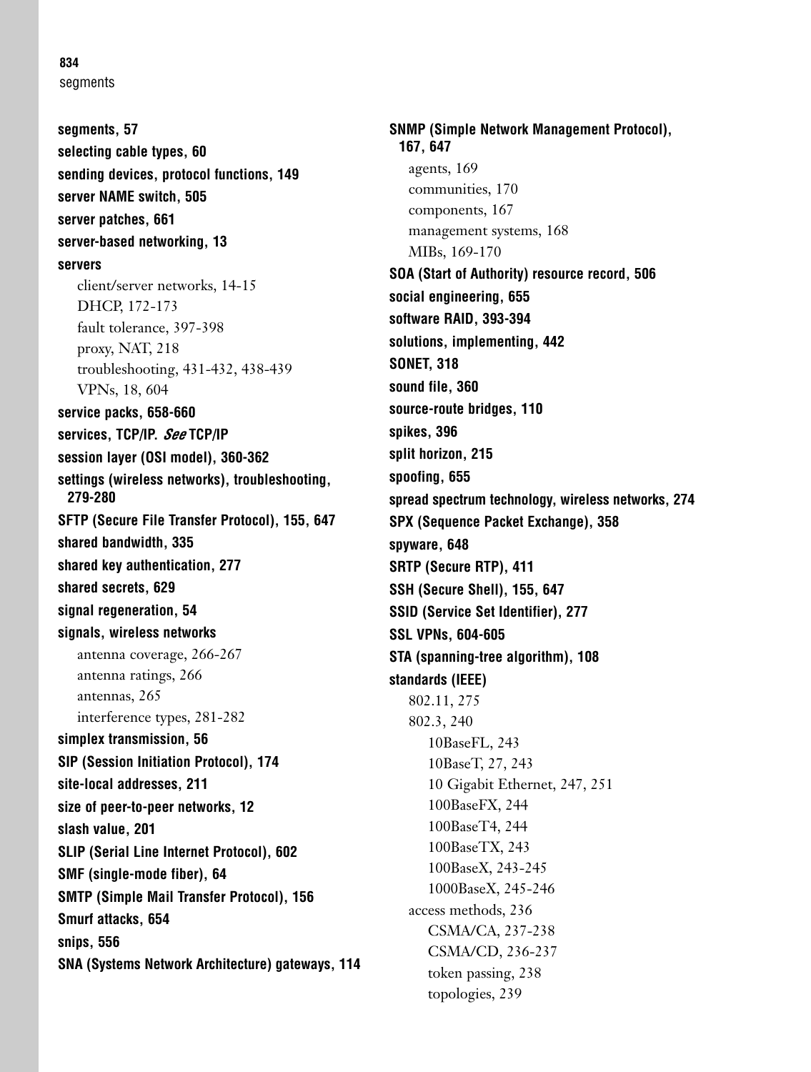**segments, 57**

**selecting cable types, 60**

**sending devices, protocol functions, 149**

**server NAME switch, 505**

**server patches, 661**

**server-based networking, 13**

**servers**

- client/server networks, 14-15
- DHCP, 172-173
- fault tolerance, 397-398
- proxy, NAT, 218
- troubleshooting, 431-432, 438-439
- VPNs, 18, 604

**service packs, 658-660**

**services, TCP/IP.** ***See*** **TCP/IP**

**session layer (OSI model), 360-362**

**settings (wireless networks), troubleshooting, 279-280**

**SFTP (Secure File Transfer Protocol), 155, 647**

**shared bandwidth, 335**

**shared key authentication, 277**

**shared secrets, 629**

**signal regeneration, 54**

**signals, wireless networks**

- antenna coverage, 266-267
- antenna ratings, 266
- antennas, 265
- interference types, 281-282

**simplex transmission, 56**

**SIP (Session Initiation Protocol), 174**

**site-local addresses, 211**

**size of peer-to-peer networks, 12**

**slash value, 201**

**SLIP (Serial Line Internet Protocol), 602**

**SMF (single-mode fiber), 64**

**SMTP (Simple Mail Transfer Protocol), 156**

**Smurf attacks, 654**

**snips, 556**

**SNA (Systems Network Architecture) gateways, 114**

**SNMP (Simple Network Management Protocol), 167, 647**

- agents, 169
- communities, 170
- components, 167
- management systems, 168
- MIBs, 169-170

**SOA (Start of Authority) resource record, 506**

**social engineering, 655**

**software RAID, 393-394**

**solutions, implementing, 442**

**SONET, 318**

**sound file, 360**

**source-route bridges, 110**

**spikes, 396**

**split horizon, 215**

**spoofing, 655**

**spread spectrum technology, wireless networks, 274**

**SPX (Sequence Packet Exchange), 358**

**spyware, 648**

**SRTP (Secure RTP), 411**

**SSH (Secure Shell), 155, 647**

**SSID (Service Set Identifier), 277**

**SSL VPNs, 604-605**

**STA (spanning-tree algorithm), 108**

**standards (IEEE)**

- 802.11, 275
- 802.3, 240
  - 10BaseFL, 243
  - 10BaseT, 27, 243
  - 10 Gigabit Ethernet, 247, 251
  - 100BaseFX, 244
  - 100BaseT4, 244
  - 100BaseTX, 243
  - 100BaseX, 243-245
  - 1000BaseX, 245-246
- access methods, 236
  - CSMA/CA, 237-238
  - CSMA/CD, 236-237
  - token passing, 238
  - topologies, 239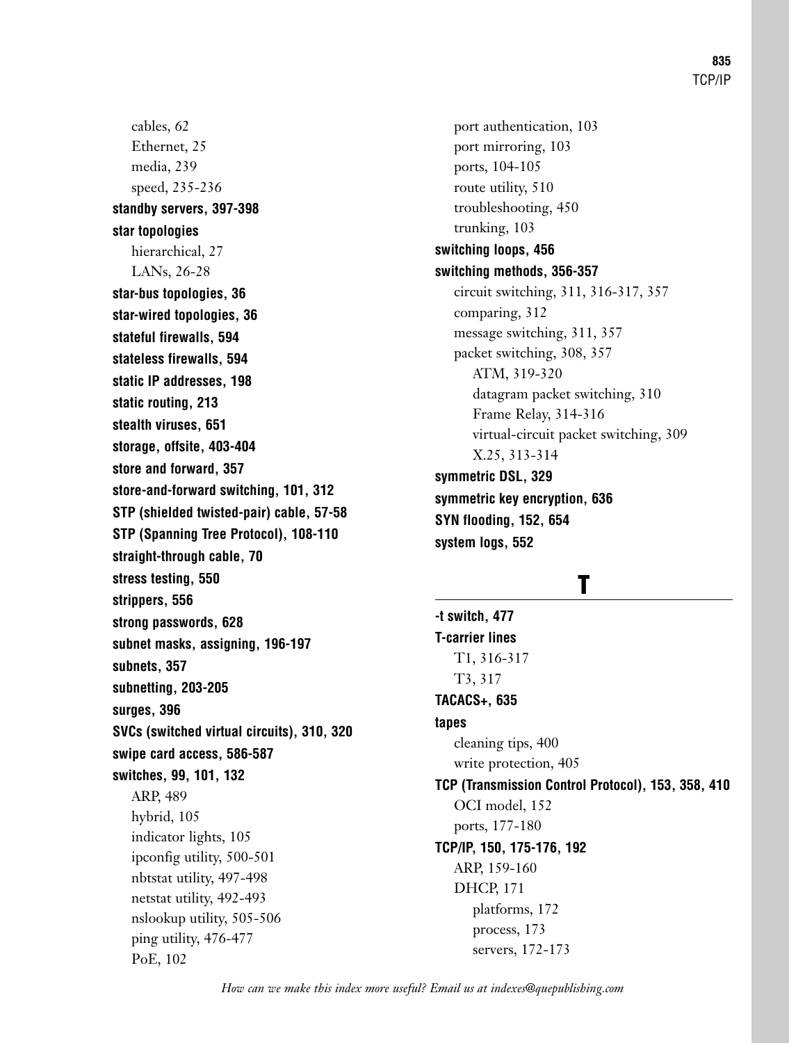cables, 62
Ethernet, 25
media, 239
speed, 235-236

**standby servers, 397-398**

**star topologies**
hierarchical, 27
LANs, 26-28

**star-bus topologies, 36**

**star-wired topologies, 36**

**stateful firewalls, 594**

**stateless firewalls, 594**

**static IP addresses, 198**

**static routing, 213**

**stealth viruses, 651**

**storage, offsite, 403-404**

**store and forward, 357**

**store-and-forward switching, 101, 312**

**STP (shielded twisted-pair) cable, 57-58**

**STP (Spanning Tree Protocol), 108-110**

**straight-through cable, 70**

**stress testing, 550**

**strippers, 556**

**strong passwords, 628**

**subnet masks, assigning, 196-197**

**subnets, 357**

**subnetting, 203-205**

**surges, 396**

**SVCs (switched virtual circuits), 310, 320**

**swipe card access, 586-587**

**switches, 99, 101, 132**
ARP, 489
hybrid, 105
indicator lights, 105
ipconfig utility, 500-501
nbtstat utility, 497-498
netstat utility, 492-493
nslookup utility, 505-506
ping utility, 476-477
PoE, 102
port authentication, 103
port mirroring, 103
ports, 104-105
route utility, 510
troubleshooting, 450
trunking, 103

**switching loops, 456**

**switching methods, 356-357**
circuit switching, 311, 316-317, 357
comparing, 312
message switching, 311, 357
packet switching, 308, 357
ATM, 319-320
datagram packet switching, 310
Frame Relay, 314-316
virtual-circuit packet switching, 309
X.25, 313-314

**symmetric DSL, 329**

**symmetric key encryption, 636**

**SYN flooding, 152, 654**

**system logs, 552**

## T

**-t switch, 477**

**T-carrier lines**
T1, 316-317
T3, 317

**TACACS+, 635**

**tapes**
cleaning tips, 400
write protection, 405

**TCP (Transmission Control Protocol), 153, 358, 410**
OCI model, 152
ports, 177-180

**TCP/IP, 150, 175-176, 192**
ARP, 159-160
DHCP, 171
platforms, 172
process, 173
servers, 172-173

*How can we make this index more useful? Email us at indexes@quepublishing.com*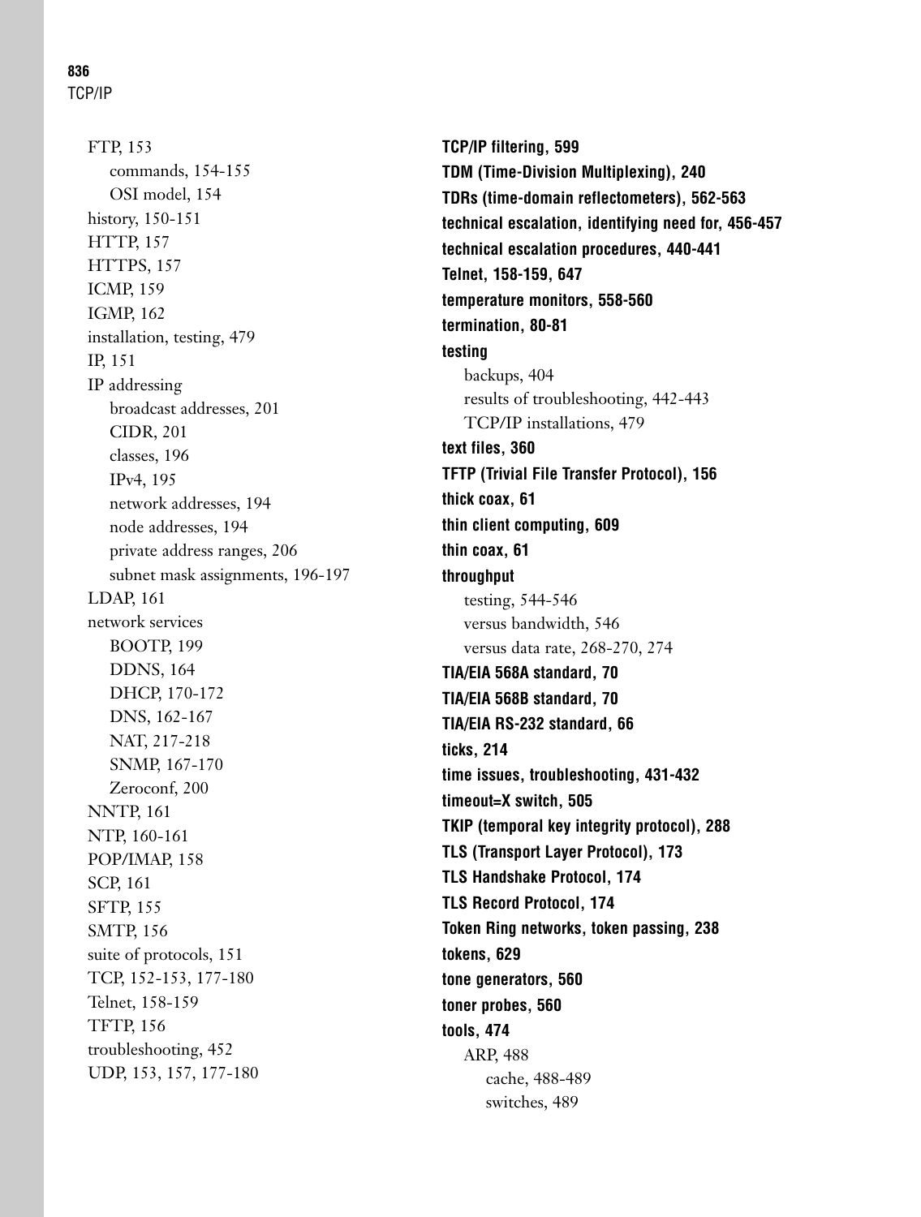FTP, 153
- commands, 154-155
- OSI model, 154

history, 150-151
HTTP, 157
HTTPS, 157
ICMP, 159
IGMP, 162
installation, testing, 479
IP, 151
IP addressing
- broadcast addresses, 201
- CIDR, 201
- classes, 196
- IPv4, 195
- network addresses, 194
- node addresses, 194
- private address ranges, 206
- subnet mask assignments, 196-197

LDAP, 161
network services
- BOOTP, 199
- DDNS, 164
- DHCP, 170-172
- DNS, 162-167
- NAT, 217-218
- SNMP, 167-170
- Zeroconf, 200

NNTP, 161
NTP, 160-161
POP/IMAP, 158
SCP, 161
SFTP, 155
SMTP, 156
suite of protocols, 151
TCP, 152-153, 177-180
Telnet, 158-159
TFTP, 156
troubleshooting, 452
UDP, 153, 157, 177-180

**TCP/IP filtering, 599**
**TDM (Time-Division Multiplexing), 240**
**TDRs (time-domain reflectometers), 562-563**
**technical escalation, identifying need for, 456-457**
**technical escalation procedures, 440-441**
**Telnet, 158-159, 647**
**temperature monitors, 558-560**
**termination, 80-81**
**testing**
- backups, 404
- results of troubleshooting, 442-443
- TCP/IP installations, 479

**text files, 360**
**TFTP (Trivial File Transfer Protocol), 156**
**thick coax, 61**
**thin client computing, 609**
**thin coax, 61**
**throughput**
- testing, 544-546
- versus bandwidth, 546
- versus data rate, 268-270, 274

**TIA/EIA 568A standard, 70**
**TIA/EIA 568B standard, 70**
**TIA/EIA RS-232 standard, 66**
**ticks, 214**
**time issues, troubleshooting, 431-432**
**timeout=X switch, 505**
**TKIP (temporal key integrity protocol), 288**
**TLS (Transport Layer Protocol), 173**
**TLS Handshake Protocol, 174**
**TLS Record Protocol, 174**
**Token Ring networks, token passing, 238**
**tokens, 629**
**tone generators, 560**
**toner probes, 560**
**tools, 474**
- ARP, 488
  - cache, 488-489
  - switches, 489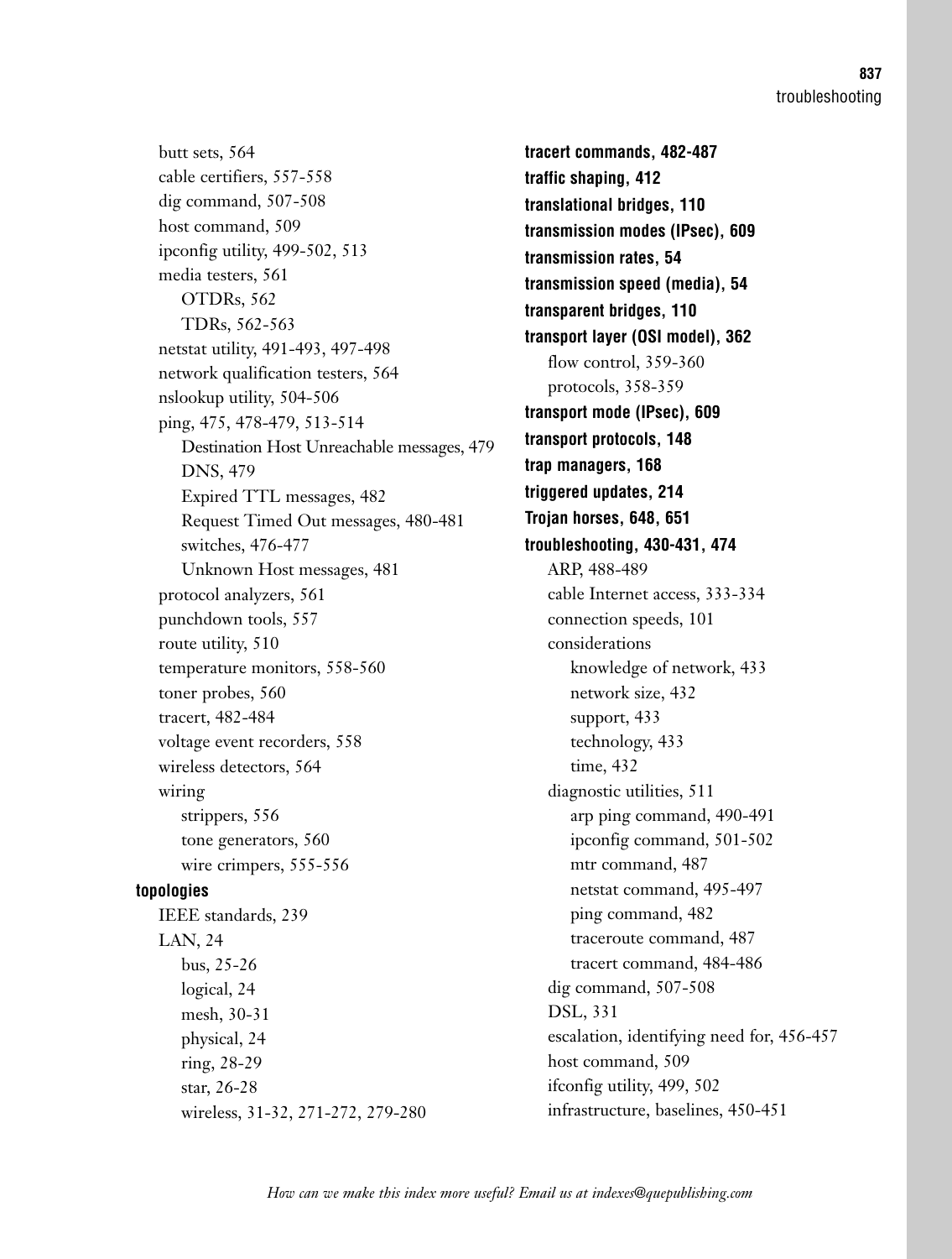butt sets, 564
cable certifiers, 557-558
dig command, 507-508
host command, 509
ipconfig utility, 499-502, 513
media testers, 561
  OTDRs, 562
  TDRs, 562-563
netstat utility, 491-493, 497-498
network qualification testers, 564
nslookup utility, 504-506
ping, 475, 478-479, 513-514
  Destination Host Unreachable messages, 479
  DNS, 479
  Expired TTL messages, 482
  Request Timed Out messages, 480-481
  switches, 476-477
  Unknown Host messages, 481
protocol analyzers, 561
punchdown tools, 557
route utility, 510
temperature monitors, 558-560
toner probes, 560
tracert, 482-484
voltage event recorders, 558
wireless detectors, 564
wiring
  strippers, 556
  tone generators, 560
  wire crimpers, 555-556

**topologies**
  IEEE standards, 239
  LAN, 24
    bus, 25-26
    logical, 24
    mesh, 30-31
    physical, 24
    ring, 28-29
    star, 26-28
    wireless, 31-32, 271-272, 279-280

**tracert commands, 482-487**
**traffic shaping, 412**
**translational bridges, 110**
**transmission modes (IPsec), 609**
**transmission rates, 54**
**transmission speed (media), 54**
**transparent bridges, 110**
**transport layer (OSI model), 362**
  flow control, 359-360
  protocols, 358-359
**transport mode (IPsec), 609**
**transport protocols, 148**
**trap managers, 168**
**triggered updates, 214**
**Trojan horses, 648, 651**
**troubleshooting, 430-431, 474**
  ARP, 488-489
  cable Internet access, 333-334
  connection speeds, 101
  considerations
    knowledge of network, 433
    network size, 432
    support, 433
    technology, 433
    time, 432
  diagnostic utilities, 511
    arp ping command, 490-491
    ipconfig command, 501-502
    mtr command, 487
    netstat command, 495-497
    ping command, 482
    traceroute command, 487
    tracert command, 484-486
  dig command, 507-508
  DSL, 331
  escalation, identifying need for, 456-457
  host command, 509
  ifconfig utility, 499, 502
  infrastructure, baselines, 450-451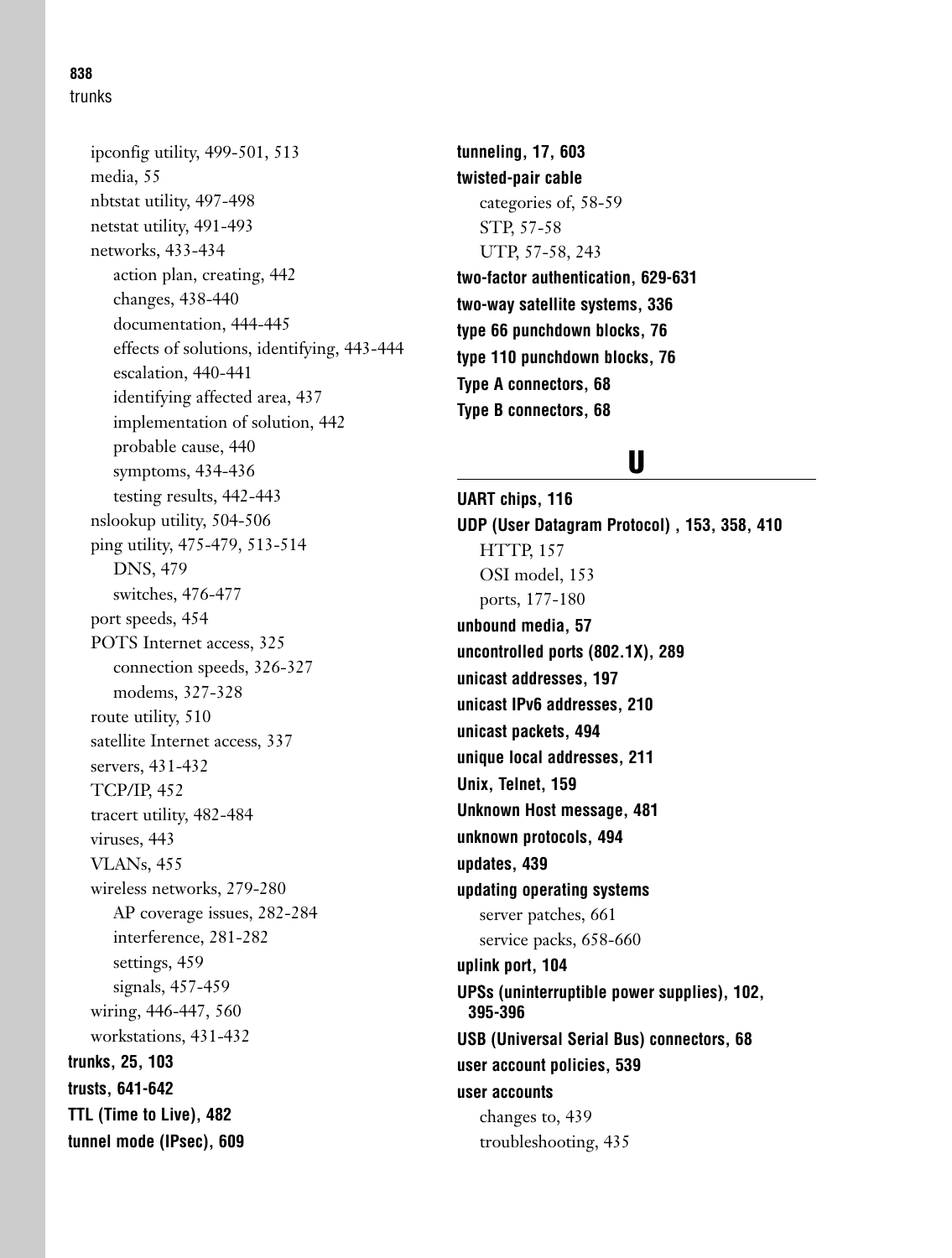ipconfig utility, 499-501, 513
  media, 55
  nbtstat utility, 497-498
  netstat utility, 491-493
  networks, 433-434
    action plan, creating, 442
    changes, 438-440
    documentation, 444-445
    effects of solutions, identifying, 443-444
    escalation, 440-441
    identifying affected area, 437
    implementation of solution, 442
    probable cause, 440
    symptoms, 434-436
    testing results, 442-443
  nslookup utility, 504-506
  ping utility, 475-479, 513-514
    DNS, 479
    switches, 476-477
  port speeds, 454
  POTS Internet access, 325
    connection speeds, 326-327
    modems, 327-328
  route utility, 510
  satellite Internet access, 337
  servers, 431-432
  TCP/IP, 452
  tracert utility, 482-484
  viruses, 443
  VLANs, 455
  wireless networks, 279-280
    AP coverage issues, 282-284
    interference, 281-282
    settings, 459
    signals, 457-459
  wiring, 446-447, 560
  workstations, 431-432

**trunks, 25, 103**

**trusts, 641-642**

**TTL (Time to Live), 482**

**tunnel mode (IPsec), 609**

**tunneling, 17, 603**

**twisted-pair cable**
  categories of, 58-59
  STP, 57-58
  UTP, 57-58, 243

**two-factor authentication, 629-631**

**two-way satellite systems, 336**

**type 66 punchdown blocks, 76**

**type 110 punchdown blocks, 76**

**Type A connectors, 68**

**Type B connectors, 68**

## U

**UART chips, 116**

**UDP (User Datagram Protocol) , 153, 358, 410**
  HTTP, 157
  OSI model, 153
  ports, 177-180

**unbound media, 57**

**uncontrolled ports (802.1X), 289**

**unicast addresses, 197**

**unicast IPv6 addresses, 210**

**unicast packets, 494**

**unique local addresses, 211**

**Unix, Telnet, 159**

**Unknown Host message, 481**

**unknown protocols, 494**

**updates, 439**

**updating operating systems**
  server patches, 661
  service packs, 658-660

**uplink port, 104**

**UPSs (uninterruptible power supplies), 102, 395-396**

**USB (Universal Serial Bus) connectors, 68**

**user account policies, 539**

**user accounts**
  changes to, 439
  troubleshooting, 435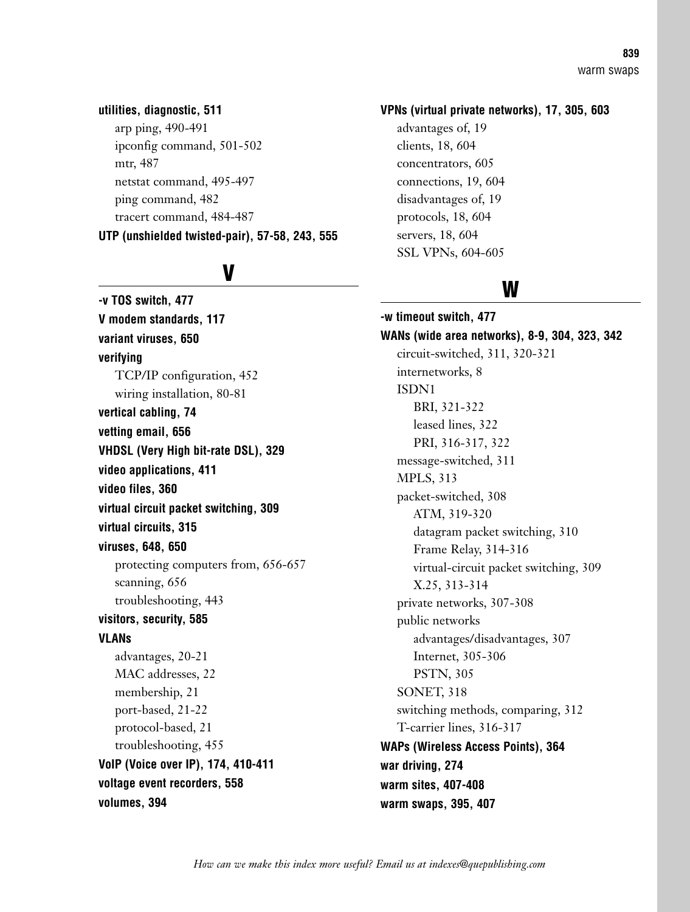**utilities, diagnostic, 511**

- arp ping, 490-491
- ipconfig command, 501-502
- mtr, 487
- netstat command, 495-497
- ping command, 482
- tracert command, 484-487

**UTP (unshielded twisted-pair), 57-58, 243, 555**

## V

**-v TOS switch, 477**

**V modem standards, 117**

**variant viruses, 650**

**verifying**

- TCP/IP configuration, 452
- wiring installation, 80-81

**vertical cabling, 74**

**vetting email, 656**

**VHDSL (Very High bit-rate DSL), 329**

**video applications, 411**

**video files, 360**

**virtual circuit packet switching, 309**

**virtual circuits, 315**

**viruses, 648, 650**

- protecting computers from, 656-657
- scanning, 656
- troubleshooting, 443

**visitors, security, 585**

**VLANs**

- advantages, 20-21
- MAC addresses, 22
- membership, 21
- port-based, 21-22
- protocol-based, 21
- troubleshooting, 455

**VoIP (Voice over IP), 174, 410-411**

**voltage event recorders, 558**

**volumes, 394**

**VPNs (virtual private networks), 17, 305, 603**

- advantages of, 19
- clients, 18, 604
- concentrators, 605
- connections, 19, 604
- disadvantages of, 19
- protocols, 18, 604
- servers, 18, 604
- SSL VPNs, 604-605

## W

**-w timeout switch, 477**

**WANs (wide area networks), 8-9, 304, 323, 342**

- circuit-switched, 311, 320-321
- internetworks, 8
- ISDN1
  - BRI, 321-322
  - leased lines, 322
  - PRI, 316-317, 322
- message-switched, 311
- MPLS, 313
- packet-switched, 308
  - ATM, 319-320
  - datagram packet switching, 310
  - Frame Relay, 314-316
  - virtual-circuit packet switching, 309
  - X.25, 313-314
- private networks, 307-308
- public networks
  - advantages/disadvantages, 307
  - Internet, 305-306
  - PSTN, 305
- SONET, 318
- switching methods, comparing, 312
- T-carrier lines, 316-317

**WAPs (Wireless Access Points), 364**

**war driving, 274**

**warm sites, 407-408**

**warm swaps, 395, 407**

*How can we make this index more useful? Email us at indexes@quepublishing.com*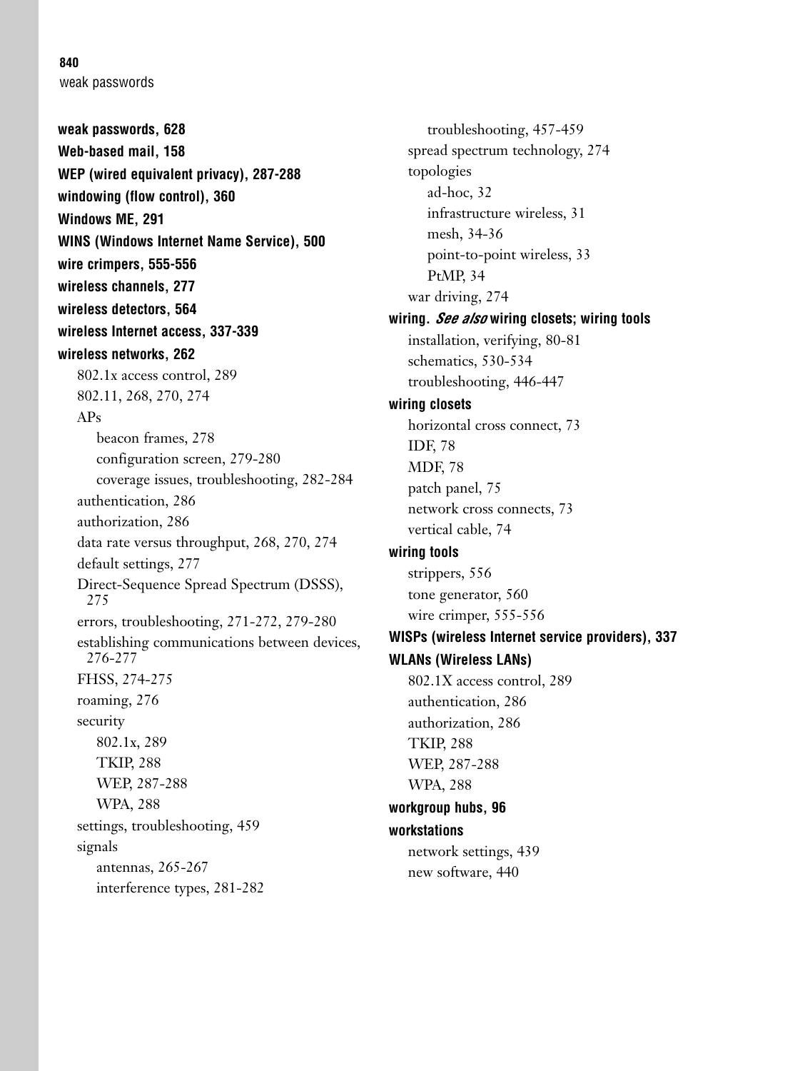**weak passwords, 628**

**Web-based mail, 158**

**WEP (wired equivalent privacy), 287-288**

**windowing (flow control), 360**

**Windows ME, 291**

**WINS (Windows Internet Name Service), 500**

**wire crimpers, 555-556**

**wireless channels, 277**

**wireless detectors, 564**

**wireless Internet access, 337-339**

**wireless networks, 262**

- 802.1x access control, 289
- 802.11, 268, 270, 274
- APs
  - beacon frames, 278
  - configuration screen, 279-280
  - coverage issues, troubleshooting, 282-284
- authentication, 286
- authorization, 286
- data rate versus throughput, 268, 270, 274
- default settings, 277
- Direct-Sequence Spread Spectrum (DSSS), 275
- errors, troubleshooting, 271-272, 279-280
- establishing communications between devices, 276-277
- FHSS, 274-275
- roaming, 276
- security
  - 802.1x, 289
  - TKIP, 288
  - WEP, 287-288
  - WPA, 288
- settings, troubleshooting, 459
- signals
  - antennas, 265-267
  - interference types, 281-282
  - troubleshooting, 457-459
- spread spectrum technology, 274
- topologies
  - ad-hoc, 32
  - infrastructure wireless, 31
  - mesh, 34-36
  - point-to-point wireless, 33
  - PtMP, 34
- war driving, 274

**wiring.** ***See also*** **wiring closets; wiring tools**

- installation, verifying, 80-81
- schematics, 530-534
- troubleshooting, 446-447

**wiring closets**

- horizontal cross connect, 73
- IDF, 78
- MDF, 78
- patch panel, 75
- network cross connects, 73
- vertical cable, 74

**wiring tools**

- strippers, 556
- tone generator, 560
- wire crimper, 555-556

**WISPs (wireless Internet service providers), 337**

**WLANs (Wireless LANs)**

- 802.1X access control, 289
- authentication, 286
- authorization, 286
- TKIP, 288
- WEP, 287-288
- WPA, 288

**workgroup hubs, 96**

**workstations**

- network settings, 439
- new software, 440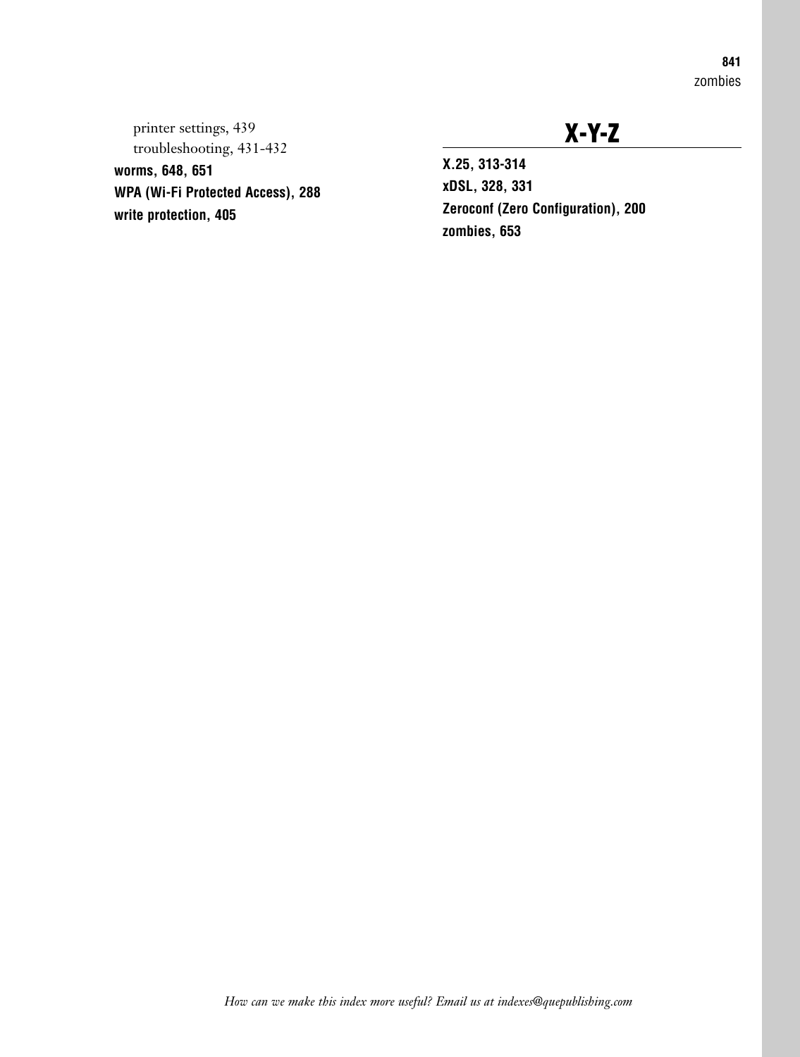printer settings, 439
troubleshooting, 431-432

**worms, 648, 651**

**WPA (Wi-Fi Protected Access), 288**

**write protection, 405**

## X-Y-Z

**X.25, 313-314**

**xDSL, 328, 331**

**Zeroconf (Zero Configuration), 200**

**zombies, 653**

*How can we make this index more useful? Email us at indexes@quepublishing.com*